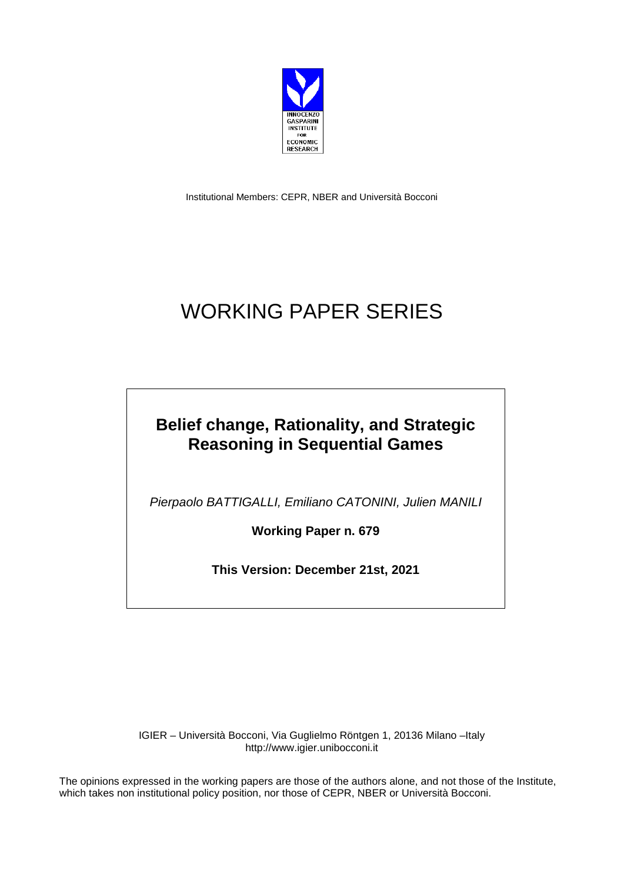INNOCENZO GASPARINI INSTITUTE FOR ECONOMIC RESEARCH

Institutional Members: CEPR, NBER and Università Bocconi

# WORKING PAPER SERIES

## Belief change, Rationality, and Strategic Reasoning in Sequential Games

*Pierpaolo BATTIGALLI, Emiliano CATONINI, Julien MANILI*

**Working Paper n. 679**

**This Version: December 21st, 2021**

IGIER – Università Bocconi, Via Guglielmo Röntgen 1, 20136 Milano –Italy
http://www.igier.unibocconi.it

The opinions expressed in the working papers are those of the authors alone, and not those of the Institute, which takes non institutional policy position, nor those of CEPR, NBER or Università Bocconi.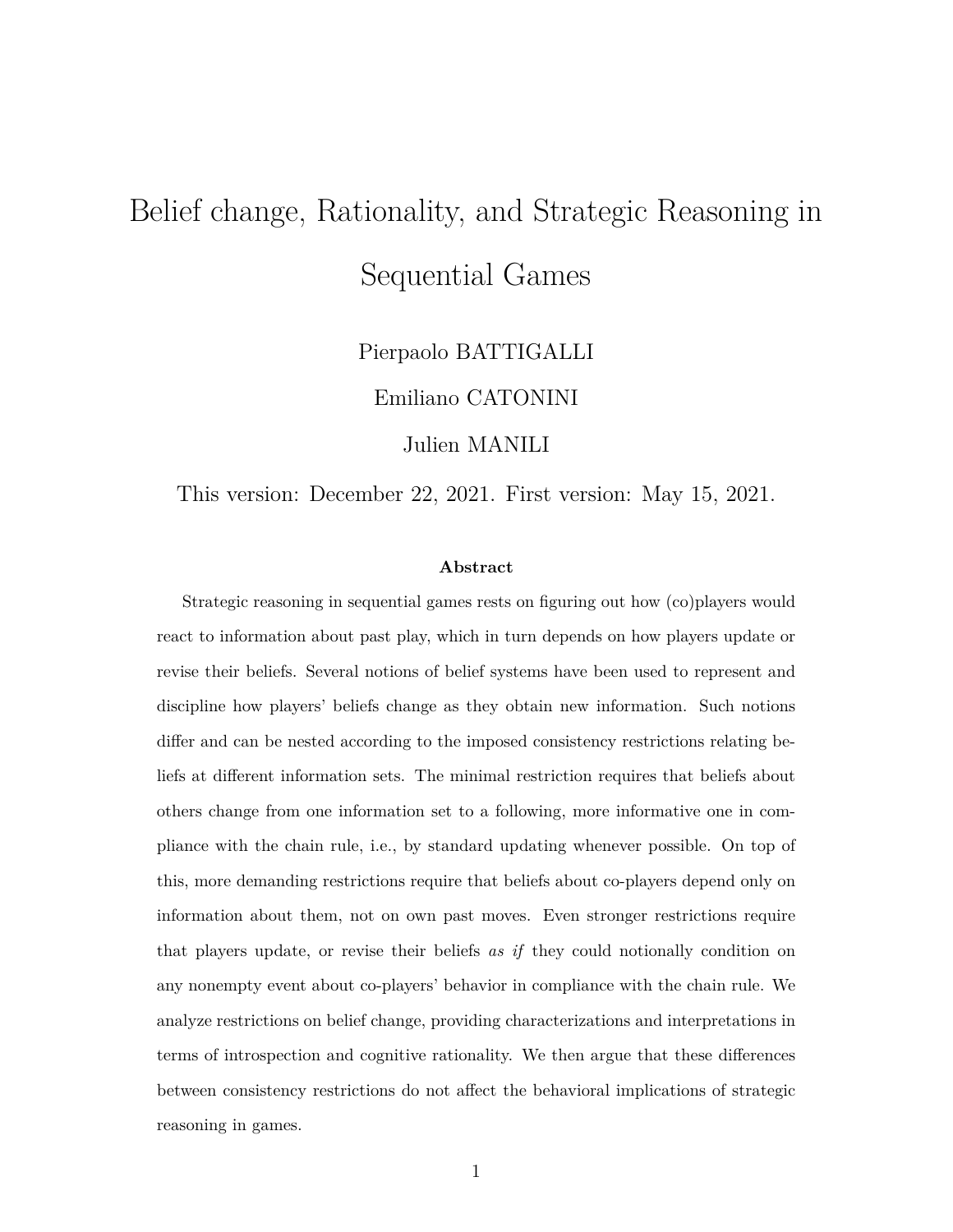# Belief change, Rationality, and Strategic Reasoning in Sequential Games

Pierpaolo BATTIGALLI

Emiliano CATONINI

Julien MANILI

This version: December 22, 2021. First version: May 15, 2021.

### Abstract

Strategic reasoning in sequential games rests on figuring out how (co)players would react to information about past play, which in turn depends on how players update or revise their beliefs. Several notions of belief systems have been used to represent and discipline how players' beliefs change as they obtain new information. Such notions differ and can be nested according to the imposed consistency restrictions relating beliefs at different information sets. The minimal restriction requires that beliefs about others change from one information set to a following, more informative one in compliance with the chain rule, i.e., by standard updating whenever possible. On top of this, more demanding restrictions require that beliefs about co-players depend only on information about them, not on own past moves. Even stronger restrictions require that players update, or revise their beliefs *as if* they could notionally condition on any nonempty event about co-players' behavior in compliance with the chain rule. We analyze restrictions on belief change, providing characterizations and interpretations in terms of introspection and cognitive rationality. We then argue that these differences between consistency restrictions do not affect the behavioral implications of strategic reasoning in games.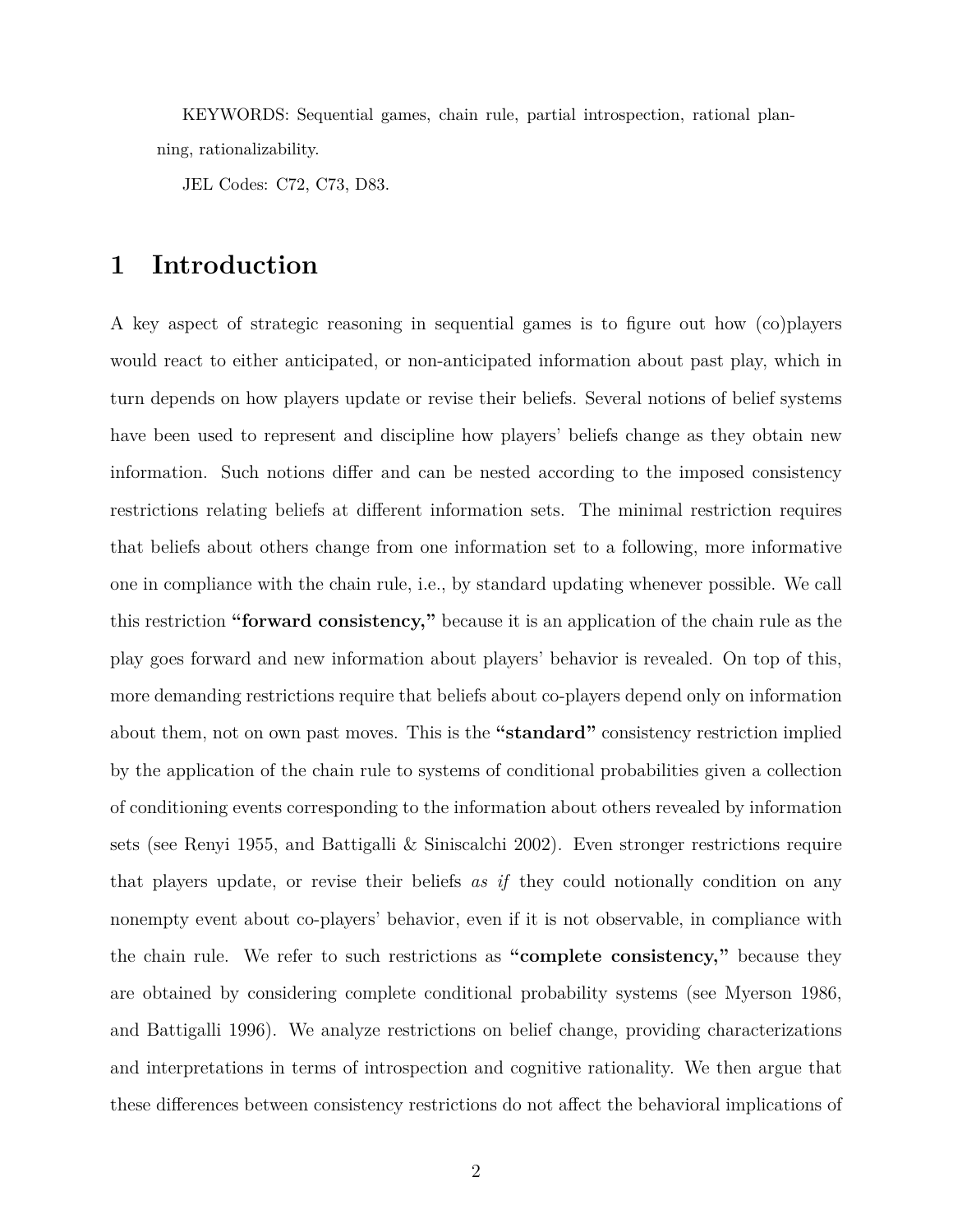KEYWORDS: Sequential games, chain rule, partial introspection, rational planning, rationalizability.

JEL Codes: C72, C73, D83.

# 1 Introduction

A key aspect of strategic reasoning in sequential games is to figure out how (co)players would react to either anticipated, or non-anticipated information about past play, which in turn depends on how players update or revise their beliefs. Several notions of belief systems have been used to represent and discipline how players' beliefs change as they obtain new information. Such notions differ and can be nested according to the imposed consistency restrictions relating beliefs at different information sets. The minimal restriction requires that beliefs about others change from one information set to a following, more informative one in compliance with the chain rule, i.e., by standard updating whenever possible. We call this restriction **"forward consistency,"** because it is an application of the chain rule as the play goes forward and new information about players' behavior is revealed. On top of this, more demanding restrictions require that beliefs about co-players depend only on information about them, not on own past moves. This is the **"standard"** consistency restriction implied by the application of the chain rule to systems of conditional probabilities given a collection of conditioning events corresponding to the information about others revealed by information sets (see Renyi 1955, and Battigalli & Siniscalchi 2002). Even stronger restrictions require that players update, or revise their beliefs *as if* they could notionally condition on any nonempty event about co-players' behavior, even if it is not observable, in compliance with the chain rule. We refer to such restrictions as **"complete consistency,"** because they are obtained by considering complete conditional probability systems (see Myerson 1986, and Battigalli 1996). We analyze restrictions on belief change, providing characterizations and interpretations in terms of introspection and cognitive rationality. We then argue that these differences between consistency restrictions do not affect the behavioral implications of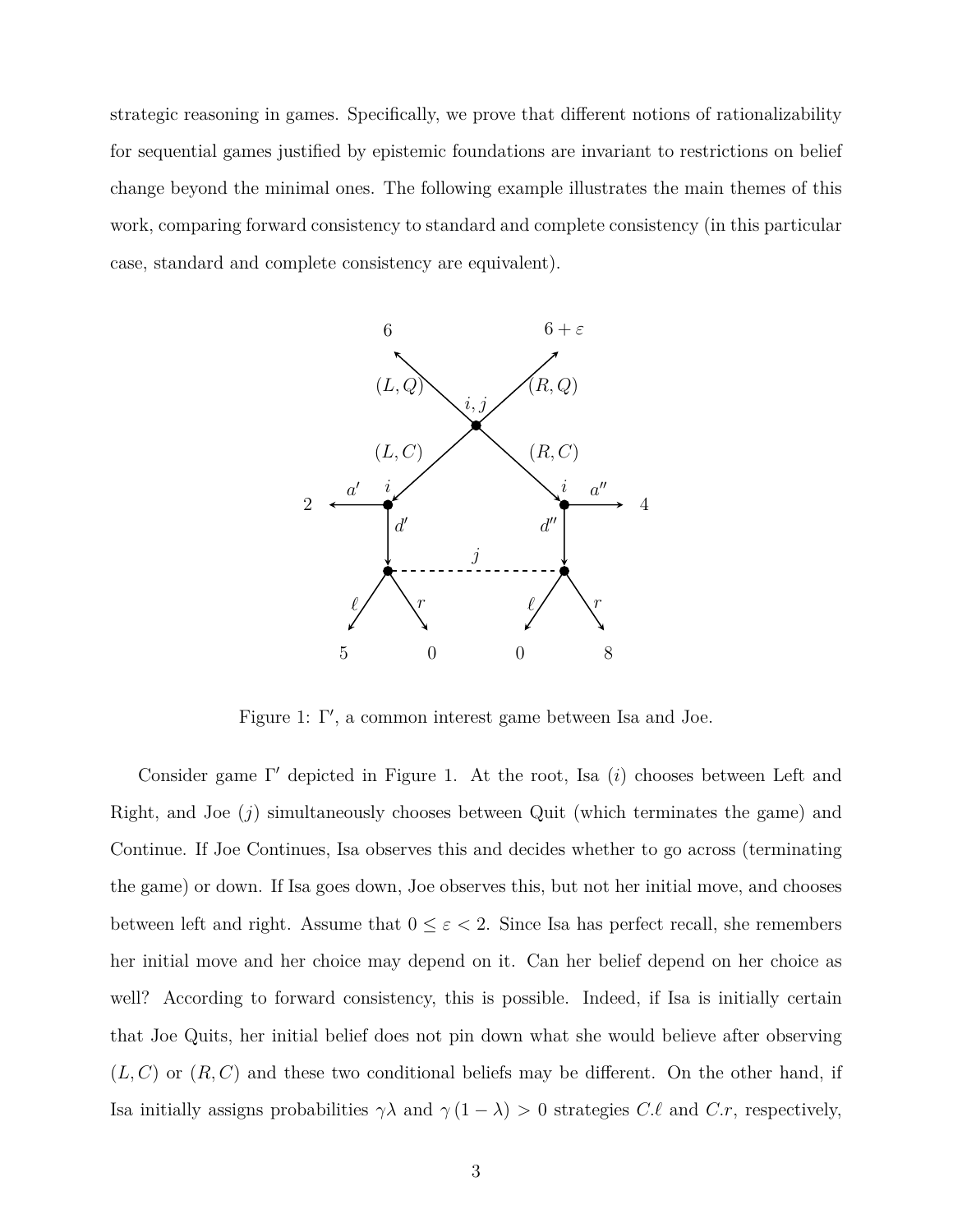strategic reasoning in games. Specifically, we prove that different notions of rationalizability for sequential games justified by epistemic foundations are invariant to restrictions on belief change beyond the minimal ones. The following example illustrates the main themes of this work, comparing forward consistency to standard and complete consistency (in this particular case, standard and complete consistency are equivalent).

Figure 1: $\Gamma'$, a common interest game between Isa and Joe.

Consider game $\Gamma'$ depicted in Figure 1. At the root, Isa ($i$) chooses between Left and Right, and Joe ($j$) simultaneously chooses between Quit (which terminates the game) and Continue. If Joe Continues, Isa observes this and decides whether to go across (terminating the game) or down. If Isa goes down, Joe observes this, but not her initial move, and chooses between left and right. Assume that $0 \leq \varepsilon < 2$. Since Isa has perfect recall, she remembers her initial move and her choice may depend on it. Can her belief depend on her choice as well? According to forward consistency, this is possible. Indeed, if Isa is initially certain that Joe Quits, her initial belief does not pin down what she would believe after observing $(L, C)$ or $(R, C)$ and these two conditional beliefs may be different. On the other hand, if Isa initially assigns probabilities $\gamma\lambda$ and $\gamma(1 - \lambda) > 0$ strategies $C.\ell$ and $C.r$, respectively,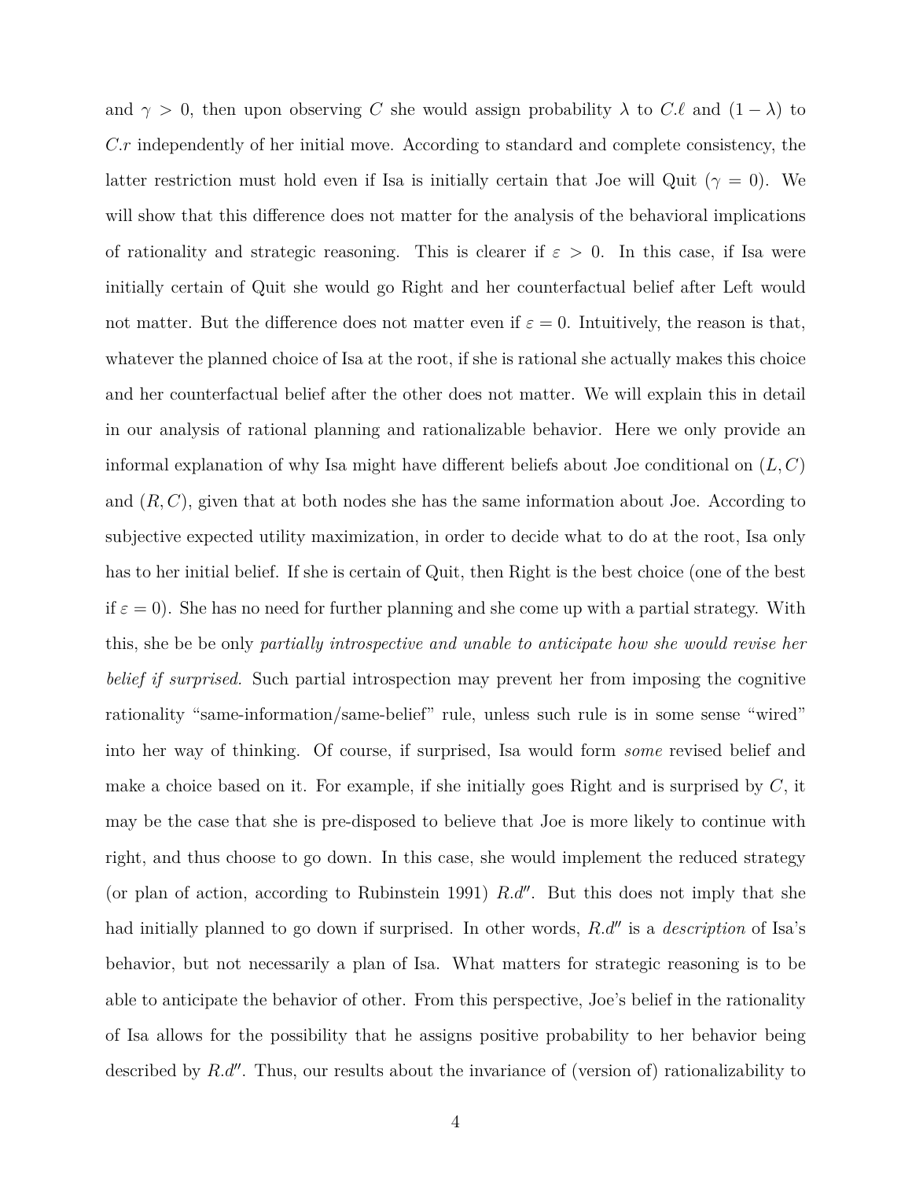and $\gamma > 0$, then upon observing $C$ she would assign probability $\lambda$ to $C.\ell$ and $(1-\lambda)$ to $C.r$ independently of her initial move. According to standard and complete consistency, the latter restriction must hold even if Isa is initially certain that Joe will Quit ($\gamma = 0$). We will show that this difference does not matter for the analysis of the behavioral implications of rationality and strategic reasoning. This is clearer if $\varepsilon > 0$. In this case, if Isa were initially certain of Quit she would go Right and her counterfactual belief after Left would not matter. But the difference does not matter even if $\varepsilon = 0$. Intuitively, the reason is that, whatever the planned choice of Isa at the root, if she is rational she actually makes this choice and her counterfactual belief after the other does not matter. We will explain this in detail in our analysis of rational planning and rationalizable behavior. Here we only provide an informal explanation of why Isa might have different beliefs about Joe conditional on $(L, C)$ and $(R, C)$, given that at both nodes she has the same information about Joe. According to subjective expected utility maximization, in order to decide what to do at the root, Isa only has to her initial belief. If she is certain of Quit, then Right is the best choice (one of the best if $\varepsilon = 0$). She has no need for further planning and she come up with a partial strategy. With this, she be be only *partially introspective and unable to anticipate how she would revise her belief if surprised.* Such partial introspection may prevent her from imposing the cognitive rationality "same-information/same-belief" rule, unless such rule is in some sense "wired" into her way of thinking. Of course, if surprised, Isa would form *some* revised belief and make a choice based on it. For example, if she initially goes Right and is surprised by $C$, it may be the case that she is pre-disposed to believe that Joe is more likely to continue with right, and thus choose to go down. In this case, she would implement the reduced strategy (or plan of action, according to Rubinstein 1991) $R.d''$. But this does not imply that she had initially planned to go down if surprised. In other words, $R.d''$ is a *description* of Isa's behavior, but not necessarily a plan of Isa. What matters for strategic reasoning is to be able to anticipate the behavior of other. From this perspective, Joe's belief in the rationality of Isa allows for the possibility that he assigns positive probability to her behavior being described by $R.d''$. Thus, our results about the invariance of (version of) rationalizability to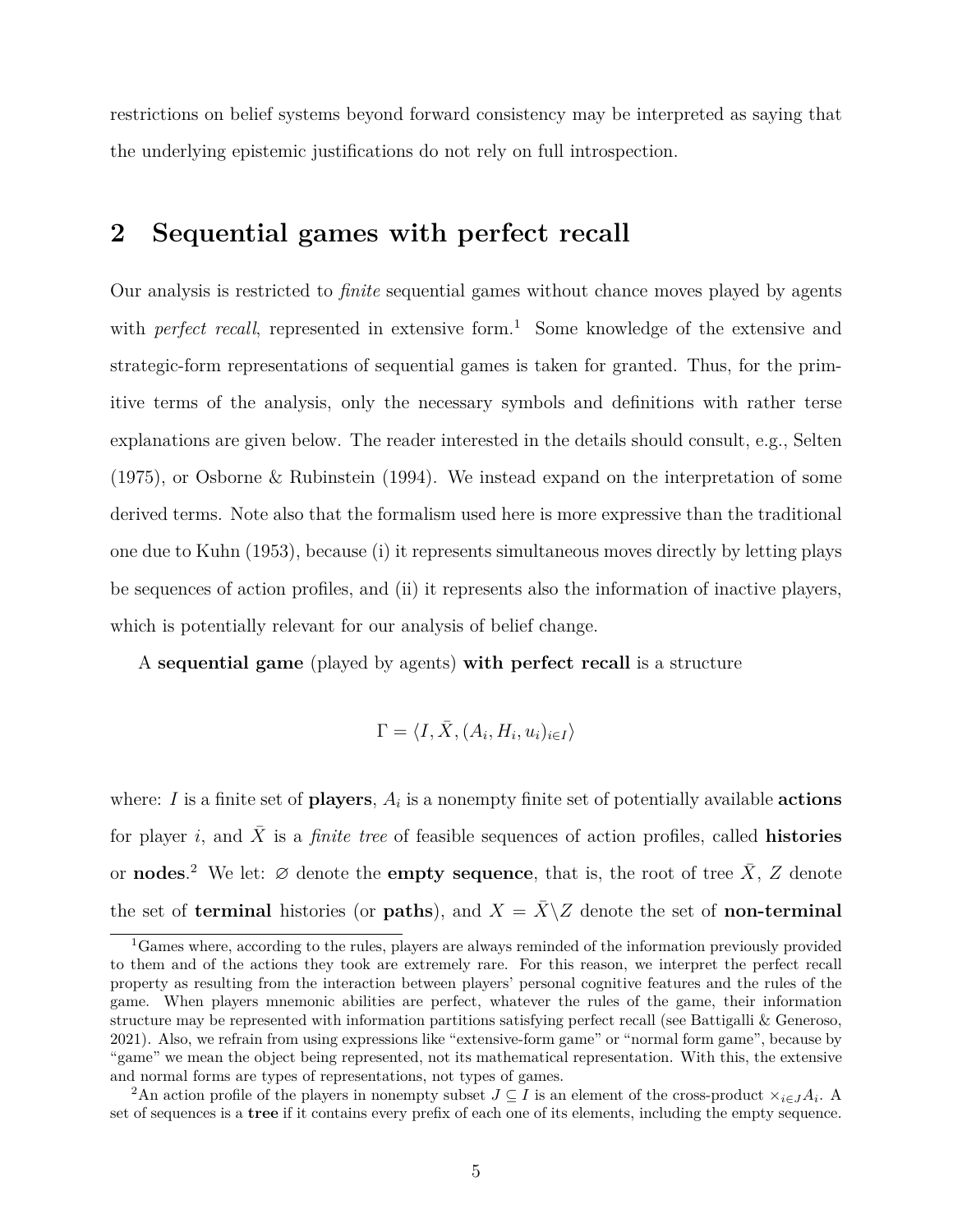restrictions on belief systems beyond forward consistency may be interpreted as saying that the underlying epistemic justifications do not rely on full introspection.

## 2 Sequential games with perfect recall

Our analysis is restricted to *finite* sequential games without chance moves played by agents with *perfect recall*, represented in extensive form.[1] Some knowledge of the extensive and strategic-form representations of sequential games is taken for granted. Thus, for the primitive terms of the analysis, only the necessary symbols and definitions with rather terse explanations are given below. The reader interested in the details should consult, e.g., Selten (1975), or Osborne & Rubinstein (1994). We instead expand on the interpretation of some derived terms. Note also that the formalism used here is more expressive than the traditional one due to Kuhn (1953), because (i) it represents simultaneous moves directly by letting plays be sequences of action profiles, and (ii) it represents also the information of inactive players, which is potentially relevant for our analysis of belief change.

A **sequential game** (played by agents) **with perfect recall** is a structure

$$\Gamma = \langle I, \bar{X}, (A_i, H_i, u_i)_{i \in I} \rangle$$

where: $I$ is a finite set of **players**, $A_i$ is a nonempty finite set of potentially available **actions** for player $i$, and $\bar{X}$ is a *finite tree* of feasible sequences of action profiles, called **histories** or **nodes**.[2] We let: $\varnothing$ denote the **empty sequence**, that is, the root of tree $\bar{X}$, $Z$ denote the set of **terminal** histories (or **paths**), and $X = \bar{X} \backslash Z$ denote the set of **non-terminal**

---

[1] Games where, according to the rules, players are always reminded of the information previously provided to them and of the actions they took are extremely rare. For this reason, we interpret the perfect recall property as resulting from the interaction between players' personal cognitive features and the rules of the game. When players mnemonic abilities are perfect, whatever the rules of the game, their information structure may be represented with information partitions satisfying perfect recall (see Battigalli & Generoso, 2021). Also, we refrain from using expressions like "extensive-form game" or "normal form game", because by "game" we mean the object being represented, not its mathematical representation. With this, the extensive and normal forms are types of representations, not types of games.

[2] An action profile of the players in nonempty subset $J \subseteq I$ is an element of the cross-product $\times_{i \in J} A_i$. A set of sequences is a **tree** if it contains every prefix of each one of its elements, including the empty sequence.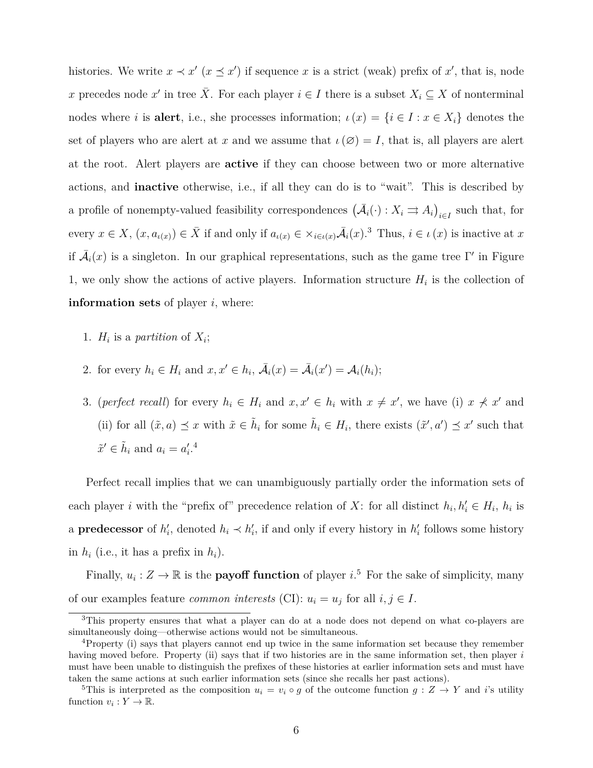histories. We write $x \prec x'$ ($x \preceq x'$) if sequence $x$ is a strict (weak) prefix of $x'$, that is, node $x$ precedes node $x'$ in tree $\bar{X}$. For each player $i \in I$ there is a subset $X_i \subseteq X$ of nonterminal nodes where $i$ is **alert**, i.e., she processes information; $\iota(x) = \{i \in I : x \in X_i\}$ denotes the set of players who are alert at $x$ and we assume that $\iota(\varnothing) = I$, that is, all players are alert at the root. Alert players are **active** if they can choose between two or more alternative actions, and **inactive** otherwise, i.e., if all they can do is to "wait". This is described by a profile of nonempty-valued feasibility correspondences $\left(\bar{\mathcal{A}}_i(\cdot) : X_i \rightrightarrows A_i\right)_{i \in I}$ such that, for every $x \in X$, $(x, a_{\iota(x)}) \in \bar{X}$ if and only if $a_{\iota(x)} \in \times_{i \in \iota(x)} \bar{\mathcal{A}}_i(x)$.[3] Thus, $i \in \iota(x)$ is inactive at $x$ if $\bar{\mathcal{A}}_i(x)$ is a singleton. In our graphical representations, such as the game tree $\Gamma'$ in Figure 1, we only show the actions of active players. Information structure $H_i$ is the collection of **information sets** of player $i$, where:

1. $H_i$ is a *partition* of $X_i$;
2. for every $h_i \in H_i$ and $x, x' \in h_i$, $\bar{\mathcal{A}}_i(x) = \bar{\mathcal{A}}_i(x') = \mathcal{A}_i(h_i)$;
3. (*perfect recall*) for every $h_i \in H_i$ and $x, x' \in h_i$ with $x \neq x'$, we have (i) $x \not\prec x'$ and (ii) for all $(\tilde{x}, a) \preceq x$ with $\tilde{x} \in \tilde{h}_i$ for some $\tilde{h}_i \in H_i$, there exists $(\tilde{x}', a') \preceq x'$ such that $\tilde{x}' \in \tilde{h}_i$ and $a_i = a'_i$.[4]

Perfect recall implies that we can unambiguously partially order the information sets of each player $i$ with the "prefix of" precedence relation of $X$: for all distinct $h_i, h'_i \in H_i$, $h_i$ is a **predecessor** of $h'_i$, denoted $h_i \prec h'_i$, if and only if every history in $h'_i$ follows some history in $h_i$ (i.e., it has a prefix in $h_i$).

Finally, $u_i : Z \to \mathbb{R}$ is the **payoff function** of player $i$.[5] For the sake of simplicity, many of our examples feature *common interests* (CI): $u_i = u_j$ for all $i, j \in I$.

[3] This property ensures that what a player can do at a node does not depend on what co-players are simultaneously doing—otherwise actions would not be simultaneous.

[4] Property (i) says that players cannot end up twice in the same information set because they remember having moved before. Property (ii) says that if two histories are in the same information set, then player $i$ must have been unable to distinguish the prefixes of these histories at earlier information sets and must have taken the same actions at such earlier information sets (since she recalls her past actions).

[5] This is interpreted as the composition $u_i = v_i \circ g$ of the outcome function $g : Z \to Y$ and $i$'s utility function $v_i : Y \to \mathbb{R}$.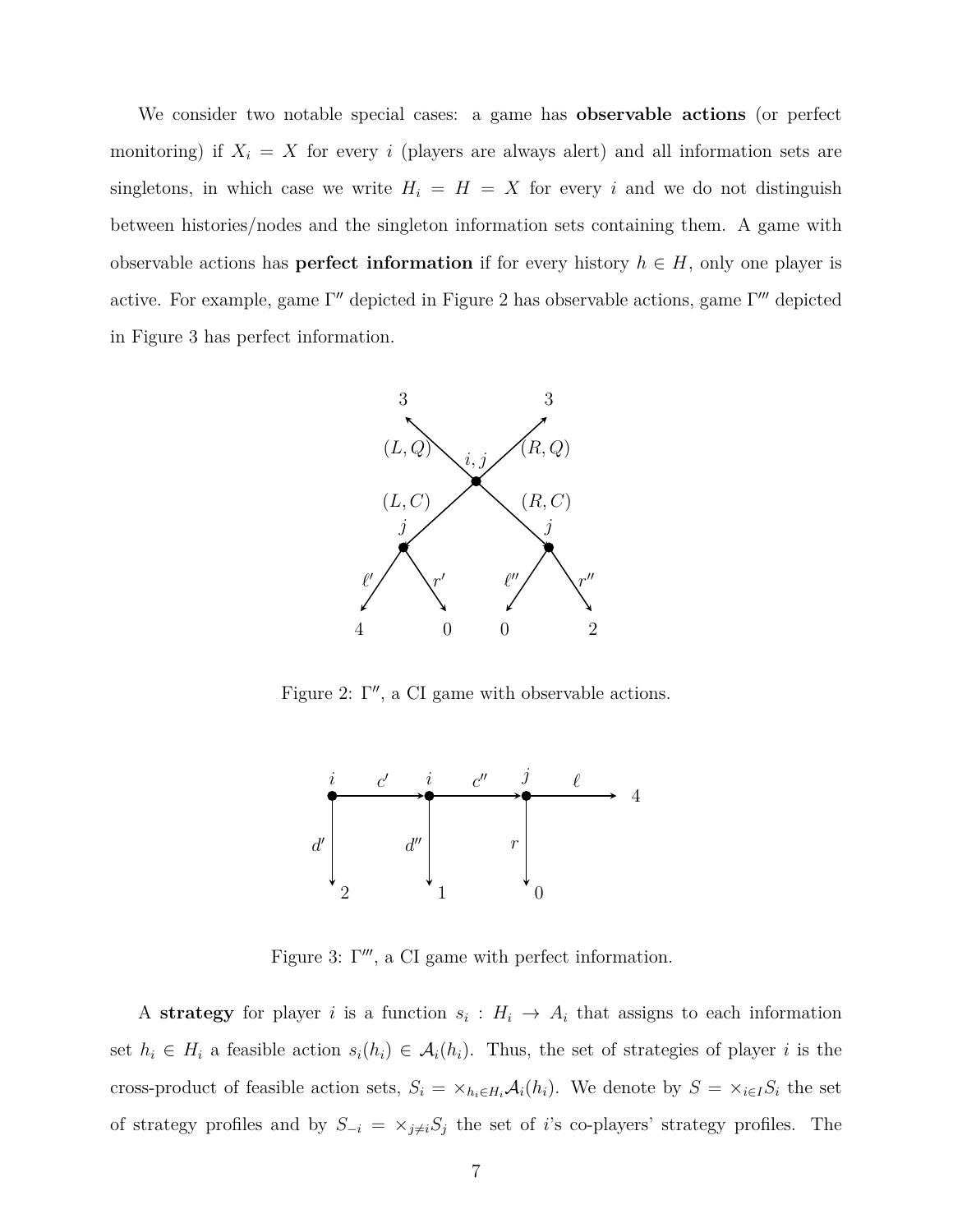We consider two notable special cases: a game has **observable actions** (or perfect monitoring) if $X_i = X$ for every $i$ (players are always alert) and all information sets are singletons, in which case we write $H_i = H = X$ for every $i$ and we do not distinguish between histories/nodes and the singleton information sets containing them. A game with observable actions has **perfect information** if for every history $h \in H$, only one player is active. For example, game $\Gamma''$ depicted in Figure 2 has observable actions, game $\Gamma'''$ depicted in Figure 3 has perfect information.

Figure 2: $\Gamma''$, a CI game with observable actions.

Figure 3: $\Gamma'''$, a CI game with perfect information.

A **strategy** for player $i$ is a function $s_i : H_i \to A_i$ that assigns to each information set $h_i \in H_i$ a feasible action $s_i(h_i) \in \mathcal{A}_i(h_i)$. Thus, the set of strategies of player $i$ is the cross-product of feasible action sets, $S_i = \times_{h_i \in H_i} \mathcal{A}_i(h_i)$. We denote by $S = \times_{i \in I} S_i$ the set of strategy profiles and by $S_{-i} = \times_{j \neq i} S_j$ the set of $i$'s co-players' strategy profiles. The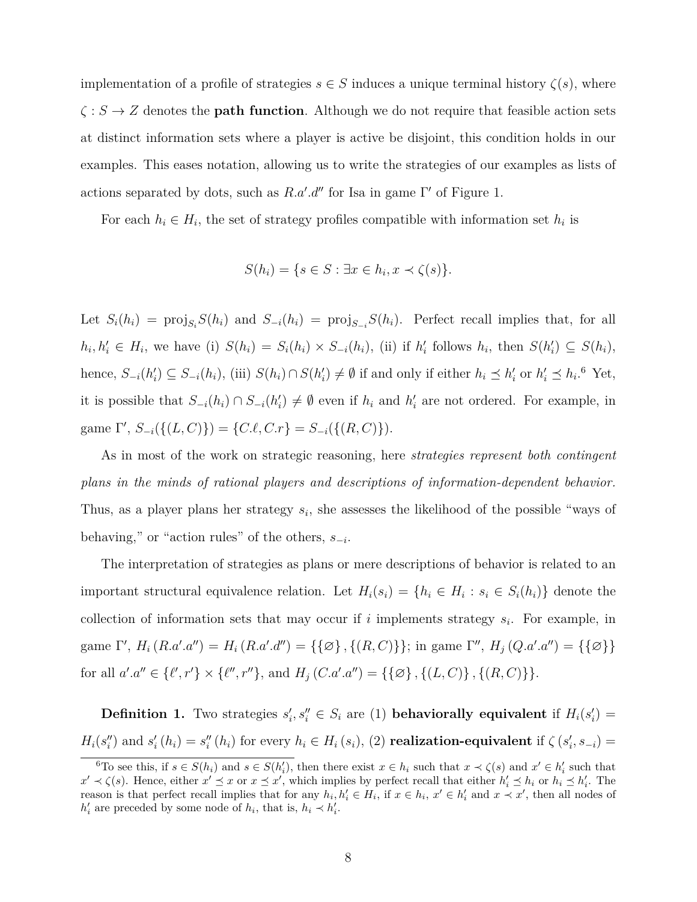implementation of a profile of strategies $s \in S$ induces a unique terminal history $\zeta(s)$, where $\zeta : S \to Z$ denotes the **path function**. Although we do not require that feasible action sets at distinct information sets where a player is active be disjoint, this condition holds in our examples. This eases notation, allowing us to write the strategies of our examples as lists of actions separated by dots, such as $R.a'.d''$ for Isa in game $\Gamma'$ of Figure 1.

For each $h_i \in H_i$, the set of strategy profiles compatible with information set $h_i$ is

$$S(h_i) = \{s \in S : \exists x \in h_i, x \prec \zeta(s)\}.$$

Let $S_i(h_i) = \text{proj}_{S_i} S(h_i)$ and $S_{-i}(h_i) = \text{proj}_{S_{-i}} S(h_i)$. Perfect recall implies that, for all $h_i, h_i' \in H_i$, we have (i) $S(h_i) = S_i(h_i) \times S_{-i}(h_i)$, (ii) if $h_i'$ follows $h_i$, then $S(h_i') \subseteq S(h_i)$, hence, $S_{-i}(h_i') \subseteq S_{-i}(h_i)$, (iii) $S(h_i) \cap S(h_i') \neq \emptyset$ if and only if either $h_i \preceq h_i'$ or $h_i' \preceq h_i$.[6] Yet, it is possible that $S_{-i}(h_i) \cap S_{-i}(h_i') \neq \emptyset$ even if $h_i$ and $h_i'$ are not ordered. For example, in game $\Gamma'$, $S_{-i}(\{(L, C)\}) = \{C.\ell, C.r\} = S_{-i}(\{(R, C)\})$.

As in most of the work on strategic reasoning, here *strategies represent both contingent plans in the minds of rational players and descriptions of information-dependent behavior.* Thus, as a player plans her strategy $s_i$, she assesses the likelihood of the possible "ways of behaving," or "action rules" of the others, $s_{-i}$.

The interpretation of strategies as plans or mere descriptions of behavior is related to an important structural equivalence relation. Let $H_i(s_i) = \{h_i \in H_i : s_i \in S_i(h_i)\}$ denote the collection of information sets that may occur if $i$ implements strategy $s_i$. For example, in game $\Gamma'$, $H_i(R.a'.a'') = H_i(R.a'.d'') = \{\{\varnothing\}, \{(R, C)\}\}$; in game $\Gamma''$, $H_j(Q.a'.a'') = \{\{\varnothing\}\}$ for all $a'.a'' \in \{\ell', r'\} \times \{\ell'', r''\}$, and $H_j(C.a'.a'') = \{\{\varnothing\}, \{(L, C)\}, \{(R, C)\}\}$.

**Definition 1.** Two strategies $s_i', s_i'' \in S_i$ are (1) **behaviorally equivalent** if $H_i(s_i') = H_i(s_i'')$ and $s_i'(h_i) = s_i''(h_i)$ for every $h_i \in H_i(s_i)$, (2) **realization-equivalent** if $\zeta(s_i', s_{-i}) =$

[6] To see this, if $s \in S(h_i)$ and $s \in S(h_i')$, then there exist $x \in h_i$ such that $x \prec \zeta(s)$ and $x' \in h_i'$ such that $x' \prec \zeta(s)$. Hence, either $x' \preceq x$ or $x \preceq x'$, which implies by perfect recall that either $h_i' \preceq h_i$ or $h_i \preceq h_i'$. The reason is that perfect recall implies that for any $h_i, h_i' \in H_i$, if $x \in h_i$, $x' \in h_i'$ and $x \prec x'$, then all nodes of $h_i'$ are preceded by some node of $h_i$, that is, $h_i \prec h_i'$.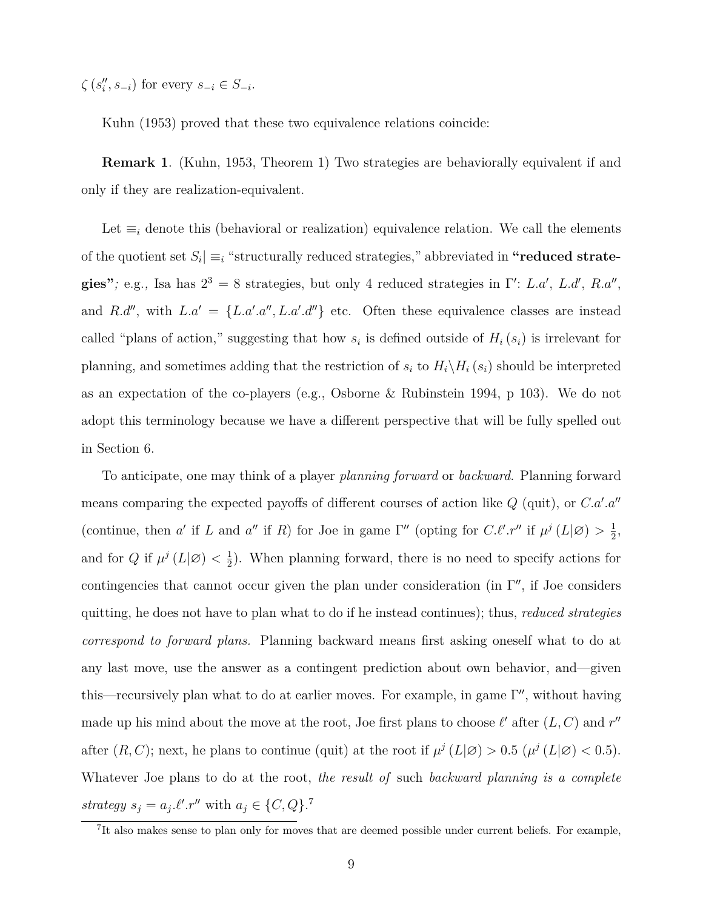$\zeta(s_i'', s_{-i})$ for every $s_{-i} \in S_{-i}$.

Kuhn (1953) proved that these two equivalence relations coincide:

**Remark 1**. (Kuhn, 1953, Theorem 1) Two strategies are behaviorally equivalent if and only if they are realization-equivalent.

Let $\equiv_i$ denote this (behavioral or realization) equivalence relation. We call the elements of the quotient set $S_i | \equiv_i$ "structurally reduced strategies," abbreviated in **"reduced strategies"**; e.g., Isa has $2^3 = 8$ strategies, but only 4 reduced strategies in $\Gamma'$: $L.a'$, $L.d'$, $R.a''$, and $R.d''$, with $L.a' = \{L.a'.a'', L.a'.d''\}$ etc. Often these equivalence classes are instead called "plans of action," suggesting that how $s_i$ is defined outside of $H_i(s_i)$ is irrelevant for planning, and sometimes adding that the restriction of $s_i$ to $H_i \backslash H_i(s_i)$ should be interpreted as an expectation of the co-players (e.g., Osborne & Rubinstein 1994, p 103). We do not adopt this terminology because we have a different perspective that will be fully spelled out in Section 6.

To anticipate, one may think of a player *planning forward* or *backward*. Planning forward means comparing the expected payoffs of different courses of action like $Q$ (quit), or $C.a'.a''$ (continue, then $a'$ if $L$ and $a''$ if $R$) for Joe in game $\Gamma''$ (opting for $C.\ell'.r''$ if $\mu^j(L|\varnothing) > \frac{1}{2}$, and for $Q$ if $\mu^j(L|\varnothing) < \frac{1}{2}$). When planning forward, there is no need to specify actions for contingencies that cannot occur given the plan under consideration (in $\Gamma''$, if Joe considers quitting, he does not have to plan what to do if he instead continues); thus, *reduced strategies correspond to forward plans.* Planning backward means first asking oneself what to do at any last move, use the answer as a contingent prediction about own behavior, and—given this—recursively plan what to do at earlier moves. For example, in game $\Gamma''$, without having made up his mind about the move at the root, Joe first plans to choose $\ell'$ after $(L, C)$ and $r''$ after $(R, C)$; next, he plans to continue (quit) at the root if $\mu^j(L|\varnothing) > 0.5$ ($\mu^j(L|\varnothing) < 0.5$). Whatever Joe plans to do at the root, *the result of* such *backward planning is a complete strategy* $s_j = a_j.\ell'.r''$ with $a_j \in \{C, Q\}$.[7]

[7] It also makes sense to plan only for moves that are deemed possible under current beliefs. For example,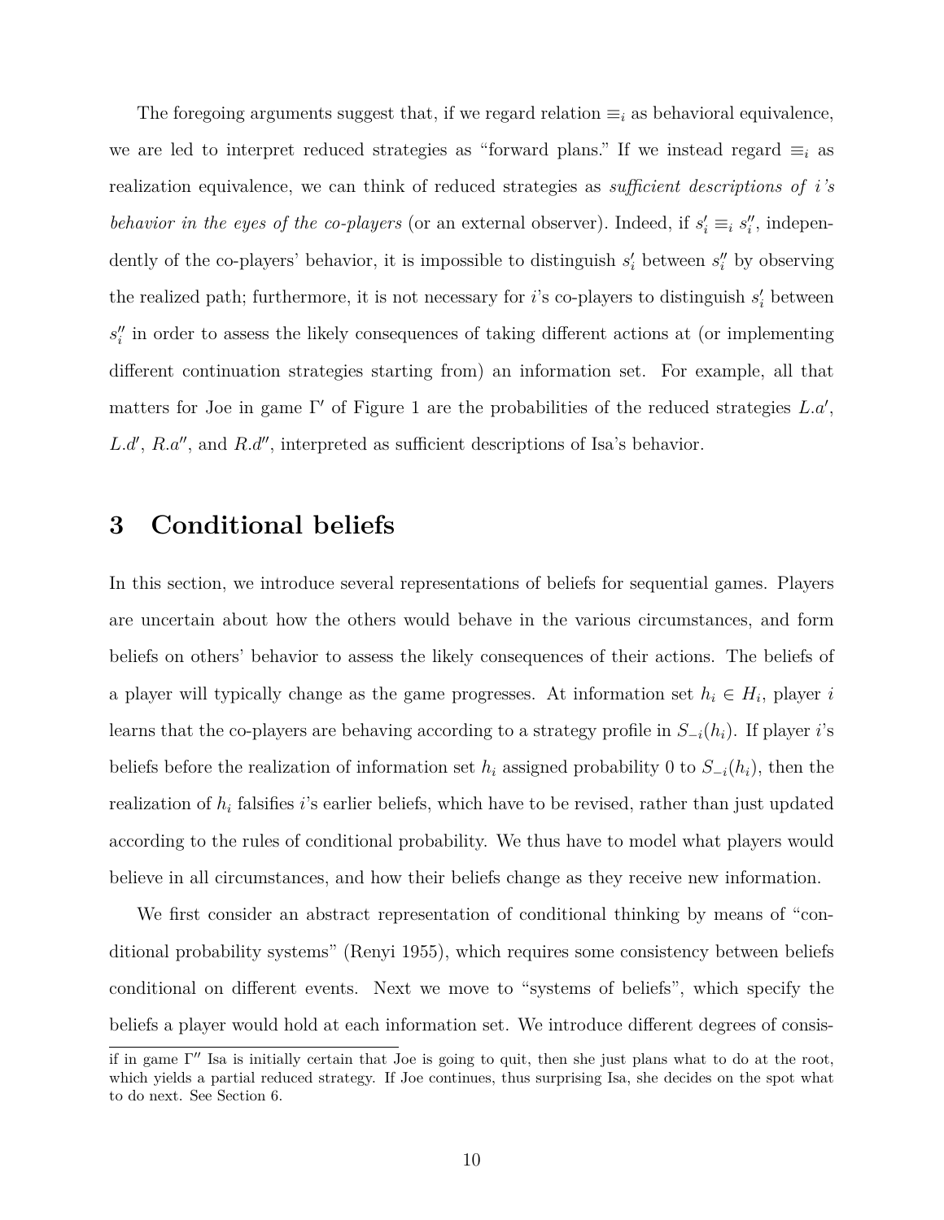The foregoing arguments suggest that, if we regard relation $\equiv_i$ as behavioral equivalence, we are led to interpret reduced strategies as "forward plans." If we instead regard $\equiv_i$ as realization equivalence, we can think of reduced strategies as *sufficient descriptions of i's behavior in the eyes of the co-players* (or an external observer). Indeed, if $s_i' \equiv_i s_i''$, independently of the co-players' behavior, it is impossible to distinguish $s_i'$ between $s_i''$ by observing the realized path; furthermore, it is not necessary for $i$'s co-players to distinguish $s_i'$ between $s_i''$ in order to assess the likely consequences of taking different actions at (or implementing different continuation strategies starting from) an information set. For example, all that matters for Joe in game $\Gamma'$ of Figure 1 are the probabilities of the reduced strategies $L.a'$, $L.d'$, $R.a''$, and $R.d''$, interpreted as sufficient descriptions of Isa's behavior.

# 3 Conditional beliefs

In this section, we introduce several representations of beliefs for sequential games. Players are uncertain about how the others would behave in the various circumstances, and form beliefs on others' behavior to assess the likely consequences of their actions. The beliefs of a player will typically change as the game progresses. At information set $h_i \in H_i$, player $i$ learns that the co-players are behaving according to a strategy profile in $S_{-i}(h_i)$. If player $i$'s beliefs before the realization of information set $h_i$ assigned probability 0 to $S_{-i}(h_i)$, then the realization of $h_i$ falsifies $i$'s earlier beliefs, which have to be revised, rather than just updated according to the rules of conditional probability. We thus have to model what players would believe in all circumstances, and how their beliefs change as they receive new information.

We first consider an abstract representation of conditional thinking by means of "conditional probability systems" (Renyi 1955), which requires some consistency between beliefs conditional on different events. Next we move to "systems of beliefs", which specify the beliefs a player would hold at each information set. We introduce different degrees of consis-

---

if in game $\Gamma''$ Isa is initially certain that Joe is going to quit, then she just plans what to do at the root, which yields a partial reduced strategy. If Joe continues, thus surprising Isa, she decides on the spot what to do next. See Section 6.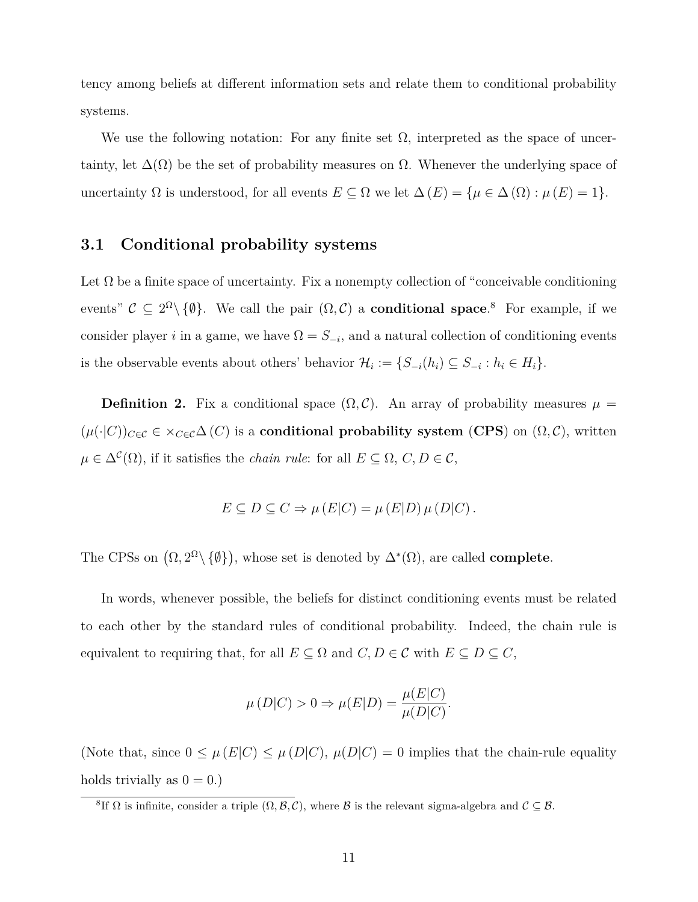tency among beliefs at different information sets and relate them to conditional probability systems.

We use the following notation: For any finite set $\Omega$, interpreted as the space of uncertainty, let $\Delta(\Omega)$ be the set of probability measures on $\Omega$. Whenever the underlying space of uncertainty $\Omega$ is understood, for all events $E \subseteq \Omega$ we let $\Delta(E) = \{\mu \in \Delta(\Omega) : \mu(E) = 1\}$.

### 3.1 Conditional probability systems

Let $\Omega$ be a finite space of uncertainty. Fix a nonempty collection of "conceivable conditioning events" $\mathcal{C} \subseteq 2^{\Omega} \setminus \{\emptyset\}$. We call the pair $(\Omega, \mathcal{C})$ a **conditional space**.[8] For example, if we consider player $i$ in a game, we have $\Omega = S_{-i}$, and a natural collection of conditioning events is the observable events about others' behavior $\mathcal{H}_i := \{S_{-i}(h_i) \subseteq S_{-i} : h_i \in H_i\}$.

**Definition 2.** Fix a conditional space $(\Omega, \mathcal{C})$. An array of probability measures $\mu = (\mu(\cdot|C))_{C \in \mathcal{C}} \in \times_{C \in \mathcal{C}} \Delta(C)$ is a **conditional probability system** (**CPS**) on $(\Omega, \mathcal{C})$, written $\mu \in \Delta^{\mathcal{C}}(\Omega)$, if it satisfies the *chain rule*: for all $E \subseteq \Omega$, $C, D \in \mathcal{C}$,

$$E \subseteq D \subseteq C \Rightarrow \mu(E|C) = \mu(E|D)\,\mu(D|C).$$

The CPSs on $\left(\Omega, 2^{\Omega} \setminus \{\emptyset\}\right)$, whose set is denoted by $\Delta^{*}(\Omega)$, are called **complete**.

In words, whenever possible, the beliefs for distinct conditioning events must be related to each other by the standard rules of conditional probability. Indeed, the chain rule is equivalent to requiring that, for all $E \subseteq \Omega$ and $C, D \in \mathcal{C}$ with $E \subseteq D \subseteq C$,

$$\mu(D|C) > 0 \Rightarrow \mu(E|D) = \frac{\mu(E|C)}{\mu(D|C)}.$$

(Note that, since $0 \leq \mu(E|C) \leq \mu(D|C)$, $\mu(D|C) = 0$ implies that the chain-rule equality holds trivially as $0 = 0$.)

[8] If $\Omega$ is infinite, consider a triple $(\Omega, \mathcal{B}, \mathcal{C})$, where $\mathcal{B}$ is the relevant sigma-algebra and $\mathcal{C} \subseteq \mathcal{B}$.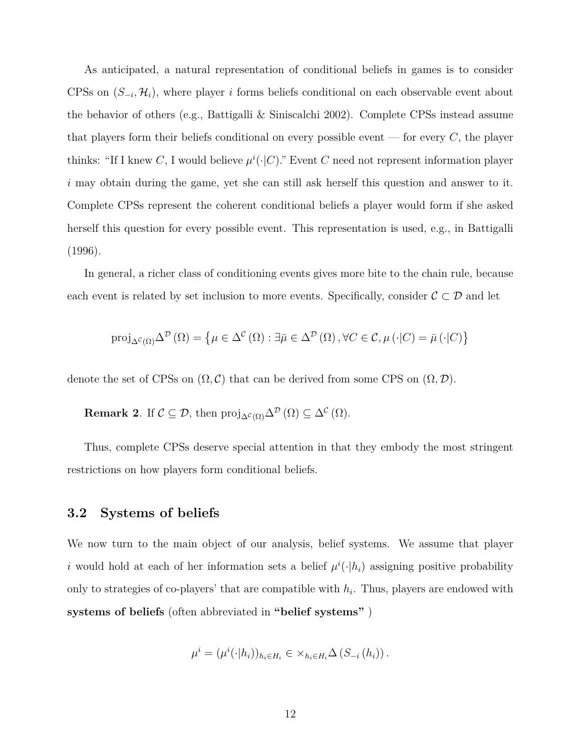As anticipated, a natural representation of conditional beliefs in games is to consider CPSs on $(S_{-i}, \mathcal{H}_i)$, where player $i$ forms beliefs conditional on each observable event about the behavior of others (e.g., Battigalli & Siniscalchi 2002). Complete CPSs instead assume that players form their beliefs conditional on every possible event — for every $C$, the player thinks: "If I knew $C$, I would believe $\mu^i(\cdot|C)$." Event $C$ need not represent information player $i$ may obtain during the game, yet she can still ask herself this question and answer to it. Complete CPSs represent the coherent conditional beliefs a player would form if she asked herself this question for every possible event. This representation is used, e.g., in Battigalli (1996).

In general, a richer class of conditioning events gives more bite to the chain rule, because each event is related by set inclusion to more events. Specifically, consider $\mathcal{C} \subset \mathcal{D}$ and let

$$\mathrm{proj}_{\Delta^{\mathcal{C}}(\Omega)}\Delta^{\mathcal{D}}(\Omega) = \left\{\mu \in \Delta^{\mathcal{C}}(\Omega) : \exists \bar{\mu} \in \Delta^{\mathcal{D}}(\Omega), \forall C \in \mathcal{C}, \mu(\cdot|C) = \bar{\mu}(\cdot|C)\right\}$$

denote the set of CPSs on $(\Omega, \mathcal{C})$ that can be derived from some CPS on $(\Omega, \mathcal{D})$.

**Remark 2**. If $\mathcal{C} \subseteq \mathcal{D}$, then $\mathrm{proj}_{\Delta^{\mathcal{C}}(\Omega)}\Delta^{\mathcal{D}}(\Omega) \subseteq \Delta^{\mathcal{C}}(\Omega)$.

Thus, complete CPSs deserve special attention in that they embody the most stringent restrictions on how players form conditional beliefs.

## 3.2 Systems of beliefs

We now turn to the main object of our analysis, belief systems. We assume that player $i$ would hold at each of her information sets a belief $\mu^i(\cdot|h_i)$ assigning positive probability only to strategies of co-players' that are compatible with $h_i$. Thus, players are endowed with **systems of beliefs** (often abbreviated in **"belief systems"** )

$$\mu^i = (\mu^i(\cdot|h_i))_{h_i \in H_i} \in \times_{h_i \in H_i}\Delta(S_{-i}(h_i)).$$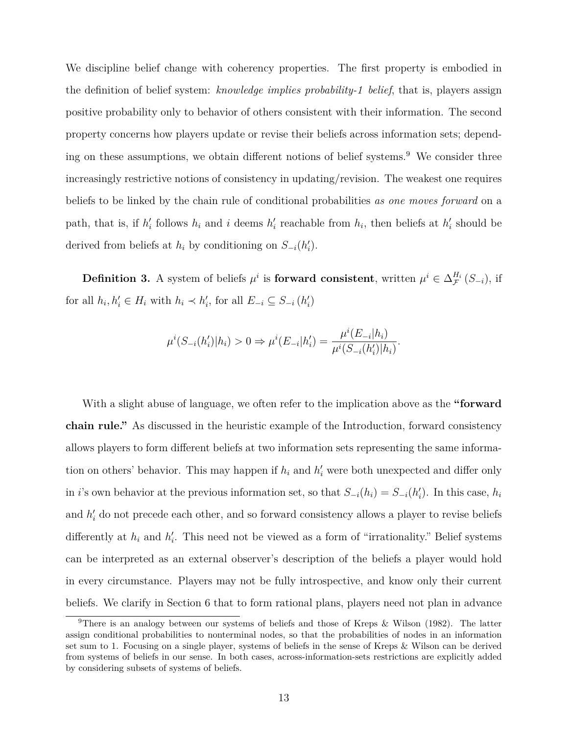We discipline belief change with coherency properties. The first property is embodied in the definition of belief system: *knowledge implies probability-1 belief*, that is, players assign positive probability only to behavior of others consistent with their information. The second property concerns how players update or revise their beliefs across information sets; depending on these assumptions, we obtain different notions of belief systems.[9] We consider three increasingly restrictive notions of consistency in updating/revision. The weakest one requires beliefs to be linked by the chain rule of conditional probabilities *as one moves forward* on a path, that is, if $h_i'$ follows $h_i$ and $i$ deems $h_i'$ reachable from $h_i$, then beliefs at $h_i'$ should be derived from beliefs at $h_i$ by conditioning on $S_{-i}(h_i')$.

**Definition 3.** A system of beliefs $\mu^i$ is **forward consistent**, written $\mu^i \in \Delta_{\mathcal{F}}^{H_i}(S_{-i})$, if for all $h_i, h_i' \in H_i$ with $h_i \prec h_i'$, for all $E_{-i} \subseteq S_{-i}(h_i')$

$$\mu^i(S_{-i}(h_i')|h_i) > 0 \Rightarrow \mu^i(E_{-i}|h_i') = \frac{\mu^i(E_{-i}|h_i)}{\mu^i(S_{-i}(h_i')|h_i)}.$$

With a slight abuse of language, we often refer to the implication above as the **"forward chain rule."** As discussed in the heuristic example of the Introduction, forward consistency allows players to form different beliefs at two information sets representing the same information on others' behavior. This may happen if $h_i$ and $h_i'$ were both unexpected and differ only in $i$'s own behavior at the previous information set, so that $S_{-i}(h_i) = S_{-i}(h_i')$. In this case, $h_i$ and $h_i'$ do not precede each other, and so forward consistency allows a player to revise beliefs differently at $h_i$ and $h_i'$. This need not be viewed as a form of "irrationality." Belief systems can be interpreted as an external observer's description of the beliefs a player would hold in every circumstance. Players may not be fully introspective, and know only their current beliefs. We clarify in Section 6 that to form rational plans, players need not plan in advance

[9] There is an analogy between our systems of beliefs and those of Kreps & Wilson (1982). The latter assign conditional probabilities to nonterminal nodes, so that the probabilities of nodes in an information set sum to 1. Focusing on a single player, systems of beliefs in the sense of Kreps & Wilson can be derived from systems of beliefs in our sense. In both cases, across-information-sets restrictions are explicitly added by considering subsets of systems of beliefs.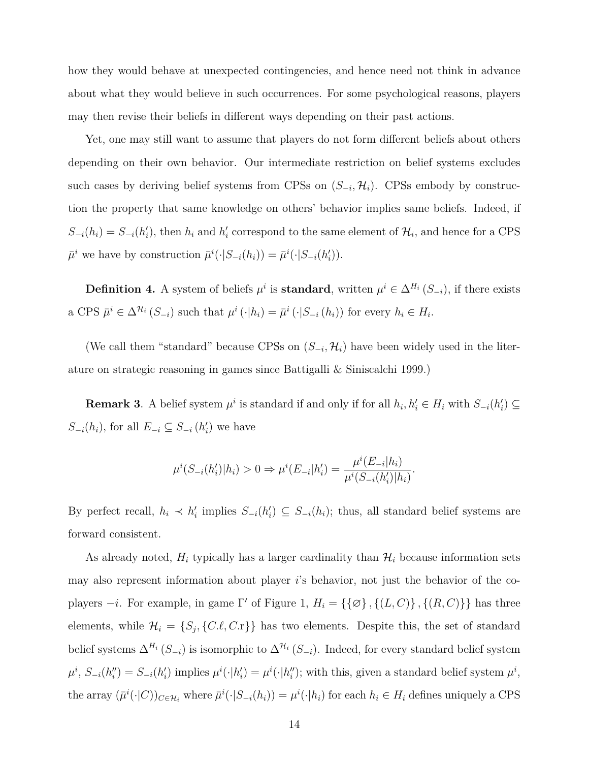how they would behave at unexpected contingencies, and hence need not think in advance about what they would believe in such occurrences. For some psychological reasons, players may then revise their beliefs in different ways depending on their past actions.

Yet, one may still want to assume that players do not form different beliefs about others depending on their own behavior. Our intermediate restriction on belief systems excludes such cases by deriving belief systems from CPSs on $(S_{-i}, \mathcal{H}_i)$. CPSs embody by construction the property that same knowledge on others' behavior implies same beliefs. Indeed, if $S_{-i}(h_i) = S_{-i}(h_i')$, then $h_i$ and $h_i'$ correspond to the same element of $\mathcal{H}_i$, and hence for a CPS $\bar{\mu}^i$ we have by construction $\bar{\mu}^i(\cdot|S_{-i}(h_i)) = \bar{\mu}^i(\cdot|S_{-i}(h_i'))$.

**Definition 4.** A system of beliefs $\mu^i$ is **standard**, written $\mu^i \in \Delta^{H_i}(S_{-i})$, if there exists a CPS $\bar{\mu}^i \in \Delta^{\mathcal{H}_i}(S_{-i})$ such that $\mu^i(\cdot|h_i) = \bar{\mu}^i(\cdot|S_{-i}(h_i))$ for every $h_i \in H_i$.

(We call them "standard" because CPSs on $(S_{-i}, \mathcal{H}_i)$ have been widely used in the literature on strategic reasoning in games since Battigalli & Siniscalchi 1999.)

**Remark 3**. A belief system $\mu^i$ is standard if and only if for all $h_i, h_i' \in H_i$ with $S_{-i}(h_i') \subseteq S_{-i}(h_i)$, for all $E_{-i} \subseteq S_{-i}(h_i')$ we have

$$\mu^i(S_{-i}(h_i')|h_i) > 0 \Rightarrow \mu^i(E_{-i}|h_i') = \frac{\mu^i(E_{-i}|h_i)}{\mu^i(S_{-i}(h_i')|h_i)}.$$

By perfect recall, $h_i \prec h_i'$ implies $S_{-i}(h_i') \subseteq S_{-i}(h_i)$; thus, all standard belief systems are forward consistent.

As already noted, $H_i$ typically has a larger cardinality than $\mathcal{H}_i$ because information sets may also represent information about player $i$'s behavior, not just the behavior of the co-players $-i$. For example, in game $\Gamma'$ of Figure 1, $H_i = \{\{\varnothing\}, \{(L, C)\}, \{(R, C)\}\}$ has three elements, while $\mathcal{H}_i = \{S_j, \{C.\ell, C.\mathrm{r}\}\}$ has two elements. Despite this, the set of standard belief systems $\Delta^{H_i}(S_{-i})$ is isomorphic to $\Delta^{\mathcal{H}_i}(S_{-i})$. Indeed, for every standard belief system $\mu^i$, $S_{-i}(h_i'') = S_{-i}(h_i')$ implies $\mu^i(\cdot|h_i') = \mu^i(\cdot|h_i'')$; with this, given a standard belief system $\mu^i$, the array $(\bar{\mu}^i(\cdot|C))_{C \in \mathcal{H}_i}$ where $\bar{\mu}^i(\cdot|S_{-i}(h_i)) = \mu^i(\cdot|h_i)$ for each $h_i \in H_i$ defines uniquely a CPS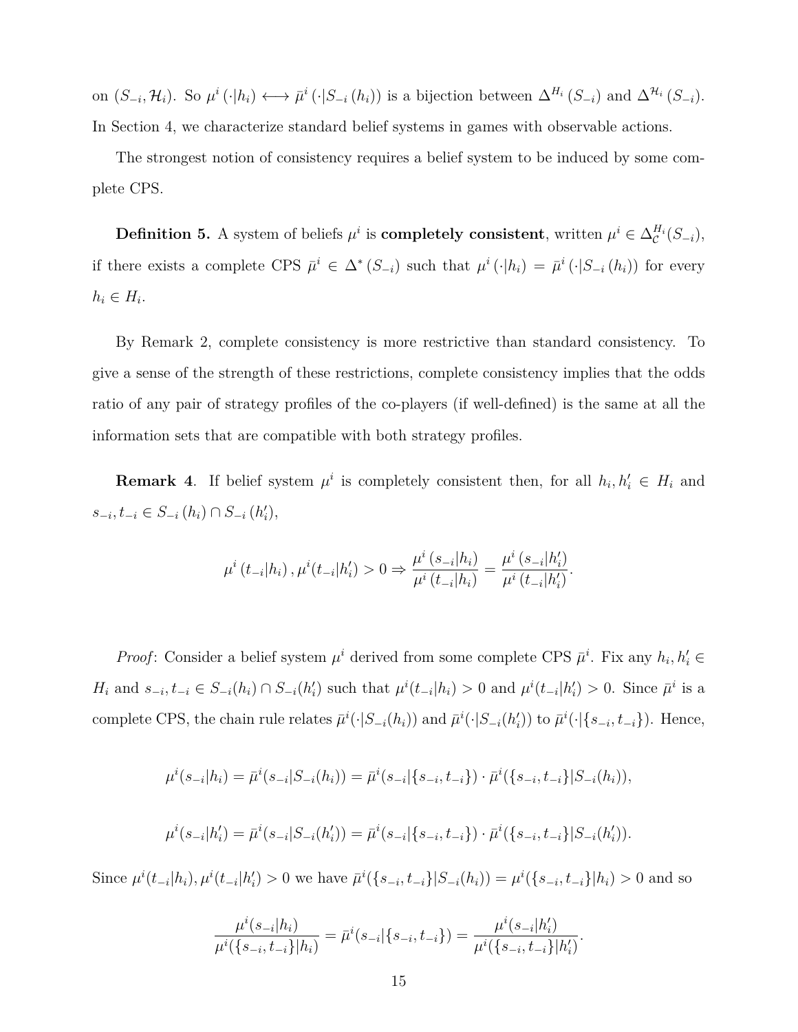on $(S_{-i}, \mathcal{H}_i)$. So $\mu^i(\cdot|h_i) \longleftrightarrow \bar{\mu}^i(\cdot|S_{-i}(h_i))$ is a bijection between $\Delta^{H_i}(S_{-i})$ and $\Delta^{\mathcal{H}_i}(S_{-i})$. In Section 4, we characterize standard belief systems in games with observable actions.

The strongest notion of consistency requires a belief system to be induced by some complete CPS.

**Definition 5.** A system of beliefs $\mu^i$ is **completely consistent**, written $\mu^i \in \Delta_{\mathcal{C}}^{H_i}(S_{-i})$, if there exists a complete CPS $\bar{\mu}^i \in \Delta^*(S_{-i})$ such that $\mu^i(\cdot|h_i) = \bar{\mu}^i(\cdot|S_{-i}(h_i))$ for every $h_i \in H_i$.

By Remark 2, complete consistency is more restrictive than standard consistency. To give a sense of the strength of these restrictions, complete consistency implies that the odds ratio of any pair of strategy profiles of the co-players (if well-defined) is the same at all the information sets that are compatible with both strategy profiles.

**Remark 4**. If belief system $\mu^i$ is completely consistent then, for all $h_i, h_i' \in H_i$ and $s_{-i}, t_{-i} \in S_{-i}(h_i) \cap S_{-i}(h_i')$,

$$\mu^i(t_{-i}|h_i), \mu^i(t_{-i}|h_i') > 0 \Rightarrow \frac{\mu^i(s_{-i}|h_i)}{\mu^i(t_{-i}|h_i)} = \frac{\mu^i(s_{-i}|h_i')}{\mu^i(t_{-i}|h_i')}.$$

*Proof*: Consider a belief system $\mu^i$ derived from some complete CPS $\bar{\mu}^i$. Fix any $h_i, h_i' \in H_i$ and $s_{-i}, t_{-i} \in S_{-i}(h_i) \cap S_{-i}(h_i')$ such that $\mu^i(t_{-i}|h_i) > 0$ and $\mu^i(t_{-i}|h_i') > 0$. Since $\bar{\mu}^i$ is a complete CPS, the chain rule relates $\bar{\mu}^i(\cdot|S_{-i}(h_i))$ and $\bar{\mu}^i(\cdot|S_{-i}(h_i'))$ to $\bar{\mu}^i(\cdot|\{s_{-i}, t_{-i}\})$. Hence,

$$\mu^i(s_{-i}|h_i) = \bar{\mu}^i(s_{-i}|S_{-i}(h_i)) = \bar{\mu}^i(s_{-i}|\{s_{-i}, t_{-i}\}) \cdot \bar{\mu}^i(\{s_{-i}, t_{-i}\}|S_{-i}(h_i)),$$

$$\mu^i(s_{-i}|h_i') = \bar{\mu}^i(s_{-i}|S_{-i}(h_i')) = \bar{\mu}^i(s_{-i}|\{s_{-i}, t_{-i}\}) \cdot \bar{\mu}^i(\{s_{-i}, t_{-i}\}|S_{-i}(h_i')).$$

Since $\mu^i(t_{-i}|h_i), \mu^i(t_{-i}|h_i') > 0$ we have $\bar{\mu}^i(\{s_{-i}, t_{-i}\}|S_{-i}(h_i)) = \mu^i(\{s_{-i}, t_{-i}\}|h_i) > 0$ and so

$$\frac{\mu^i(s_{-i}|h_i)}{\mu^i(\{s_{-i}, t_{-i}\}|h_i)} = \bar{\mu}^i(s_{-i}|\{s_{-i}, t_{-i}\}) = \frac{\mu^i(s_{-i}|h_i')}{\mu^i(\{s_{-i}, t_{-i}\}|h_i')}.$$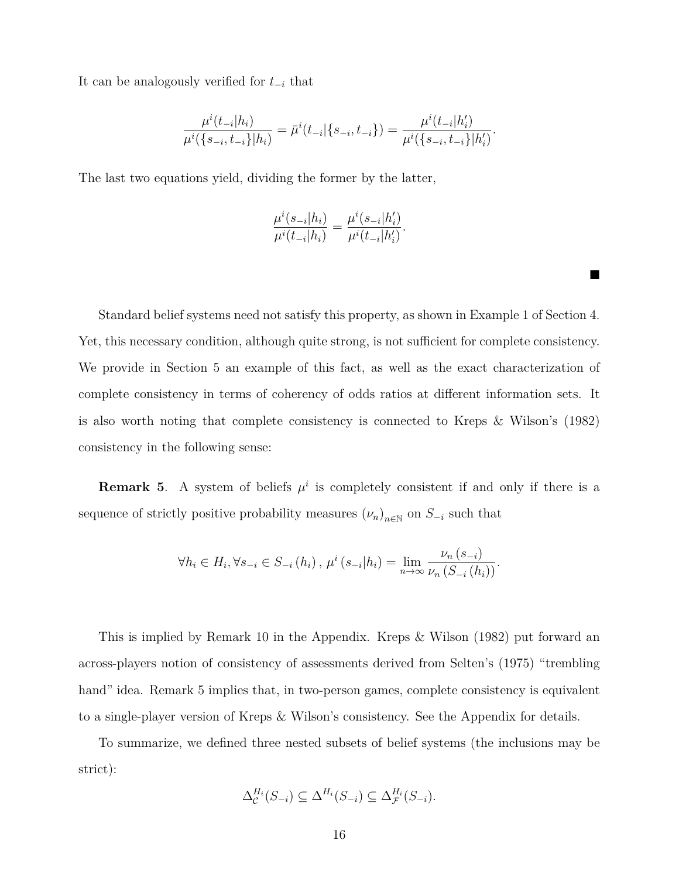It can be analogously verified for $t_{-i}$ that

$$\frac{\mu^i(t_{-i}|h_i)}{\mu^i(\{s_{-i},t_{-i}\}|h_i)} = \bar{\mu}^i(t_{-i}|\{s_{-i},t_{-i}\}) = \frac{\mu^i(t_{-i}|h_i')}{\mu^i(\{s_{-i},t_{-i}\}|h_i')}.$$

The last two equations yield, dividing the former by the latter,

$$\frac{\mu^i(s_{-i}|h_i)}{\mu^i(t_{-i}|h_i)} = \frac{\mu^i(s_{-i}|h_i')}{\mu^i(t_{-i}|h_i')}.$$

■

Standard belief systems need not satisfy this property, as shown in Example 1 of Section 4. Yet, this necessary condition, although quite strong, is not sufficient for complete consistency. We provide in Section 5 an example of this fact, as well as the exact characterization of complete consistency in terms of coherency of odds ratios at different information sets. It is also worth noting that complete consistency is connected to Kreps & Wilson's (1982) consistency in the following sense:

**Remark 5**. A system of beliefs $\mu^i$ is completely consistent if and only if there is a sequence of strictly positive probability measures $(\nu_n)_{n\in\mathbb{N}}$ on $S_{-i}$ such that

$$\forall h_i \in H_i, \forall s_{-i} \in S_{-i}(h_i), \; \mu^i(s_{-i}|h_i) = \lim_{n\to\infty} \frac{\nu_n(s_{-i})}{\nu_n(S_{-i}(h_i))}.$$

This is implied by Remark 10 in the Appendix. Kreps & Wilson (1982) put forward an across-players notion of consistency of assessments derived from Selten's (1975) "trembling hand" idea. Remark 5 implies that, in two-person games, complete consistency is equivalent to a single-player version of Kreps & Wilson's consistency. See the Appendix for details.

To summarize, we defined three nested subsets of belief systems (the inclusions may be strict):

$$\Delta_{\mathcal{C}}^{H_i}(S_{-i}) \subseteq \Delta^{H_i}(S_{-i}) \subseteq \Delta_{\mathcal{F}}^{H_i}(S_{-i}).$$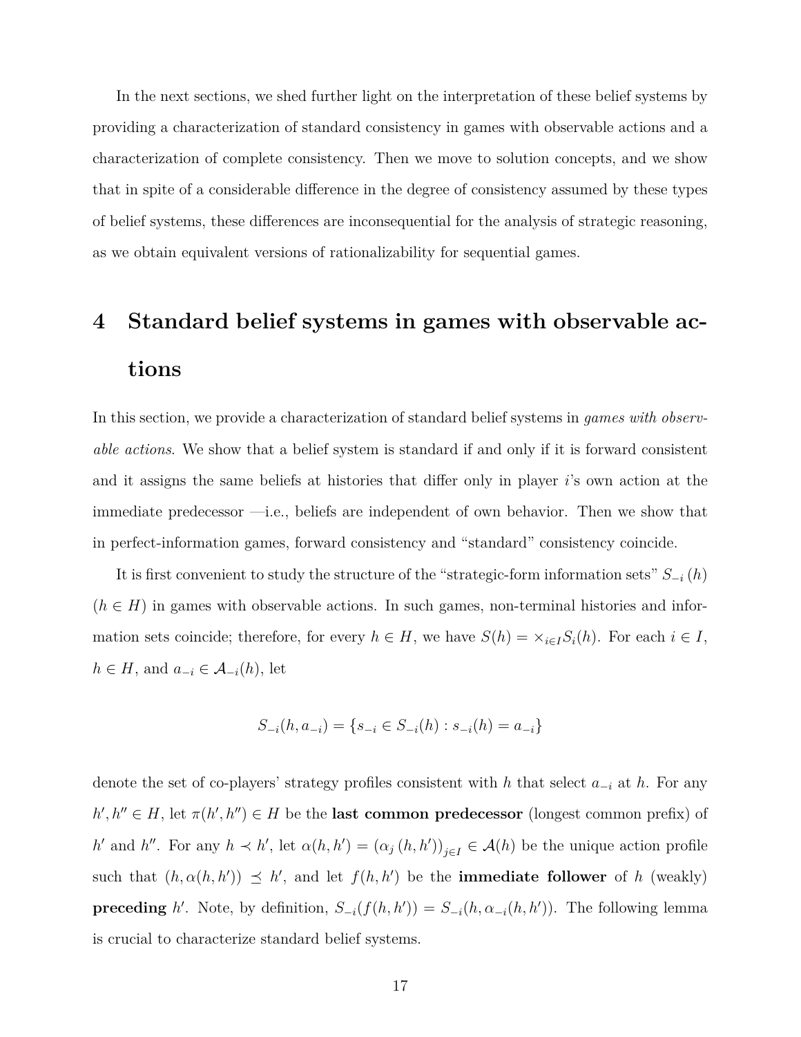In the next sections, we shed further light on the interpretation of these belief systems by providing a characterization of standard consistency in games with observable actions and a characterization of complete consistency. Then we move to solution concepts, and we show that in spite of a considerable difference in the degree of consistency assumed by these types of belief systems, these differences are inconsequential for the analysis of strategic reasoning, as we obtain equivalent versions of rationalizability for sequential games.

# 4 Standard belief systems in games with observable actions

In this section, we provide a characterization of standard belief systems in *games with observable actions*. We show that a belief system is standard if and only if it is forward consistent and it assigns the same beliefs at histories that differ only in player $i$'s own action at the immediate predecessor —i.e., beliefs are independent of own behavior. Then we show that in perfect-information games, forward consistency and "standard" consistency coincide.

It is first convenient to study the structure of the "strategic-form information sets" $S_{-i}(h)$ ($h \in H$) in games with observable actions. In such games, non-terminal histories and information sets coincide; therefore, for every $h \in H$, we have $S(h) = \times_{i \in I} S_i(h)$. For each $i \in I$, $h \in H$, and $a_{-i} \in \mathcal{A}_{-i}(h)$, let

$$S_{-i}(h, a_{-i}) = \{s_{-i} \in S_{-i}(h) : s_{-i}(h) = a_{-i}\}$$

denote the set of co-players' strategy profiles consistent with $h$ that select $a_{-i}$ at $h$. For any $h', h'' \in H$, let $\pi(h', h'') \in H$ be the **last common predecessor** (longest common prefix) of $h'$ and $h''$. For any $h \prec h'$, let $\alpha(h, h') = (\alpha_j(h, h'))_{j \in I} \in \mathcal{A}(h)$ be the unique action profile such that $(h, \alpha(h, h')) \preceq h'$, and let $f(h, h')$ be the **immediate follower** of $h$ (weakly) **preceding** $h'$. Note, by definition, $S_{-i}(f(h, h')) = S_{-i}(h, \alpha_{-i}(h, h'))$. The following lemma is crucial to characterize standard belief systems.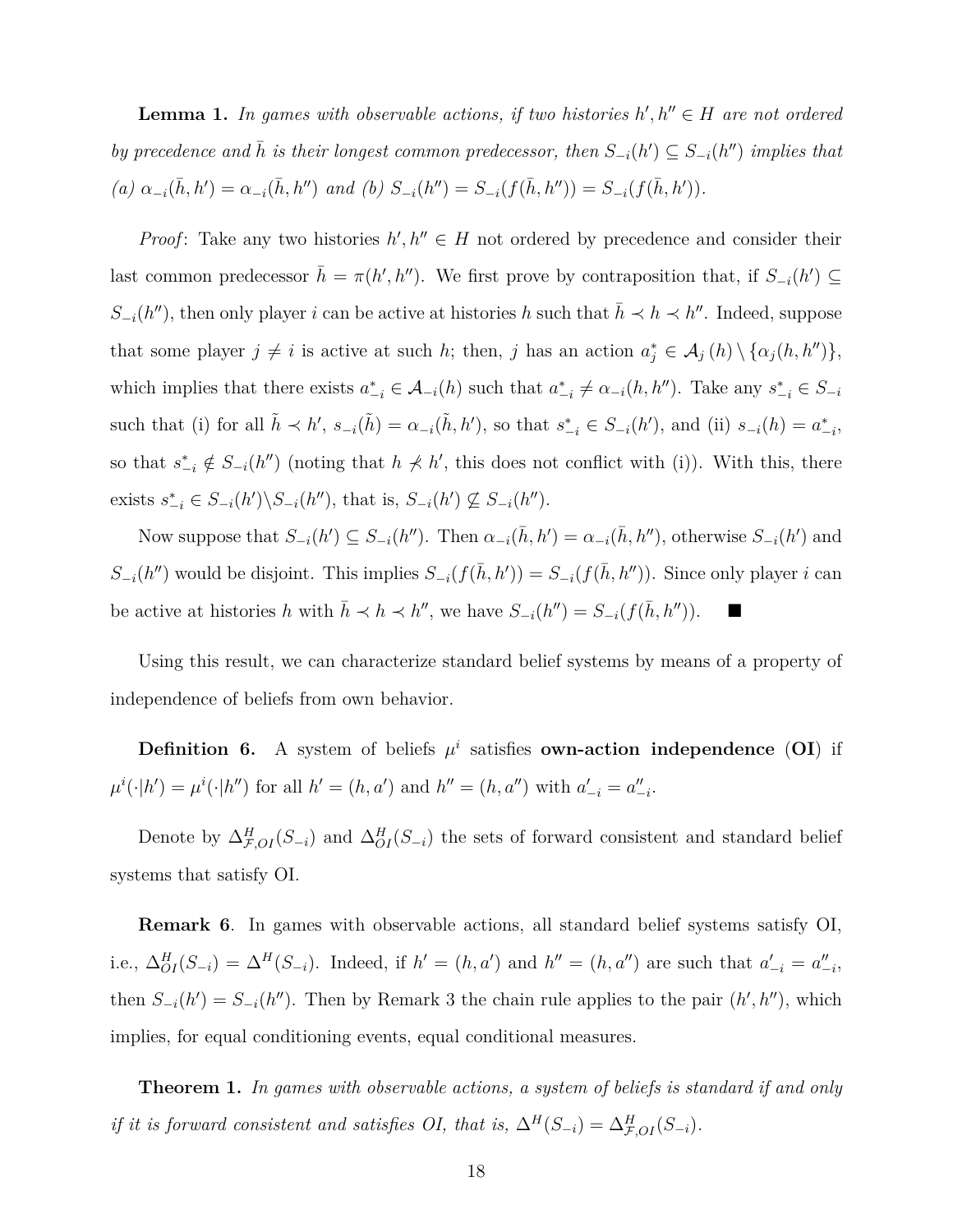**Lemma 1.** *In games with observable actions, if two histories $h', h'' \in H$ are not ordered by precedence and $\bar{h}$ is their longest common predecessor, then $S_{-i}(h') \subseteq S_{-i}(h'')$ implies that (a) $\alpha_{-i}(\bar{h}, h') = \alpha_{-i}(\bar{h}, h'')$ and (b) $S_{-i}(h'') = S_{-i}(f(\bar{h}, h'')) = S_{-i}(f(\bar{h}, h'))$.*

*Proof*: Take any two histories $h', h'' \in H$ not ordered by precedence and consider their last common predecessor $\bar{h} = \pi(h', h'')$. We first prove by contraposition that, if $S_{-i}(h') \subseteq S_{-i}(h'')$, then only player $i$ can be active at histories $h$ such that $\bar{h} \prec h \prec h''$. Indeed, suppose that some player $j \neq i$ is active at such $h$; then, $j$ has an action $a_j^* \in \mathcal{A}_j(h) \setminus \{\alpha_j(h, h'')\}$, which implies that there exists $a_{-i}^* \in \mathcal{A}_{-i}(h)$ such that $a_{-i}^* \neq \alpha_{-i}(h, h'')$. Take any $s_{-i}^* \in S_{-i}$ such that (i) for all $\tilde{h} \prec h'$, $s_{-i}(\tilde{h}) = \alpha_{-i}(\tilde{h}, h')$, so that $s_{-i}^* \in S_{-i}(h')$, and (ii) $s_{-i}(h) = a_{-i}^*$, so that $s_{-i}^* \notin S_{-i}(h'')$ (noting that $h \not\prec h'$, this does not conflict with (i)). With this, there exists $s_{-i}^* \in S_{-i}(h') \backslash S_{-i}(h'')$, that is, $S_{-i}(h') \not\subseteq S_{-i}(h'')$.

Now suppose that $S_{-i}(h') \subseteq S_{-i}(h'')$. Then $\alpha_{-i}(\bar{h}, h') = \alpha_{-i}(\bar{h}, h'')$, otherwise $S_{-i}(h')$ and $S_{-i}(h'')$ would be disjoint. This implies $S_{-i}(f(\bar{h}, h')) = S_{-i}(f(\bar{h}, h''))$. Since only player $i$ can be active at histories $h$ with $\bar{h} \prec h \prec h''$, we have $S_{-i}(h'') = S_{-i}(f(\bar{h}, h''))$. ■

Using this result, we can characterize standard belief systems by means of a property of independence of beliefs from own behavior.

**Definition 6.** A system of beliefs $\mu^i$ satisfies **own-action independence** (**OI**) if $\mu^i(\cdot|h') = \mu^i(\cdot|h'')$ for all $h' = (h, a')$ and $h'' = (h, a'')$ with $a'_{-i} = a''_{-i}$.

Denote by $\Delta^H_{\mathcal{F},OI}(S_{-i})$ and $\Delta^H_{OI}(S_{-i})$ the sets of forward consistent and standard belief systems that satisfy OI.

**Remark 6**. In games with observable actions, all standard belief systems satisfy OI, i.e., $\Delta^H_{OI}(S_{-i}) = \Delta^H(S_{-i})$. Indeed, if $h' = (h, a')$ and $h'' = (h, a'')$ are such that $a'_{-i} = a''_{-i}$, then $S_{-i}(h') = S_{-i}(h'')$. Then by Remark 3 the chain rule applies to the pair $(h', h'')$, which implies, for equal conditioning events, equal conditional measures.

**Theorem 1.** *In games with observable actions, a system of beliefs is standard if and only if it is forward consistent and satisfies OI, that is, $\Delta^H(S_{-i}) = \Delta^H_{\mathcal{F},OI}(S_{-i})$.*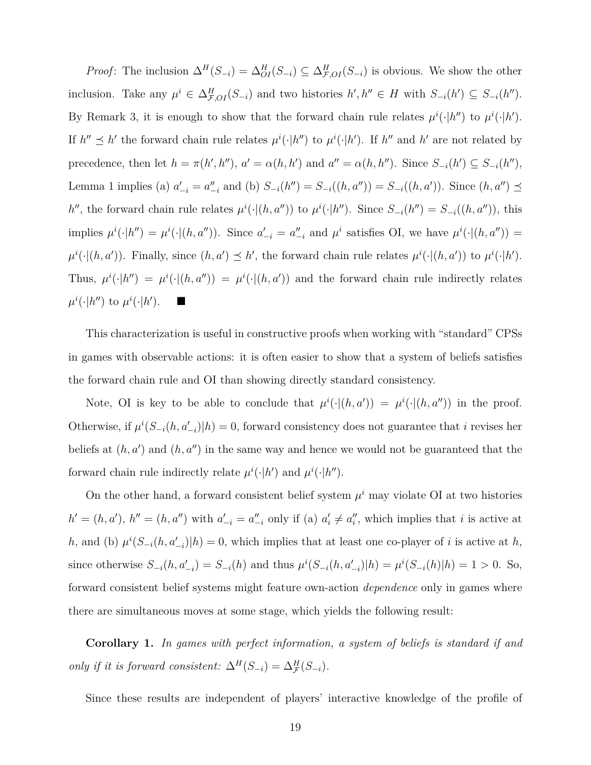*Proof*: The inclusion $\Delta^H(S_{-i}) = \Delta^H_{OI}(S_{-i}) \subseteq \Delta^H_{\mathcal{F},OI}(S_{-i})$ is obvious. We show the other inclusion. Take any $\mu^i \in \Delta^H_{\mathcal{F},OI}(S_{-i})$ and two histories $h', h'' \in H$ with $S_{-i}(h') \subseteq S_{-i}(h'')$. By Remark 3, it is enough to show that the forward chain rule relates $\mu^i(\cdot|h'')$ to $\mu^i(\cdot|h')$. If $h'' \preceq h'$ the forward chain rule relates $\mu^i(\cdot|h'')$ to $\mu^i(\cdot|h')$. If $h''$ and $h'$ are not related by precedence, then let $h = \pi(h', h'')$, $a' = \alpha(h, h')$ and $a'' = \alpha(h, h'')$. Since $S_{-i}(h') \subseteq S_{-i}(h'')$, Lemma 1 implies (a) $a'_{-i} = a''_{-i}$ and (b) $S_{-i}(h'') = S_{-i}((h, a'')) = S_{-i}((h, a'))$. Since $(h, a'') \preceq h''$, the forward chain rule relates $\mu^i(\cdot|(h, a''))$ to $\mu^i(\cdot|h'')$. Since $S_{-i}(h'') = S_{-i}((h, a''))$, this implies $\mu^i(\cdot|h'') = \mu^i(\cdot|(h, a''))$. Since $a'_{-i} = a''_{-i}$ and $\mu^i$ satisfies OI, we have $\mu^i(\cdot|(h, a'')) = \mu^i(\cdot|(h, a'))$. Finally, since $(h, a') \preceq h'$, the forward chain rule relates $\mu^i(\cdot|(h, a'))$ to $\mu^i(\cdot|h')$. Thus, $\mu^i(\cdot|h'') = \mu^i(\cdot|(h, a'')) = \mu^i(\cdot|(h, a'))$ and the forward chain rule indirectly relates $\mu^i(\cdot|h'')$ to $\mu^i(\cdot|h')$. ■

This characterization is useful in constructive proofs when working with "standard" CPSs in games with observable actions: it is often easier to show that a system of beliefs satisfies the forward chain rule and OI than showing directly standard consistency.

Note, OI is key to be able to conclude that $\mu^i(\cdot|(h, a')) = \mu^i(\cdot|(h, a''))$ in the proof. Otherwise, if $\mu^i(S_{-i}(h, a'_{-i})|h) = 0$, forward consistency does not guarantee that $i$ revises her beliefs at $(h, a')$ and $(h, a'')$ in the same way and hence we would not be guaranteed that the forward chain rule indirectly relate $\mu^i(\cdot|h')$ and $\mu^i(\cdot|h'')$.

On the other hand, a forward consistent belief system $\mu^i$ may violate OI at two histories $h' = (h, a')$, $h'' = (h, a'')$ with $a'_{-i} = a''_{-i}$ only if (a) $a'_i \neq a''_i$, which implies that $i$ is active at $h$, and (b) $\mu^i(S_{-i}(h, a'_{-i})|h) = 0$, which implies that at least one co-player of $i$ is active at $h$, since otherwise $S_{-i}(h, a'_{-i}) = S_{-i}(h)$ and thus $\mu^i(S_{-i}(h, a'_{-i})|h) = \mu^i(S_{-i}(h)|h) = 1 > 0$. So, forward consistent belief systems might feature own-action *dependence* only in games where there are simultaneous moves at some stage, which yields the following result:

**Corollary 1.** *In games with perfect information, a system of beliefs is standard if and only if it is forward consistent:* $\Delta^H(S_{-i}) = \Delta^H_{\mathcal{F}}(S_{-i})$.

Since these results are independent of players' interactive knowledge of the profile of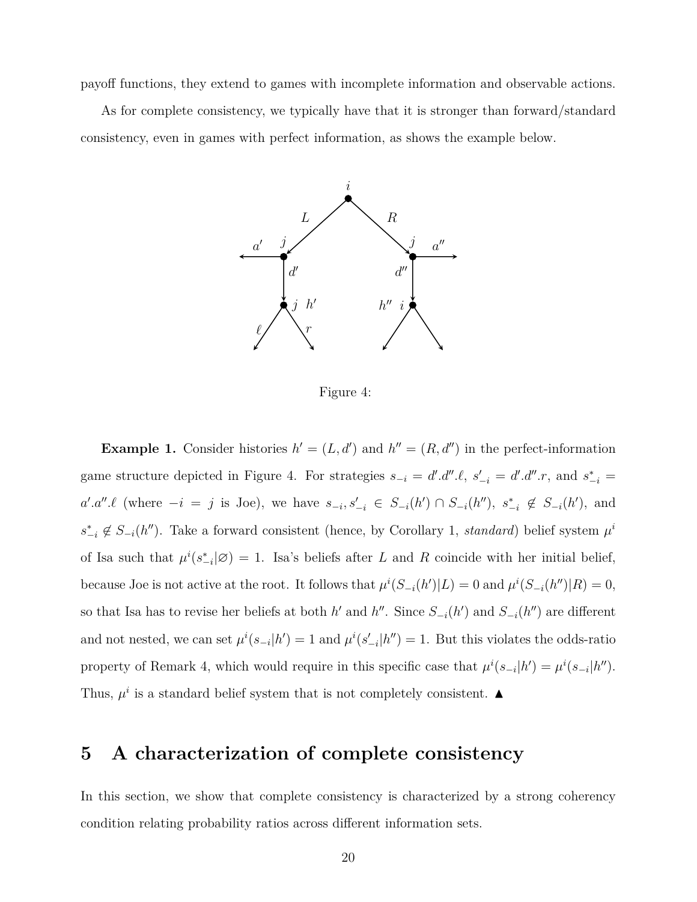payoff functions, they extend to games with incomplete information and observable actions.

As for complete consistency, we typically have that it is stronger than forward/standard consistency, even in games with perfect information, as shows the example below.

Figure 4:

**Example 1.** Consider histories $h' = (L, d')$ and $h'' = (R, d'')$ in the perfect-information game structure depicted in Figure 4. For strategies $s_{-i} = d'.d''.\ell$, $s'_{-i} = d'.d''.r$, and $s^*_{-i} = a'.a''.\ell$ (where $-i = j$ is Joe), we have $s_{-i}, s'_{-i} \in S_{-i}(h') \cap S_{-i}(h'')$, $s^*_{-i} \notin S_{-i}(h')$, and $s^*_{-i} \notin S_{-i}(h'')$. Take a forward consistent (hence, by Corollary 1, *standard*) belief system $\mu^i$ of Isa such that $\mu^i(s^*_{-i}|\varnothing) = 1$. Isa's beliefs after $L$ and $R$ coincide with her initial belief, because Joe is not active at the root. It follows that $\mu^i(S_{-i}(h')|L) = 0$ and $\mu^i(S_{-i}(h'')|R) = 0$, so that Isa has to revise her beliefs at both $h'$ and $h''$. Since $S_{-i}(h')$ and $S_{-i}(h'')$ are different and not nested, we can set $\mu^i(s_{-i}|h') = 1$ and $\mu^i(s'_{-i}|h'') = 1$. But this violates the odds-ratio property of Remark 4, which would require in this specific case that $\mu^i(s_{-i}|h') = \mu^i(s_{-i}|h'')$. Thus, $\mu^i$ is a standard belief system that is not completely consistent. ▲

## 5 A characterization of complete consistency

In this section, we show that complete consistency is characterized by a strong coherency condition relating probability ratios across different information sets.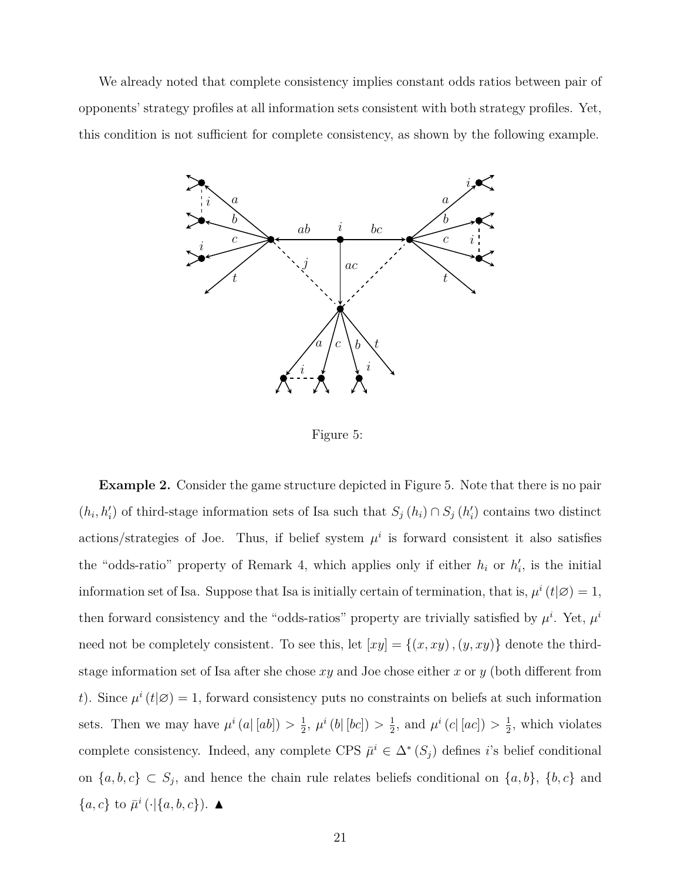We already noted that complete consistency implies constant odds ratios between pair of opponents' strategy profiles at all information sets consistent with both strategy profiles. Yet, this condition is not sufficient for complete consistency, as shown by the following example.

Figure 5:

**Example 2.** Consider the game structure depicted in Figure 5. Note that there is no pair $(h_i, h_i')$ of third-stage information sets of Isa such that $S_j(h_i) \cap S_j(h_i')$ contains two distinct actions/strategies of Joe. Thus, if belief system $\mu^i$ is forward consistent it also satisfies the "odds-ratio" property of Remark 4, which applies only if either $h_i$ or $h_i'$, is the initial information set of Isa. Suppose that Isa is initially certain of termination, that is, $\mu^i(t|\varnothing) = 1$, then forward consistency and the "odds-ratios" property are trivially satisfied by $\mu^i$. Yet, $\mu^i$ need not be completely consistent. To see this, let $[xy] = \{(x, xy), (y, xy)\}$ denote the third-stage information set of Isa after she chose $xy$ and Joe chose either $x$ or $y$ (both different from $t$). Since $\mu^i(t|\varnothing) = 1$, forward consistency puts no constraints on beliefs at such information sets. Then we may have $\mu^i(a|[ab]) > \frac{1}{2}$, $\mu^i(b|[bc]) > \frac{1}{2}$, and $\mu^i(c|[ac]) > \frac{1}{2}$, which violates complete consistency. Indeed, any complete CPS $\bar{\mu}^i \in \Delta^*(S_j)$ defines $i$'s belief conditional on $\{a, b, c\} \subset S_j$, and hence the chain rule relates beliefs conditional on $\{a, b\}$, $\{b, c\}$ and $\{a, c\}$ to $\bar{\mu}^i(\cdot|\{a, b, c\})$. ▲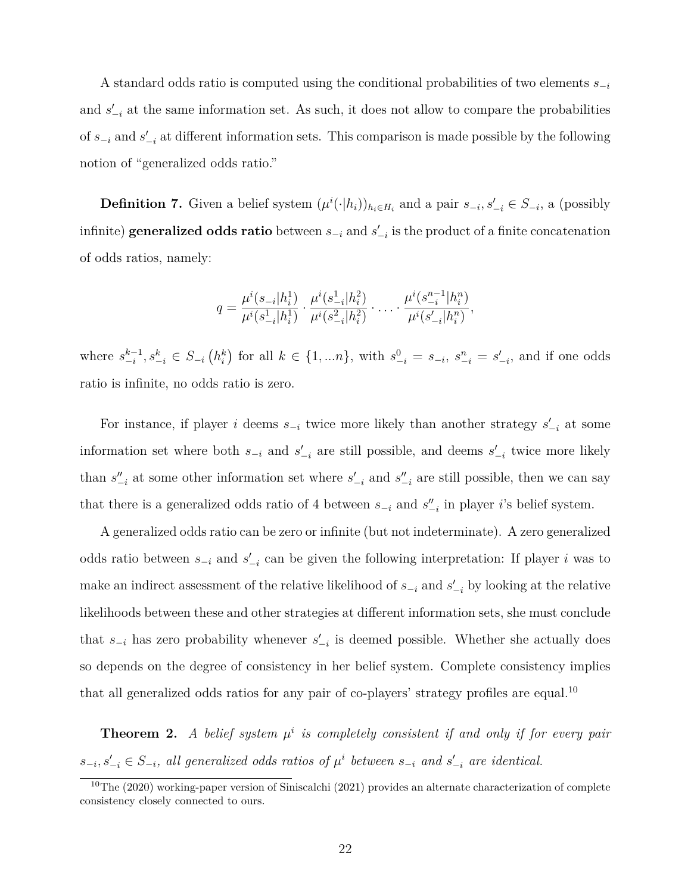A standard odds ratio is computed using the conditional probabilities of two elements $s_{-i}$ and $s'_{-i}$ at the same information set. As such, it does not allow to compare the probabilities of $s_{-i}$ and $s'_{-i}$ at different information sets. This comparison is made possible by the following notion of "generalized odds ratio."

**Definition 7.** Given a belief system $(\mu^i(\cdot|h_i))_{h_i \in H_i}$ and a pair $s_{-i}, s'_{-i} \in S_{-i}$, a (possibly infinite) **generalized odds ratio** between $s_{-i}$ and $s'_{-i}$ is the product of a finite concatenation of odds ratios, namely:

$$q = \frac{\mu^i(s_{-i}|h_i^1)}{\mu^i(s_{-i}^1|h_i^1)} \cdot \frac{\mu^i(s_{-i}^1|h_i^2)}{\mu^i(s_{-i}^2|h_i^2)} \cdot \ldots \cdot \frac{\mu^i(s_{-i}^{n-1}|h_i^n)}{\mu^i(s'_{-i}|h_i^n)},$$

where $s_{-i}^{k-1}, s_{-i}^k \in S_{-i}\left(h_i^k\right)$ for all $k \in \{1, ...n\}$, with $s_{-i}^0 = s_{-i}$, $s_{-i}^n = s'_{-i}$, and if one odds ratio is infinite, no odds ratio is zero.

For instance, if player $i$ deems $s_{-i}$ twice more likely than another strategy $s'_{-i}$ at some information set where both $s_{-i}$ and $s'_{-i}$ are still possible, and deems $s'_{-i}$ twice more likely than $s''_{-i}$ at some other information set where $s'_{-i}$ and $s''_{-i}$ are still possible, then we can say that there is a generalized odds ratio of 4 between $s_{-i}$ and $s''_{-i}$ in player $i$'s belief system.

A generalized odds ratio can be zero or infinite (but not indeterminate). A zero generalized odds ratio between $s_{-i}$ and $s'_{-i}$ can be given the following interpretation: If player $i$ was to make an indirect assessment of the relative likelihood of $s_{-i}$ and $s'_{-i}$ by looking at the relative likelihoods between these and other strategies at different information sets, she must conclude that $s_{-i}$ has zero probability whenever $s'_{-i}$ is deemed possible. Whether she actually does so depends on the degree of consistency in her belief system. Complete consistency implies that all generalized odds ratios for any pair of co-players' strategy profiles are equal.[10]

**Theorem 2.** *A belief system $\mu^i$ is completely consistent if and only if for every pair $s_{-i}, s'_{-i} \in S_{-i}$, all generalized odds ratios of $\mu^i$ between $s_{-i}$ and $s'_{-i}$ are identical.*

[10] The (2020) working-paper version of Siniscalchi (2021) provides an alternate characterization of complete consistency closely connected to ours.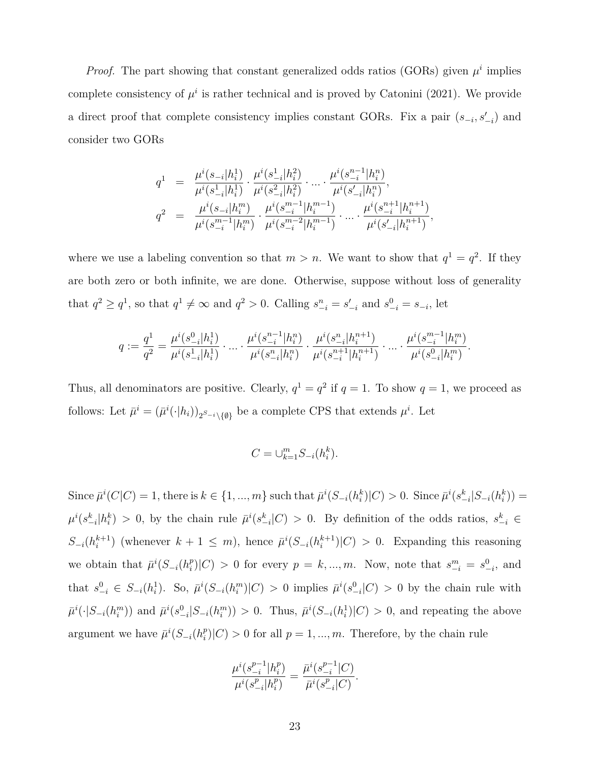*Proof.* The part showing that constant generalized odds ratios (GORs) given $\mu^i$ implies complete consistency of $\mu^i$ is rather technical and is proved by Catonini (2021). We provide a direct proof that complete consistency implies constant GORs. Fix a pair $(s_{-i}, s'_{-i})$ and consider two GORs

$$
\begin{aligned}
q^1 &= \frac{\mu^i(s_{-i}|h_i^1)}{\mu^i(s_{-i}^1|h_i^1)} \cdot \frac{\mu^i(s_{-i}^1|h_i^2)}{\mu^i(s_{-i}^2|h_i^2)} \cdot \ldots \cdot \frac{\mu^i(s_{-i}^{n-1}|h_i^n)}{\mu^i(s'_{-i}|h_i^n)}, \\
q^2 &= \frac{\mu^i(s_{-i}|h_i^m)}{\mu^i(s_{-i}^{m-1}|h_i^m)} \cdot \frac{\mu^i(s_{-i}^{m-1}|h_i^{m-1})}{\mu^i(s_{-i}^{m-2}|h_i^{m-1})} \cdot \ldots \cdot \frac{\mu^i(s_{-i}^{n+1}|h_i^{n+1})}{\mu^i(s'_{-i}|h_i^{n+1})},
\end{aligned}
$$

where we use a labeling convention so that $m > n$. We want to show that $q^1 = q^2$. If they are both zero or both infinite, we are done. Otherwise, suppose without loss of generality that $q^2 \geq q^1$, so that $q^1 \neq \infty$ and $q^2 > 0$. Calling $s_{-i}^n = s'_{-i}$ and $s_{-i}^0 = s_{-i}$, let

$$
q := \frac{q^1}{q^2} = \frac{\mu^i(s_{-i}^0|h_i^1)}{\mu^i(s_{-i}^1|h_i^1)} \cdot \ldots \cdot \frac{\mu^i(s_{-i}^{n-1}|h_i^n)}{\mu^i(s_{-i}^n|h_i^n)} \cdot \frac{\mu^i(s_{-i}^n|h_i^{n+1})}{\mu^i(s_{-i}^{n+1}|h_i^{n+1})} \cdot \ldots \cdot \frac{\mu^i(s_{-i}^{m-1}|h_i^m)}{\mu^i(s_{-i}^0|h_i^m)}.
$$

Thus, all denominators are positive. Clearly, $q^1 = q^2$ if $q = 1$. To show $q = 1$, we proceed as follows: Let $\bar{\mu}^i = (\bar{\mu}^i(\cdot|h_i))_{2^{S_{-i}}\setminus\{\emptyset\}}$ be a complete CPS that extends $\mu^i$. Let

$$
C = \cup_{k=1}^m S_{-i}(h_i^k).
$$

Since $\bar{\mu}^i(C|C) = 1$, there is $k \in \{1, ..., m\}$ such that $\bar{\mu}^i(S_{-i}(h_i^k)|C) > 0$. Since $\bar{\mu}^i(s_{-i}^k|S_{-i}(h_i^k)) = \mu^i(s_{-i}^k|h_i^k) > 0$, by the chain rule $\bar{\mu}^i(s_{-i}^k|C) > 0$. By definition of the odds ratios, $s_{-i}^k \in S_{-i}(h_i^{k+1})$ (whenever $k + 1 \leq m$), hence $\bar{\mu}^i(S_{-i}(h_i^{k+1})|C) > 0$. Expanding this reasoning we obtain that $\bar{\mu}^i(S_{-i}(h_i^p)|C) > 0$ for every $p = k, ..., m$. Now, note that $s_{-i}^m = s_{-i}^0$, and that $s_{-i}^0 \in S_{-i}(h_i^1)$. So, $\bar{\mu}^i(S_{-i}(h_i^m)|C) > 0$ implies $\bar{\mu}^i(s_{-i}^0|C) > 0$ by the chain rule with $\bar{\mu}^i(\cdot|S_{-i}(h_i^m))$ and $\bar{\mu}^i(s_{-i}^0|S_{-i}(h_i^m)) > 0$. Thus, $\bar{\mu}^i(S_{-i}(h_i^1)|C) > 0$, and repeating the above argument we have $\bar{\mu}^i(S_{-i}(h_i^p)|C) > 0$ for all $p = 1, ..., m$. Therefore, by the chain rule

$$
\frac{\mu^i(s_{-i}^{p-1}|h_i^p)}{\mu^i(s_{-i}^p|h_i^p)} = \frac{\bar{\mu}^i(s_{-i}^{p-1}|C)}{\bar{\mu}^i(s_{-i}^p|C)}.
$$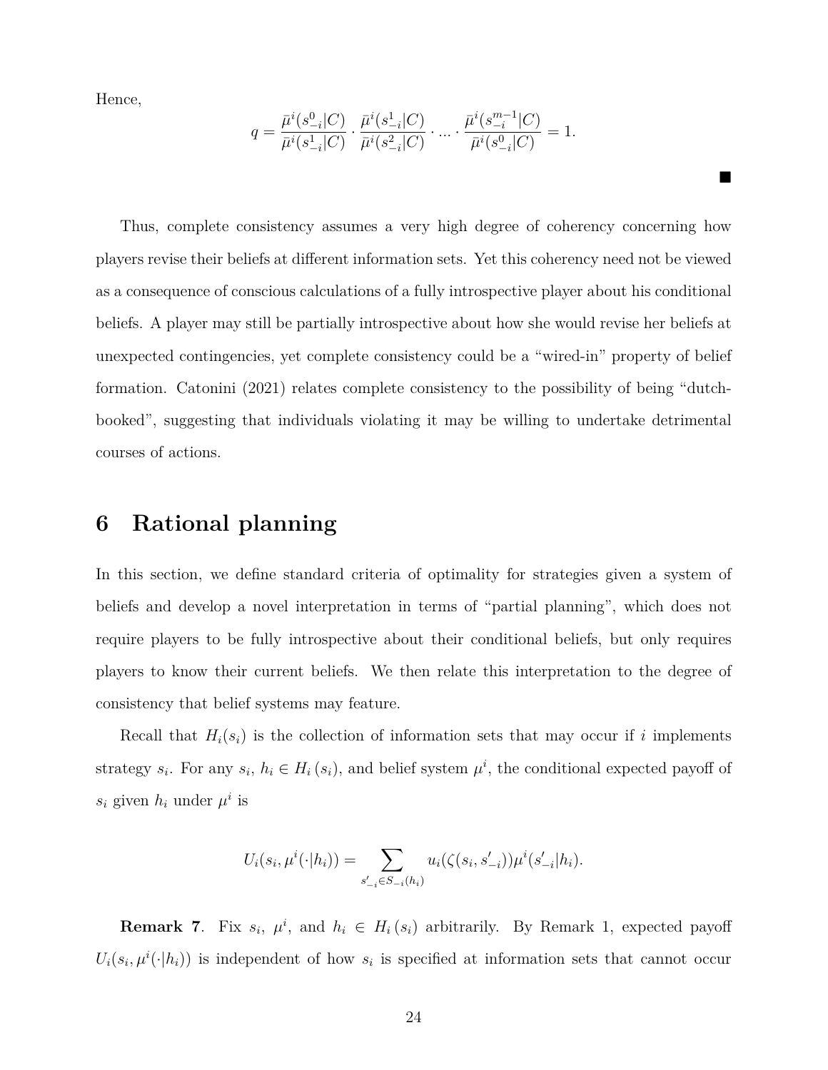Hence,

$$q = \frac{\bar{\mu}^i(s^0_{-i}|C)}{\bar{\mu}^i(s^1_{-i}|C)} \cdot \frac{\bar{\mu}^i(s^1_{-i}|C)}{\bar{\mu}^i(s^2_{-i}|C)} \cdot ... \cdot \frac{\bar{\mu}^i(s^{m-1}_{-i}|C)}{\bar{\mu}^i(s^0_{-i}|C)} = 1.$$

■

Thus, complete consistency assumes a very high degree of coherency concerning how players revise their beliefs at different information sets. Yet this coherency need not be viewed as a consequence of conscious calculations of a fully introspective player about his conditional beliefs. A player may still be partially introspective about how she would revise her beliefs at unexpected contingencies, yet complete consistency could be a "wired-in" property of belief formation. Catonini (2021) relates complete consistency to the possibility of being "dutch-booked", suggesting that individuals violating it may be willing to undertake detrimental courses of actions.

# 6 Rational planning

In this section, we define standard criteria of optimality for strategies given a system of beliefs and develop a novel interpretation in terms of "partial planning", which does not require players to be fully introspective about their conditional beliefs, but only requires players to know their current beliefs. We then relate this interpretation to the degree of consistency that belief systems may feature.

Recall that $H_i(s_i)$ is the collection of information sets that may occur if $i$ implements strategy $s_i$. For any $s_i$, $h_i \in H_i(s_i)$, and belief system $\mu^i$, the conditional expected payoff of $s_i$ given $h_i$ under $\mu^i$ is

$$U_i(s_i, \mu^i(\cdot|h_i)) = \sum_{s'_{-i} \in S_{-i}(h_i)} u_i(\zeta(s_i, s'_{-i}))\mu^i(s'_{-i}|h_i).$$

**Remark 7**. Fix $s_i$, $\mu^i$, and $h_i \in H_i(s_i)$ arbitrarily. By Remark 1, expected payoff $U_i(s_i, \mu^i(\cdot|h_i))$ is independent of how $s_i$ is specified at information sets that cannot occur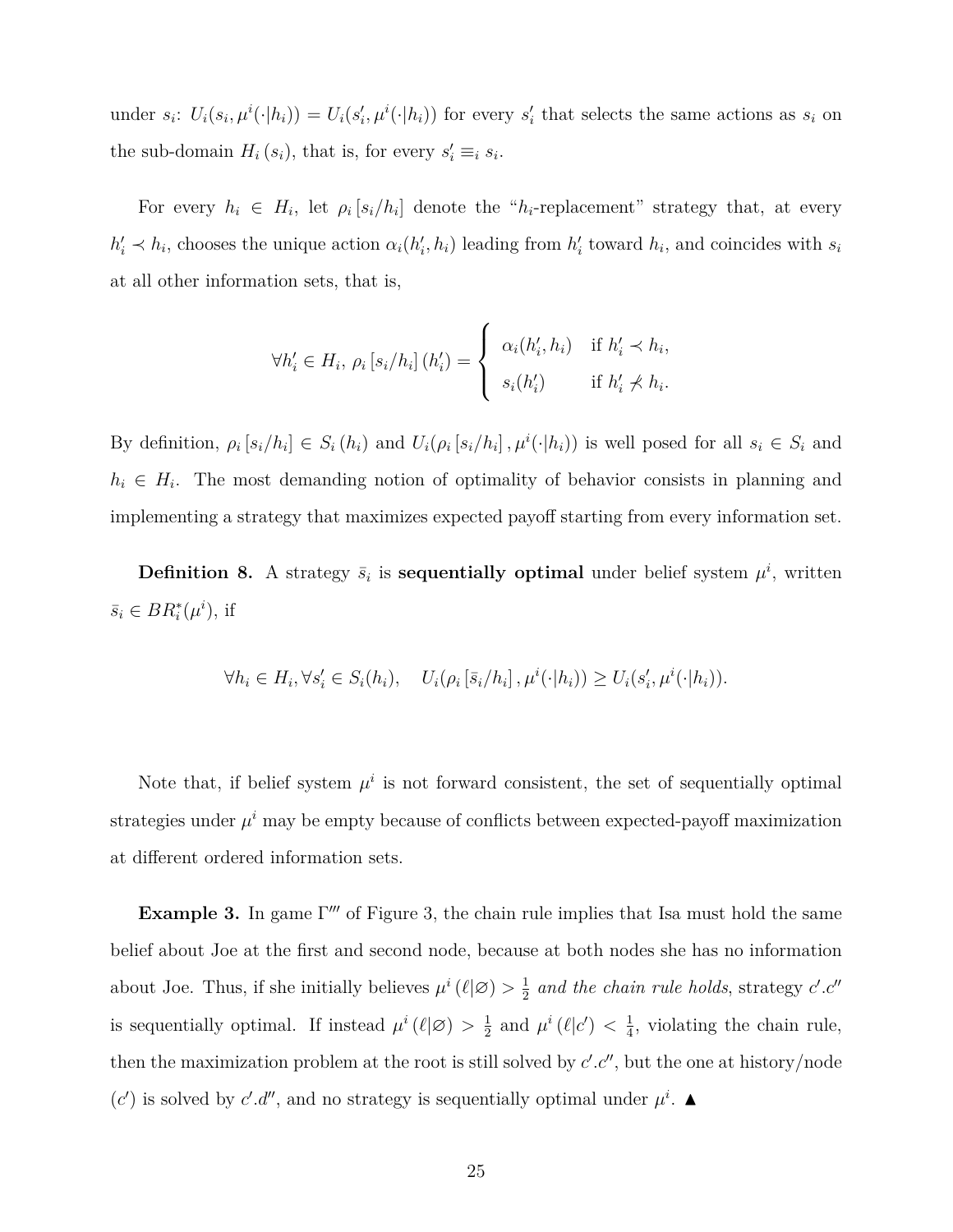under $s_i$: $U_i(s_i, \mu^i(\cdot|h_i)) = U_i(s_i', \mu^i(\cdot|h_i))$ for every $s_i'$ that selects the same actions as $s_i$ on the sub-domain $H_i(s_i)$, that is, for every $s_i' \equiv_i s_i$.

For every $h_i \in H_i$, let $\rho_i[s_i/h_i]$ denote the "$h_i$-replacement" strategy that, at every $h_i' \prec h_i$, chooses the unique action $\alpha_i(h_i', h_i)$ leading from $h_i'$ toward $h_i$, and coincides with $s_i$ at all other information sets, that is,

$$\forall h_i' \in H_i,\ \rho_i[s_i/h_i](h_i') = \begin{cases} \alpha_i(h_i', h_i) & \text{if } h_i' \prec h_i, \\ s_i(h_i') & \text{if } h_i' \not\prec h_i. \end{cases}$$

By definition, $\rho_i[s_i/h_i] \in S_i(h_i)$ and $U_i(\rho_i[s_i/h_i], \mu^i(\cdot|h_i))$ is well posed for all $s_i \in S_i$ and $h_i \in H_i$. The most demanding notion of optimality of behavior consists in planning and implementing a strategy that maximizes expected payoff starting from every information set.

**Definition 8.** A strategy $\bar{s}_i$ is **sequentially optimal** under belief system $\mu^i$, written $\bar{s}_i \in BR_i^*(\mu^i)$, if

$$\forall h_i \in H_i, \forall s_i' \in S_i(h_i), \quad U_i(\rho_i[\bar{s}_i/h_i], \mu^i(\cdot|h_i)) \geq U_i(s_i', \mu^i(\cdot|h_i)).$$

Note that, if belief system $\mu^i$ is not forward consistent, the set of sequentially optimal strategies under $\mu^i$ may be empty because of conflicts between expected-payoff maximization at different ordered information sets.

**Example 3.** In game $\Gamma'''$ of Figure 3, the chain rule implies that Isa must hold the same belief about Joe at the first and second node, because at both nodes she has no information about Joe. Thus, if she initially believes $\mu^i(\ell|\varnothing) > \frac{1}{2}$ *and the chain rule holds*, strategy $c'.c''$ is sequentially optimal. If instead $\mu^i(\ell|\varnothing) > \frac{1}{2}$ and $\mu^i(\ell|c') < \frac{1}{4}$, violating the chain rule, then the maximization problem at the root is still solved by $c'.c''$, but the one at history/node $(c')$ is solved by $c'.d''$, and no strategy is sequentially optimal under $\mu^i$. ▲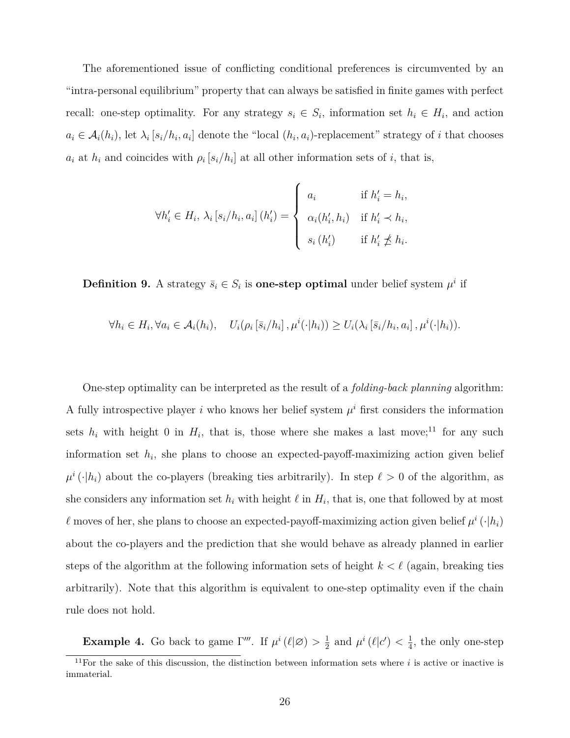The aforementioned issue of conflicting conditional preferences is circumvented by an "intra-personal equilibrium" property that can always be satisfied in finite games with perfect recall: one-step optimality. For any strategy $s_i \in S_i$, information set $h_i \in H_i$, and action $a_i \in \mathcal{A}_i(h_i)$, let $\lambda_i [s_i/h_i, a_i]$ denote the "local $(h_i, a_i)$-replacement" strategy of $i$ that chooses $a_i$ at $h_i$ and coincides with $\rho_i [s_i/h_i]$ at all other information sets of $i$, that is,

$$\forall h_i' \in H_i,\ \lambda_i [s_i/h_i, a_i] (h_i') = \begin{cases} a_i & \text{if } h_i' = h_i, \\ \alpha_i(h_i', h_i) & \text{if } h_i' \prec h_i, \\ s_i (h_i') & \text{if } h_i' \not\preceq h_i. \end{cases}$$

**Definition 9.** A strategy $\bar{s}_i \in S_i$ is **one-step optimal** under belief system $\mu^i$ if

$$\forall h_i \in H_i, \forall a_i \in \mathcal{A}_i(h_i), \quad U_i(\rho_i [\bar{s}_i/h_i], \mu^i(\cdot|h_i)) \geq U_i(\lambda_i [\bar{s}_i/h_i, a_i], \mu^i(\cdot|h_i)).$$

One-step optimality can be interpreted as the result of a *folding-back planning* algorithm: A fully introspective player $i$ who knows her belief system $\mu^i$ first considers the information sets $h_i$ with height 0 in $H_i$, that is, those where she makes a last move;[11] for any such information set $h_i$, she plans to choose an expected-payoff-maximizing action given belief $\mu^i (\cdot|h_i)$ about the co-players (breaking ties arbitrarily). In step $\ell > 0$ of the algorithm, as she considers any information set $h_i$ with height $\ell$ in $H_i$, that is, one that followed by at most $\ell$ moves of her, she plans to choose an expected-payoff-maximizing action given belief $\mu^i (\cdot|h_i)$ about the co-players and the prediction that she would behave as already planned in earlier steps of the algorithm at the following information sets of height $k < \ell$ (again, breaking ties arbitrarily). Note that this algorithm is equivalent to one-step optimality even if the chain rule does not hold.

**Example 4.** Go back to game $\Gamma'''$. If $\mu^i (\ell|\varnothing) > \frac{1}{2}$ and $\mu^i (\ell|c') < \frac{1}{4}$, the only one-step

[11] For the sake of this discussion, the distinction between information sets where $i$ is active or inactive is immaterial.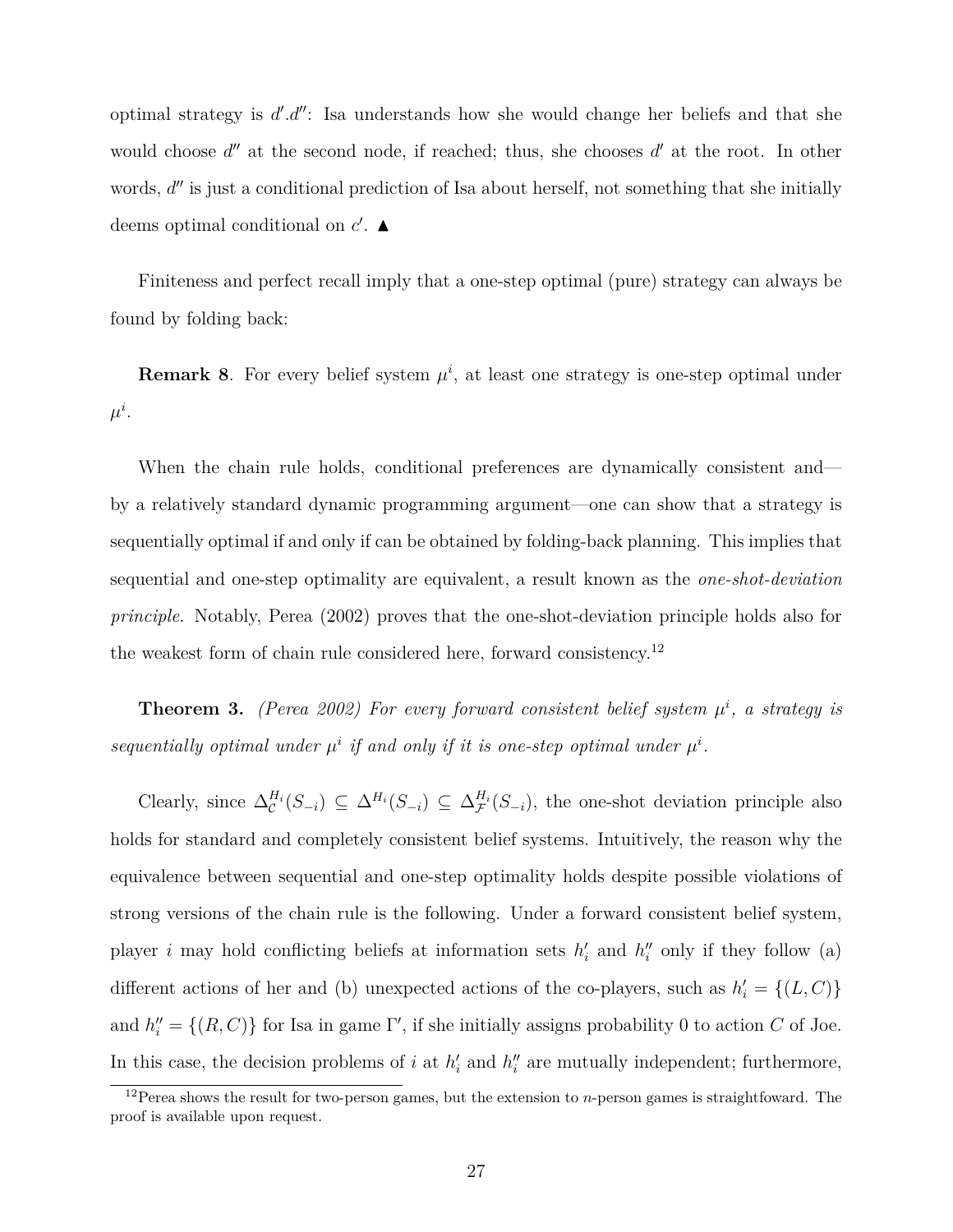optimal strategy is $d'.d''$: Isa understands how she would change her beliefs and that she would choose $d''$ at the second node, if reached; thus, she chooses $d'$ at the root. In other words, $d''$ is just a conditional prediction of Isa about herself, not something that she initially deems optimal conditional on $c'$. ▲

Finiteness and perfect recall imply that a one-step optimal (pure) strategy can always be found by folding back:

**Remark 8**. For every belief system $\mu^i$, at least one strategy is one-step optimal under $\mu^i$.

When the chain rule holds, conditional preferences are dynamically consistent and—by a relatively standard dynamic programming argument—one can show that a strategy is sequentially optimal if and only if can be obtained by folding-back planning. This implies that sequential and one-step optimality are equivalent, a result known as the *one-shot-deviation principle*. Notably, Perea (2002) proves that the one-shot-deviation principle holds also for the weakest form of chain rule considered here, forward consistency.[12]

**Theorem 3.** *(Perea 2002) For every forward consistent belief system $\mu^i$, a strategy is sequentially optimal under $\mu^i$ if and only if it is one-step optimal under $\mu^i$.*

Clearly, since $\Delta^{H_i}_{\mathcal{C}}(S_{-i}) \subseteq \Delta^{H_i}(S_{-i}) \subseteq \Delta^{H_i}_{\mathcal{F}}(S_{-i})$, the one-shot deviation principle also holds for standard and completely consistent belief systems. Intuitively, the reason why the equivalence between sequential and one-step optimality holds despite possible violations of strong versions of the chain rule is the following. Under a forward consistent belief system, player $i$ may hold conflicting beliefs at information sets $h'_i$ and $h''_i$ only if they follow (a) different actions of her and (b) unexpected actions of the co-players, such as $h'_i = \{(L, C)\}$ and $h''_i = \{(R, C)\}$ for Isa in game $\Gamma'$, if she initially assigns probability 0 to action $C$ of Joe. In this case, the decision problems of $i$ at $h'_i$ and $h''_i$ are mutually independent; furthermore,

[12] Perea shows the result for two-person games, but the extension to $n$-person games is straightfoward. The proof is available upon request.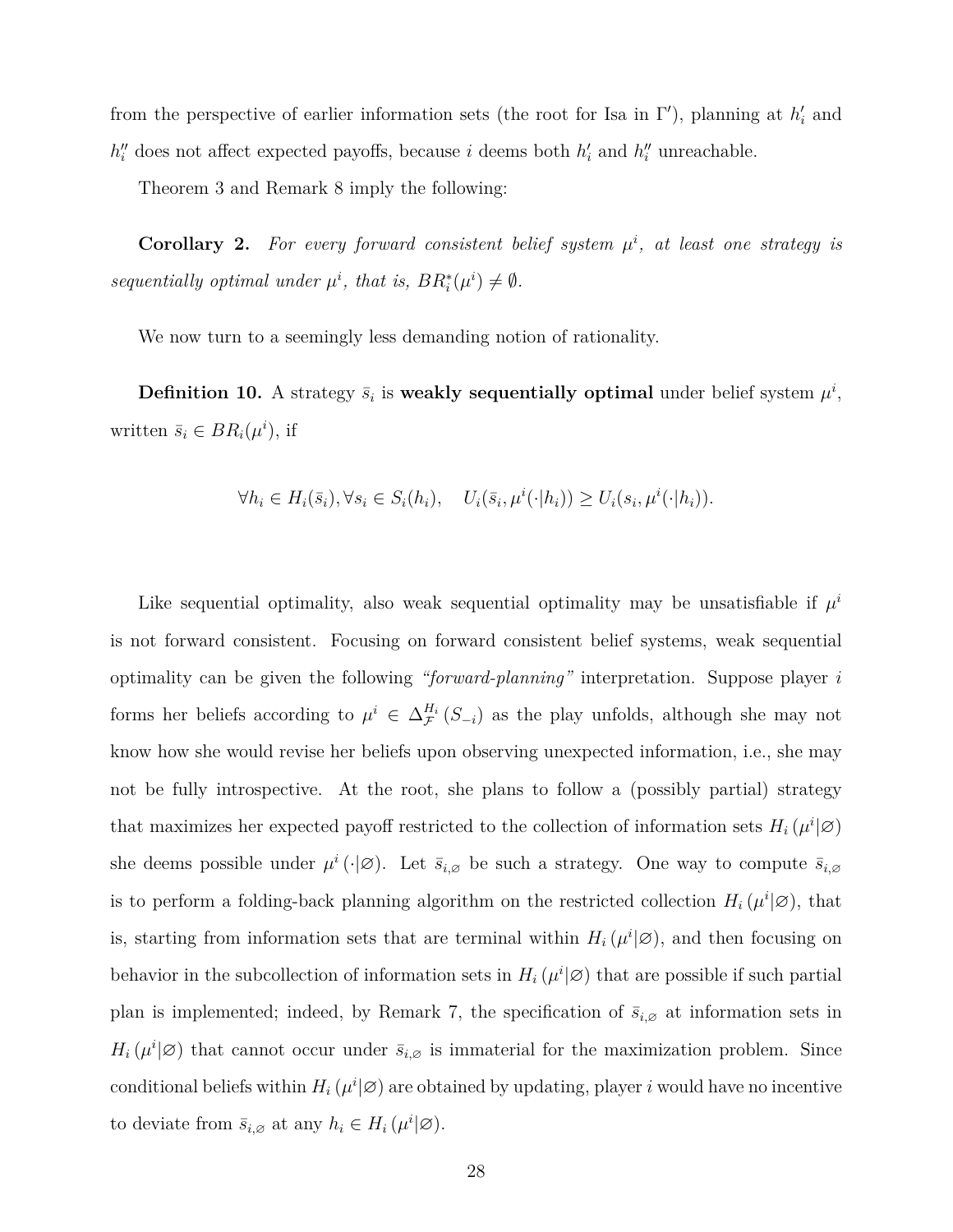from the perspective of earlier information sets (the root for Isa in $\Gamma'$), planning at $h_i'$ and $h_i''$ does not affect expected payoffs, because $i$ deems both $h_i'$ and $h_i''$ unreachable.

Theorem 3 and Remark 8 imply the following:

**Corollary 2.** *For every forward consistent belief system $\mu^i$, at least one strategy is sequentially optimal under $\mu^i$, that is, $BR_i^*(\mu^i) \neq \emptyset$.*

We now turn to a seemingly less demanding notion of rationality.

**Definition 10.** A strategy $\bar{s}_i$ is **weakly sequentially optimal** under belief system $\mu^i$, written $\bar{s}_i \in BR_i(\mu^i)$, if

$$\forall h_i \in H_i(\bar{s}_i), \forall s_i \in S_i(h_i), \quad U_i(\bar{s}_i, \mu^i(\cdot|h_i)) \geq U_i(s_i, \mu^i(\cdot|h_i)).$$

Like sequential optimality, also weak sequential optimality may be unsatisfiable if $\mu^i$ is not forward consistent. Focusing on forward consistent belief systems, weak sequential optimality can be given the following *"forward-planning"* interpretation. Suppose player $i$ forms her beliefs according to $\mu^i \in \Delta_{\mathcal{F}}^{H_i}(S_{-i})$ as the play unfolds, although she may not know how she would revise her beliefs upon observing unexpected information, i.e., she may not be fully introspective. At the root, she plans to follow a (possibly partial) strategy that maximizes her expected payoff restricted to the collection of information sets $H_i(\mu^i|\varnothing)$ she deems possible under $\mu^i(\cdot|\varnothing)$. Let $\bar{s}_{i,\varnothing}$ be such a strategy. One way to compute $\bar{s}_{i,\varnothing}$ is to perform a folding-back planning algorithm on the restricted collection $H_i(\mu^i|\varnothing)$, that is, starting from information sets that are terminal within $H_i(\mu^i|\varnothing)$, and then focusing on behavior in the subcollection of information sets in $H_i(\mu^i|\varnothing)$ that are possible if such partial plan is implemented; indeed, by Remark 7, the specification of $\bar{s}_{i,\varnothing}$ at information sets in $H_i(\mu^i|\varnothing)$ that cannot occur under $\bar{s}_{i,\varnothing}$ is immaterial for the maximization problem. Since conditional beliefs within $H_i(\mu^i|\varnothing)$ are obtained by updating, player $i$ would have no incentive to deviate from $\bar{s}_{i,\varnothing}$ at any $h_i \in H_i(\mu^i|\varnothing)$.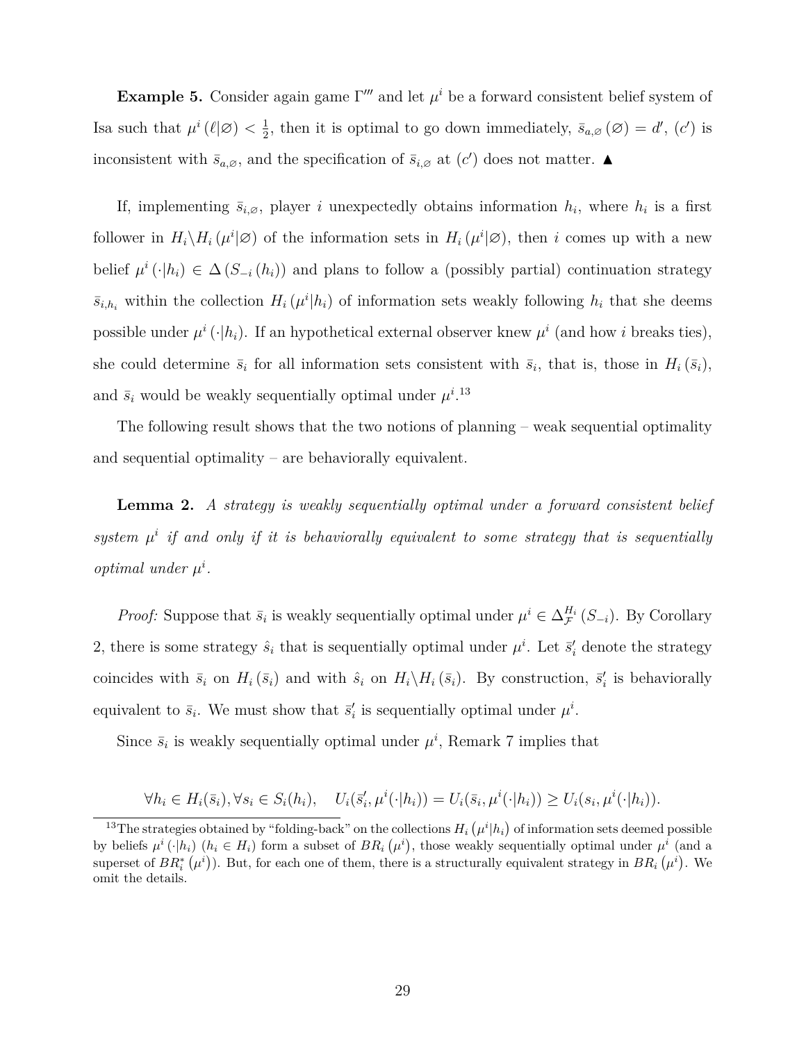**Example 5.** Consider again game $\Gamma'''$ and let $\mu^i$ be a forward consistent belief system of Isa such that $\mu^i(\ell|\varnothing) < \frac{1}{2}$, then it is optimal to go down immediately, $\bar{s}_{a,\varnothing}(\varnothing) = d'$, $(c')$ is inconsistent with $\bar{s}_{a,\varnothing}$, and the specification of $\bar{s}_{i,\varnothing}$ at $(c')$ does not matter. ▲

If, implementing $\bar{s}_{i,\varnothing}$, player $i$ unexpectedly obtains information $h_i$, where $h_i$ is a first follower in $H_i \backslash H_i(\mu^i|\varnothing)$ of the information sets in $H_i(\mu^i|\varnothing)$, then $i$ comes up with a new belief $\mu^i(\cdot|h_i) \in \Delta(S_{-i}(h_i))$ and plans to follow a (possibly partial) continuation strategy $\bar{s}_{i,h_i}$ within the collection $H_i(\mu^i|h_i)$ of information sets weakly following $h_i$ that she deems possible under $\mu^i(\cdot|h_i)$. If an hypothetical external observer knew $\mu^i$ (and how $i$ breaks ties), she could determine $\bar{s}_i$ for all information sets consistent with $\bar{s}_i$, that is, those in $H_i(\bar{s}_i)$, and $\bar{s}_i$ would be weakly sequentially optimal under $\mu^i$.[13]

The following result shows that the two notions of planning – weak sequential optimality and sequential optimality – are behaviorally equivalent.

**Lemma 2.** *A strategy is weakly sequentially optimal under a forward consistent belief system $\mu^i$ if and only if it is behaviorally equivalent to some strategy that is sequentially optimal under $\mu^i$.*

*Proof:* Suppose that $\bar{s}_i$ is weakly sequentially optimal under $\mu^i \in \Delta_{\mathcal{F}}^{H_i}(S_{-i})$. By Corollary 2, there is some strategy $\hat{s}_i$ that is sequentially optimal under $\mu^i$. Let $\bar{s}'_i$ denote the strategy coincides with $\bar{s}_i$ on $H_i(\bar{s}_i)$ and with $\hat{s}_i$ on $H_i \backslash H_i(\bar{s}_i)$. By construction, $\bar{s}'_i$ is behaviorally equivalent to $\bar{s}_i$. We must show that $\bar{s}'_i$ is sequentially optimal under $\mu^i$.

Since $\bar{s}_i$ is weakly sequentially optimal under $\mu^i$, Remark 7 implies that

$$\forall h_i \in H_i(\bar{s}_i), \forall s_i \in S_i(h_i), \quad U_i(\bar{s}'_i, \mu^i(\cdot|h_i)) = U_i(\bar{s}_i, \mu^i(\cdot|h_i)) \geq U_i(s_i, \mu^i(\cdot|h_i)).$$

[13] The strategies obtained by "folding-back" on the collections $H_i(\mu^i|h_i)$ of information sets deemed possible by beliefs $\mu^i(\cdot|h_i)$ ($h_i \in H_i$) form a subset of $BR_i(\mu^i)$, those weakly sequentially optimal under $\mu^i$ (and a superset of $BR_i^*(\mu^i)$). But, for each one of them, there is a structurally equivalent strategy in $BR_i(\mu^i)$. We omit the details.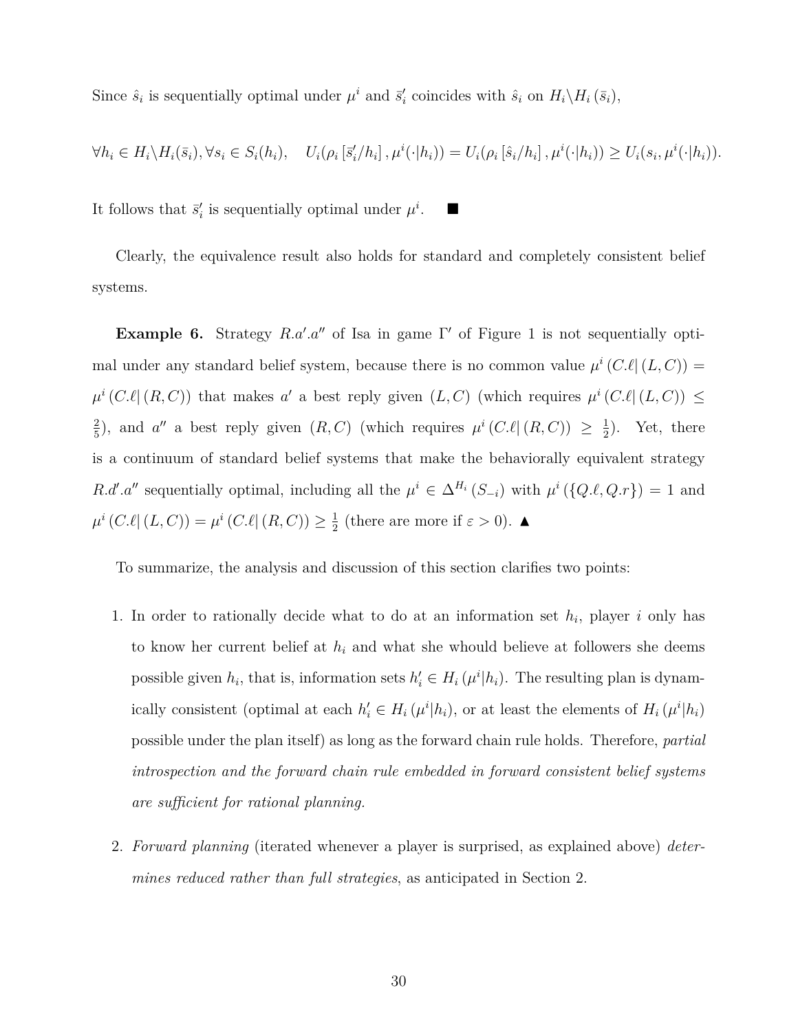Since $\hat{s}_i$ is sequentially optimal under $\mu^i$ and $\bar{s}'_i$ coincides with $\hat{s}_i$ on $H_i \backslash H_i(\bar{s}_i)$,

$$\forall h_i \in H_i \backslash H_i(\bar{s}_i), \forall s_i \in S_i(h_i), \quad U_i(\rho_i [\bar{s}'_i/h_i], \mu^i(\cdot|h_i)) = U_i(\rho_i [\hat{s}_i/h_i], \mu^i(\cdot|h_i)) \geq U_i(s_i, \mu^i(\cdot|h_i)).$$

It follows that $\bar{s}'_i$ is sequentially optimal under $\mu^i$. ■

Clearly, the equivalence result also holds for standard and completely consistent belief systems.

**Example 6.** Strategy $R.a'.a''$ of Isa in game $\Gamma'$ of Figure 1 is not sequentially optimal under any standard belief system, because there is no common value $\mu^i(C.\ell|(L,C)) = \mu^i(C.\ell|(R,C))$ that makes $a'$ a best reply given $(L,C)$ (which requires $\mu^i(C.\ell|(L,C)) \leq \frac{2}{5}$), and $a''$ a best reply given $(R,C)$ (which requires $\mu^i(C.\ell|(R,C)) \geq \frac{1}{2}$). Yet, there is a continuum of standard belief systems that make the behaviorally equivalent strategy $R.d'.a''$ sequentially optimal, including all the $\mu^i \in \Delta^{H_i}(S_{-i})$ with $\mu^i(\{Q.\ell, Q.r\}) = 1$ and $\mu^i(C.\ell|(L,C)) = \mu^i(C.\ell|(R,C)) \geq \frac{1}{2}$ (there are more if $\varepsilon > 0$). ▲

To summarize, the analysis and discussion of this section clarifies two points:

1. In order to rationally decide what to do at an information set $h_i$, player $i$ only has to know her current belief at $h_i$ and what she whould believe at followers she deems possible given $h_i$, that is, information sets $h'_i \in H_i(\mu^i|h_i)$. The resulting plan is dynamically consistent (optimal at each $h'_i \in H_i(\mu^i|h_i)$, or at least the elements of $H_i(\mu^i|h_i)$ possible under the plan itself) as long as the forward chain rule holds. Therefore, *partial introspection and the forward chain rule embedded in forward consistent belief systems are sufficient for rational planning.*

2. *Forward planning* (iterated whenever a player is surprised, as explained above) *determines reduced rather than full strategies*, as anticipated in Section 2.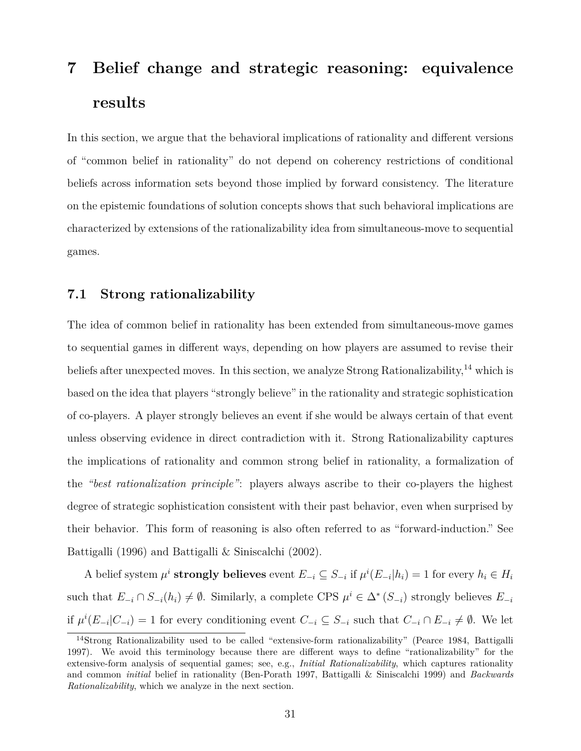# 7 Belief change and strategic reasoning: equivalence results

In this section, we argue that the behavioral implications of rationality and different versions of "common belief in rationality" do not depend on coherency restrictions of conditional beliefs across information sets beyond those implied by forward consistency. The literature on the epistemic foundations of solution concepts shows that such behavioral implications are characterized by extensions of the rationalizability idea from simultaneous-move to sequential games.

## 7.1 Strong rationalizability

The idea of common belief in rationality has been extended from simultaneous-move games to sequential games in different ways, depending on how players are assumed to revise their beliefs after unexpected moves. In this section, we analyze Strong Rationalizability,[14] which is based on the idea that players "strongly believe" in the rationality and strategic sophistication of co-players. A player strongly believes an event if she would be always certain of that event unless observing evidence in direct contradiction with it. Strong Rationalizability captures the implications of rationality and common strong belief in rationality, a formalization of the *"best rationalization principle"*: players always ascribe to their co-players the highest degree of strategic sophistication consistent with their past behavior, even when surprised by their behavior. This form of reasoning is also often referred to as "forward-induction." See Battigalli (1996) and Battigalli & Siniscalchi (2002).

A belief system $\mu^i$ **strongly believes** event $E_{-i} \subseteq S_{-i}$ if $\mu^i(E_{-i}|h_i) = 1$ for every $h_i \in H_i$ such that $E_{-i} \cap S_{-i}(h_i) \neq \emptyset$. Similarly, a complete CPS $\mu^i \in \Delta^*(S_{-i})$ strongly believes $E_{-i}$ if $\mu^i(E_{-i}|C_{-i}) = 1$ for every conditioning event $C_{-i} \subseteq S_{-i}$ such that $C_{-i} \cap E_{-i} \neq \emptyset$. We let

[14] Strong Rationalizability used to be called "extensive-form rationalizability" (Pearce 1984, Battigalli 1997). We avoid this terminology because there are different ways to define "rationalizability" for the extensive-form analysis of sequential games; see, e.g., *Initial Rationalizability*, which captures rationality and common *initial* belief in rationality (Ben-Porath 1997, Battigalli & Siniscalchi 1999) and *Backwards Rationalizability*, which we analyze in the next section.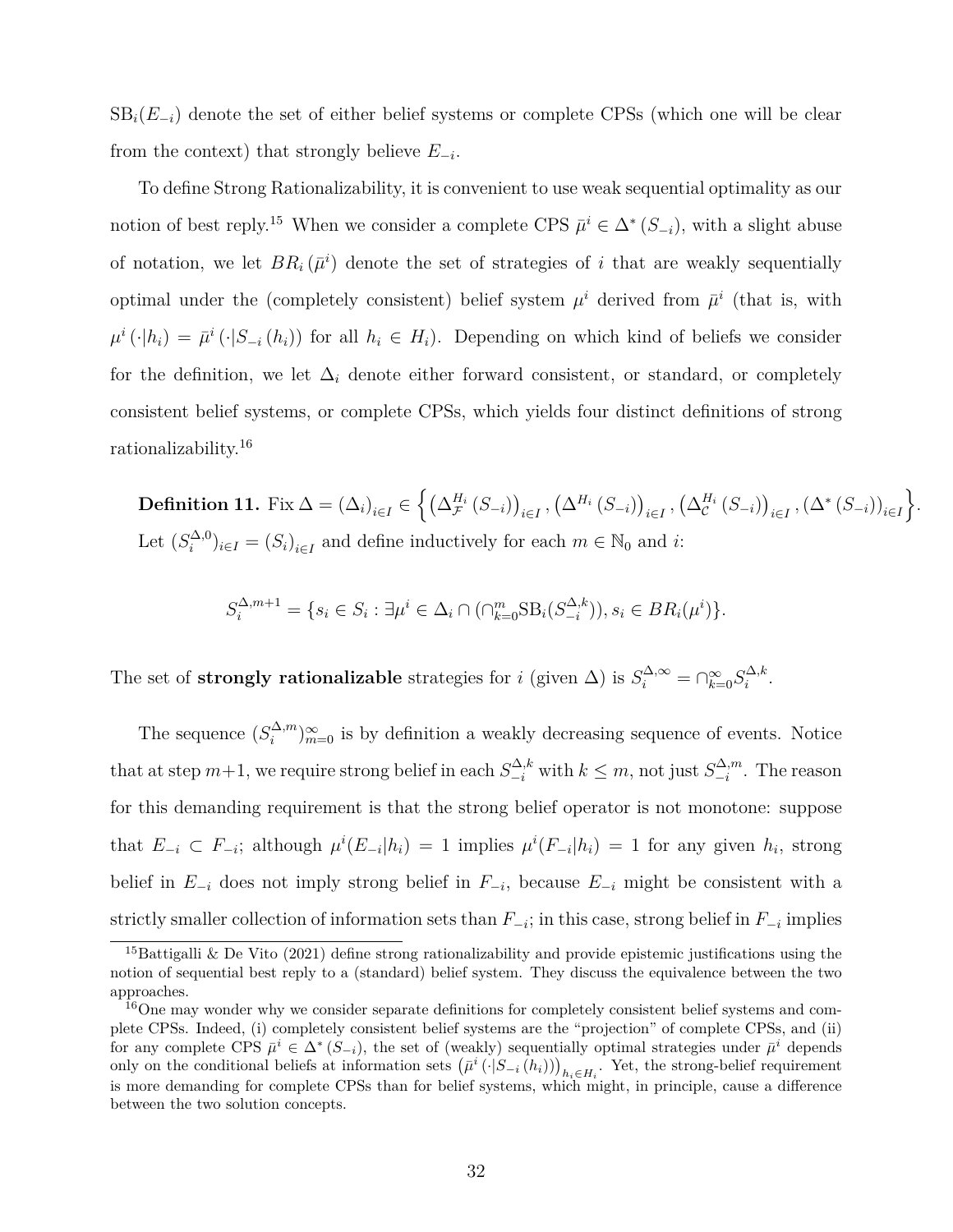$\mathrm{SB}_i(E_{-i})$ denote the set of either belief systems or complete CPSs (which one will be clear from the context) that strongly believe $E_{-i}$.

To define Strong Rationalizability, it is convenient to use weak sequential optimality as our notion of best reply.[15] When we consider a complete CPS $\bar{\mu}^i \in \Delta^*(S_{-i})$, with a slight abuse of notation, we let $BR_i(\bar{\mu}^i)$ denote the set of strategies of $i$ that are weakly sequentially optimal under the (completely consistent) belief system $\mu^i$ derived from $\bar{\mu}^i$ (that is, with $\mu^i(\cdot|h_i) = \bar{\mu}^i(\cdot|S_{-i}(h_i))$ for all $h_i \in H_i$). Depending on which kind of beliefs we consider for the definition, we let $\Delta_i$ denote either forward consistent, or standard, or completely consistent belief systems, or complete CPSs, which yields four distinct definitions of strong rationalizability.[16]

**Definition 11.** Fix $\Delta = (\Delta_i)_{i\in I} \in \left\{ \left(\Delta^{H_i}_{\mathcal{F}}(S_{-i})\right)_{i\in I}, \left(\Delta^{H_i}(S_{-i})\right)_{i\in I}, \left(\Delta^{H_i}_{\mathcal{C}}(S_{-i})\right)_{i\in I}, \left(\Delta^{*}(S_{-i})\right)_{i\in I} \right\}$. Let $(S_i^{\Delta,0})_{i\in I} = (S_i)_{i\in I}$ and define inductively for each $m \in \mathbb{N}_0$ and $i$:

$$S_i^{\Delta,m+1} = \{s_i \in S_i : \exists \mu^i \in \Delta_i \cap (\cap_{k=0}^m \mathrm{SB}_i(S_{-i}^{\Delta,k})), s_i \in BR_i(\mu^i)\}.$$

The set of **strongly rationalizable** strategies for $i$ (given $\Delta$) is $S_i^{\Delta,\infty} = \cap_{k=0}^{\infty} S_i^{\Delta,k}$.

The sequence $(S_i^{\Delta,m})_{m=0}^{\infty}$ is by definition a weakly decreasing sequence of events. Notice that at step $m+1$, we require strong belief in each $S_{-i}^{\Delta,k}$ with $k \leq m$, not just $S_{-i}^{\Delta,m}$. The reason for this demanding requirement is that the strong belief operator is not monotone: suppose that $E_{-i} \subset F_{-i}$; although $\mu^i(E_{-i}|h_i) = 1$ implies $\mu^i(F_{-i}|h_i) = 1$ for any given $h_i$, strong belief in $E_{-i}$ does not imply strong belief in $F_{-i}$, because $E_{-i}$ might be consistent with a strictly smaller collection of information sets than $F_{-i}$; in this case, strong belief in $F_{-i}$ implies

---

[15] Battigalli & De Vito (2021) define strong rationalizability and provide epistemic justifications using the notion of sequential best reply to a (standard) belief system. They discuss the equivalence between the two approaches.

[16] One may wonder why we consider separate definitions for completely consistent belief systems and complete CPSs. Indeed, (i) completely consistent belief systems are the "projection" of complete CPSs, and (ii) for any complete CPS $\bar{\mu}^i \in \Delta^*(S_{-i})$, the set of (weakly) sequentially optimal strategies under $\bar{\mu}^i$ depends only on the conditional beliefs at information sets $\left(\bar{\mu}^i(\cdot|S_{-i}(h_i))\right)_{h_i \in H_i}$. Yet, the strong-belief requirement is more demanding for complete CPSs than for belief systems, which might, in principle, cause a difference between the two solution concepts.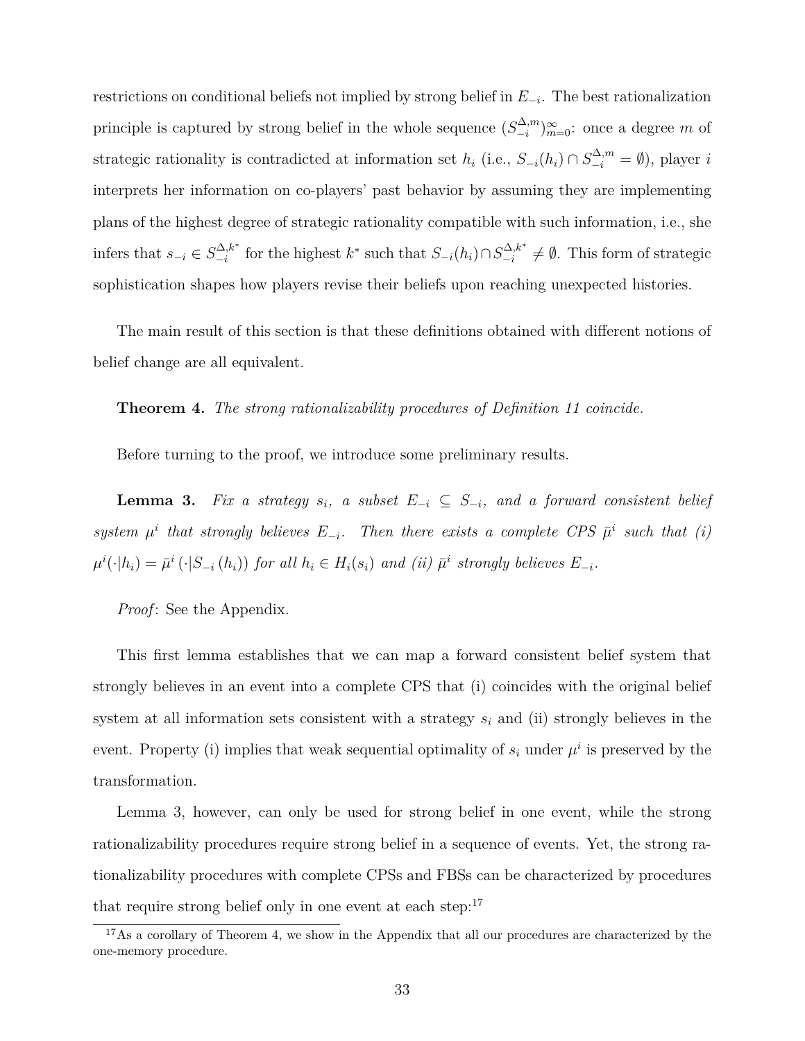restrictions on conditional beliefs not implied by strong belief in $E_{-i}$. The best rationalization principle is captured by strong belief in the whole sequence $(S_{-i}^{\Delta,m})_{m=0}^{\infty}$: once a degree $m$ of strategic rationality is contradicted at information set $h_i$ (i.e., $S_{-i}(h_i) \cap S_{-i}^{\Delta,m} = \emptyset$), player $i$ interprets her information on co-players' past behavior by assuming they are implementing plans of the highest degree of strategic rationality compatible with such information, i.e., she infers that $s_{-i} \in S_{-i}^{\Delta,k^*}$ for the highest $k^*$ such that $S_{-i}(h_i) \cap S_{-i}^{\Delta,k^*} \neq \emptyset$. This form of strategic sophistication shapes how players revise their beliefs upon reaching unexpected histories.

The main result of this section is that these definitions obtained with different notions of belief change are all equivalent.

**Theorem 4.** *The strong rationalizability procedures of Definition 11 coincide.*

Before turning to the proof, we introduce some preliminary results.

**Lemma 3.** *Fix a strategy $s_i$, a subset $E_{-i} \subseteq S_{-i}$, and a forward consistent belief system $\mu^i$ that strongly believes $E_{-i}$. Then there exists a complete CPS $\bar{\mu}^i$ such that (i) $\mu^i(\cdot|h_i) = \bar{\mu}^i(\cdot|S_{-i}(h_i))$ for all $h_i \in H_i(s_i)$ and (ii) $\bar{\mu}^i$ strongly believes $E_{-i}$.*

*Proof*: See the Appendix.

This first lemma establishes that we can map a forward consistent belief system that strongly believes in an event into a complete CPS that (i) coincides with the original belief system at all information sets consistent with a strategy $s_i$ and (ii) strongly believes in the event. Property (i) implies that weak sequential optimality of $s_i$ under $\mu^i$ is preserved by the transformation.

Lemma 3, however, can only be used for strong belief in one event, while the strong rationalizability procedures require strong belief in a sequence of events. Yet, the strong rationalizability procedures with complete CPSs and FBSs can be characterized by procedures that require strong belief only in one event at each step:[17]

[17] As a corollary of Theorem 4, we show in the Appendix that all our procedures are characterized by the one-memory procedure.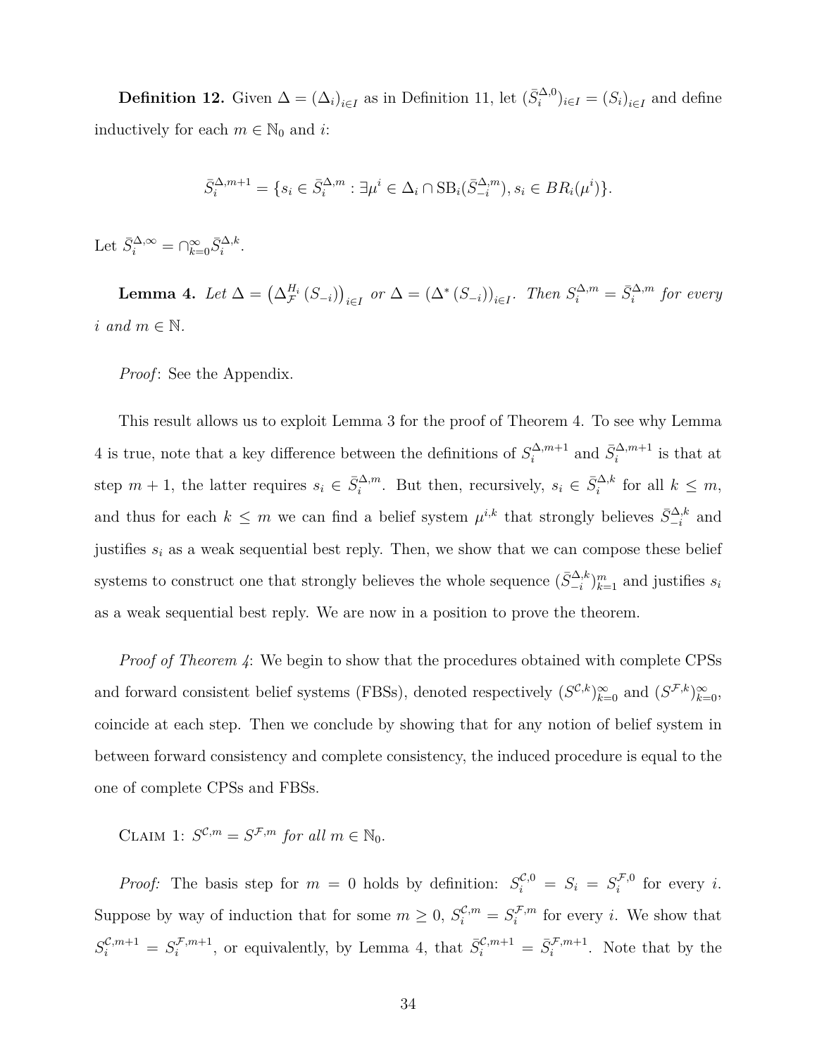**Definition 12.** Given $\Delta = (\Delta_i)_{i\in I}$ as in Definition 11, let $(\bar{S}_i^{\Delta,0})_{i\in I} = (S_i)_{i\in I}$ and define inductively for each $m \in \mathbb{N}_0$ and $i$:

$$\bar{S}_i^{\Delta,m+1} = \{s_i \in \bar{S}_i^{\Delta,m} : \exists \mu^i \in \Delta_i \cap \mathrm{SB}_i(\bar{S}_{-i}^{\Delta,m}), s_i \in BR_i(\mu^i)\}.$$

Let $\bar{S}_i^{\Delta,\infty} = \cap_{k=0}^{\infty} \bar{S}_i^{\Delta,k}$.

**Lemma 4.** *Let $\Delta = \left(\Delta_{\mathcal{F}}^{H_i}(S_{-i})\right)_{i\in I}$ or $\Delta = (\Delta^*(S_{-i}))_{i\in I}$. Then $S_i^{\Delta,m} = \bar{S}_i^{\Delta,m}$ for every $i$ and $m \in \mathbb{N}$.*

*Proof*: See the Appendix.

This result allows us to exploit Lemma 3 for the proof of Theorem 4. To see why Lemma 4 is true, note that a key difference between the definitions of $S_i^{\Delta,m+1}$ and $\bar{S}_i^{\Delta,m+1}$ is that at step $m+1$, the latter requires $s_i \in \bar{S}_i^{\Delta,m}$. But then, recursively, $s_i \in \bar{S}_i^{\Delta,k}$ for all $k \leq m$, and thus for each $k \leq m$ we can find a belief system $\mu^{i,k}$ that strongly believes $\bar{S}_{-i}^{\Delta,k}$ and justifies $s_i$ as a weak sequential best reply. Then, we show that we can compose these belief systems to construct one that strongly believes the whole sequence $(\bar{S}_{-i}^{\Delta,k})_{k=1}^{m}$ and justifies $s_i$ as a weak sequential best reply. We are now in a position to prove the theorem.

*Proof of Theorem 4*: We begin to show that the procedures obtained with complete CPSs and forward consistent belief systems (FBSs), denoted respectively $(S^{\mathcal{C},k})_{k=0}^{\infty}$ and $(S^{\mathcal{F},k})_{k=0}^{\infty}$, coincide at each step. Then we conclude by showing that for any notion of belief system in between forward consistency and complete consistency, the induced procedure is equal to the one of complete CPSs and FBSs.

Claim 1: *$S^{\mathcal{C},m} = S^{\mathcal{F},m}$ for all $m \in \mathbb{N}_0$.*

*Proof:* The basis step for $m = 0$ holds by definition: $S_i^{\mathcal{C},0} = S_i = S_i^{\mathcal{F},0}$ for every $i$. Suppose by way of induction that for some $m \geq 0$, $S_i^{\mathcal{C},m} = S_i^{\mathcal{F},m}$ for every $i$. We show that $S_i^{\mathcal{C},m+1} = S_i^{\mathcal{F},m+1}$, or equivalently, by Lemma 4, that $\bar{S}_i^{\mathcal{C},m+1} = \bar{S}_i^{\mathcal{F},m+1}$. Note that by the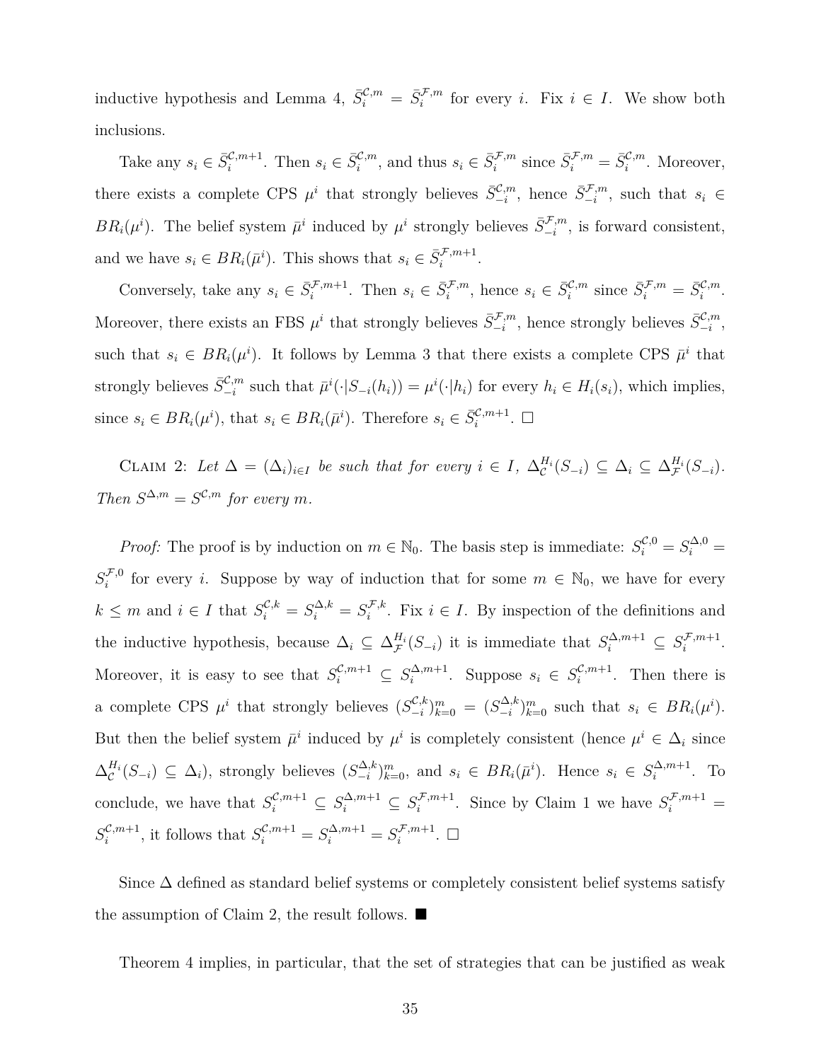inductive hypothesis and Lemma 4, $\bar{S}_i^{\mathcal{C},m} = \bar{S}_i^{\mathcal{F},m}$ for every $i$. Fix $i \in I$. We show both inclusions.

Take any $s_i \in \bar{S}_i^{\mathcal{C},m+1}$. Then $s_i \in \bar{S}_i^{\mathcal{C},m}$, and thus $s_i \in \bar{S}_i^{\mathcal{F},m}$ since $\bar{S}_i^{\mathcal{F},m} = \bar{S}_i^{\mathcal{C},m}$. Moreover, there exists a complete CPS $\mu^i$ that strongly believes $\bar{S}_{-i}^{\mathcal{C},m}$, hence $\bar{S}_{-i}^{\mathcal{F},m}$, such that $s_i \in BR_i(\mu^i)$. The belief system $\bar{\mu}^i$ induced by $\mu^i$ strongly believes $\bar{S}_{-i}^{\mathcal{F},m}$, is forward consistent, and we have $s_i \in BR_i(\bar{\mu}^i)$. This shows that $s_i \in \bar{S}_i^{\mathcal{F},m+1}$.

Conversely, take any $s_i \in \bar{S}_i^{\mathcal{F},m+1}$. Then $s_i \in \bar{S}_i^{\mathcal{F},m}$, hence $s_i \in \bar{S}_i^{\mathcal{C},m}$ since $\bar{S}_i^{\mathcal{F},m} = \bar{S}_i^{\mathcal{C},m}$. Moreover, there exists an FBS $\mu^i$ that strongly believes $\bar{S}_{-i}^{\mathcal{F},m}$, hence strongly believes $\bar{S}_{-i}^{\mathcal{C},m}$, such that $s_i \in BR_i(\mu^i)$. It follows by Lemma 3 that there exists a complete CPS $\bar{\mu}^i$ that strongly believes $\bar{S}_{-i}^{\mathcal{C},m}$ such that $\bar{\mu}^i(\cdot|S_{-i}(h_i)) = \mu^i(\cdot|h_i)$ for every $h_i \in H_i(s_i)$, which implies, since $s_i \in BR_i(\mu^i)$, that $s_i \in BR_i(\bar{\mu}^i)$. Therefore $s_i \in \bar{S}_i^{\mathcal{C},m+1}$. $\square$

Claim 2: *Let $\Delta = (\Delta_i)_{i \in I}$ be such that for every $i \in I$, $\Delta_{\mathcal{C}}^{H_i}(S_{-i}) \subseteq \Delta_i \subseteq \Delta_{\mathcal{F}}^{H_i}(S_{-i})$. Then $S^{\Delta,m} = S^{\mathcal{C},m}$ for every $m$.*

*Proof:* The proof is by induction on $m \in \mathbb{N}_0$. The basis step is immediate: $S_i^{\mathcal{C},0} = S_i^{\Delta,0} = S_i^{\mathcal{F},0}$ for every $i$. Suppose by way of induction that for some $m \in \mathbb{N}_0$, we have for every $k \leq m$ and $i \in I$ that $S_i^{\mathcal{C},k} = S_i^{\Delta,k} = S_i^{\mathcal{F},k}$. Fix $i \in I$. By inspection of the definitions and the inductive hypothesis, because $\Delta_i \subseteq \Delta_{\mathcal{F}}^{H_i}(S_{-i})$ it is immediate that $S_i^{\Delta,m+1} \subseteq S_i^{\mathcal{F},m+1}$. Moreover, it is easy to see that $S_i^{\mathcal{C},m+1} \subseteq S_i^{\Delta,m+1}$. Suppose $s_i \in S_i^{\mathcal{C},m+1}$. Then there is a complete CPS $\mu^i$ that strongly believes $(S_{-i}^{\mathcal{C},k})_{k=0}^m = (S_{-i}^{\Delta,k})_{k=0}^m$ such that $s_i \in BR_i(\mu^i)$. But then the belief system $\bar{\mu}^i$ induced by $\mu^i$ is completely consistent (hence $\mu^i \in \Delta_i$ since $\Delta_{\mathcal{C}}^{H_i}(S_{-i}) \subseteq \Delta_i$), strongly believes $(S_{-i}^{\Delta,k})_{k=0}^m$, and $s_i \in BR_i(\bar{\mu}^i)$. Hence $s_i \in S_i^{\Delta,m+1}$. To conclude, we have that $S_i^{\mathcal{C},m+1} \subseteq S_i^{\Delta,m+1} \subseteq S_i^{\mathcal{F},m+1}$. Since by Claim 1 we have $S_i^{\mathcal{F},m+1} = S_i^{\mathcal{C},m+1}$, it follows that $S_i^{\mathcal{C},m+1} = S_i^{\Delta,m+1} = S_i^{\mathcal{F},m+1}$. $\square$

Since $\Delta$ defined as standard belief systems or completely consistent belief systems satisfy the assumption of Claim 2, the result follows. ■

Theorem 4 implies, in particular, that the set of strategies that can be justified as weak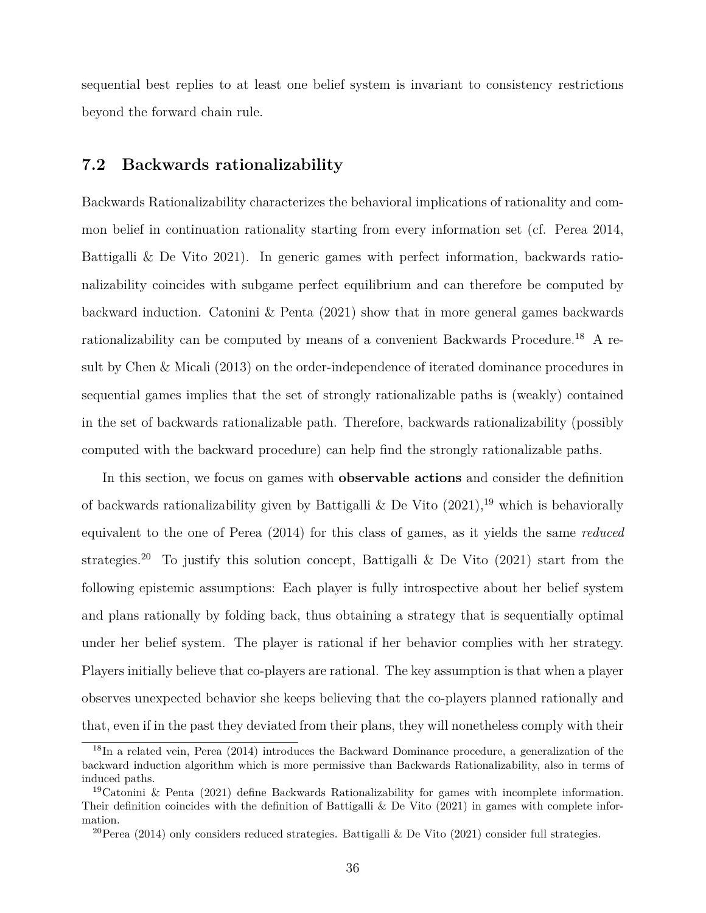sequential best replies to at least one belief system is invariant to consistency restrictions beyond the forward chain rule.

## 7.2 Backwards rationalizability

Backwards Rationalizability characterizes the behavioral implications of rationality and common belief in continuation rationality starting from every information set (cf. Perea 2014, Battigalli & De Vito 2021). In generic games with perfect information, backwards rationalizability coincides with subgame perfect equilibrium and can therefore be computed by backward induction. Catonini & Penta (2021) show that in more general games backwards rationalizability can be computed by means of a convenient Backwards Procedure.[18] A result by Chen & Micali (2013) on the order-independence of iterated dominance procedures in sequential games implies that the set of strongly rationalizable paths is (weakly) contained in the set of backwards rationalizable path. Therefore, backwards rationalizability (possibly computed with the backward procedure) can help find the strongly rationalizable paths.

In this section, we focus on games with **observable actions** and consider the definition of backwards rationalizability given by Battigalli & De Vito (2021),[19] which is behaviorally equivalent to the one of Perea (2014) for this class of games, as it yields the same *reduced* strategies.[20] To justify this solution concept, Battigalli & De Vito (2021) start from the following epistemic assumptions: Each player is fully introspective about her belief system and plans rationally by folding back, thus obtaining a strategy that is sequentially optimal under her belief system. The player is rational if her behavior complies with her strategy. Players initially believe that co-players are rational. The key assumption is that when a player observes unexpected behavior she keeps believing that the co-players planned rationally and that, even if in the past they deviated from their plans, they will nonetheless comply with their

[18] In a related vein, Perea (2014) introduces the Backward Dominance procedure, a generalization of the backward induction algorithm which is more permissive than Backwards Rationalizability, also in terms of induced paths.

[19] Catonini & Penta (2021) define Backwards Rationalizability for games with incomplete information. Their definition coincides with the definition of Battigalli & De Vito (2021) in games with complete information.

[20] Perea (2014) only considers reduced strategies. Battigalli & De Vito (2021) consider full strategies.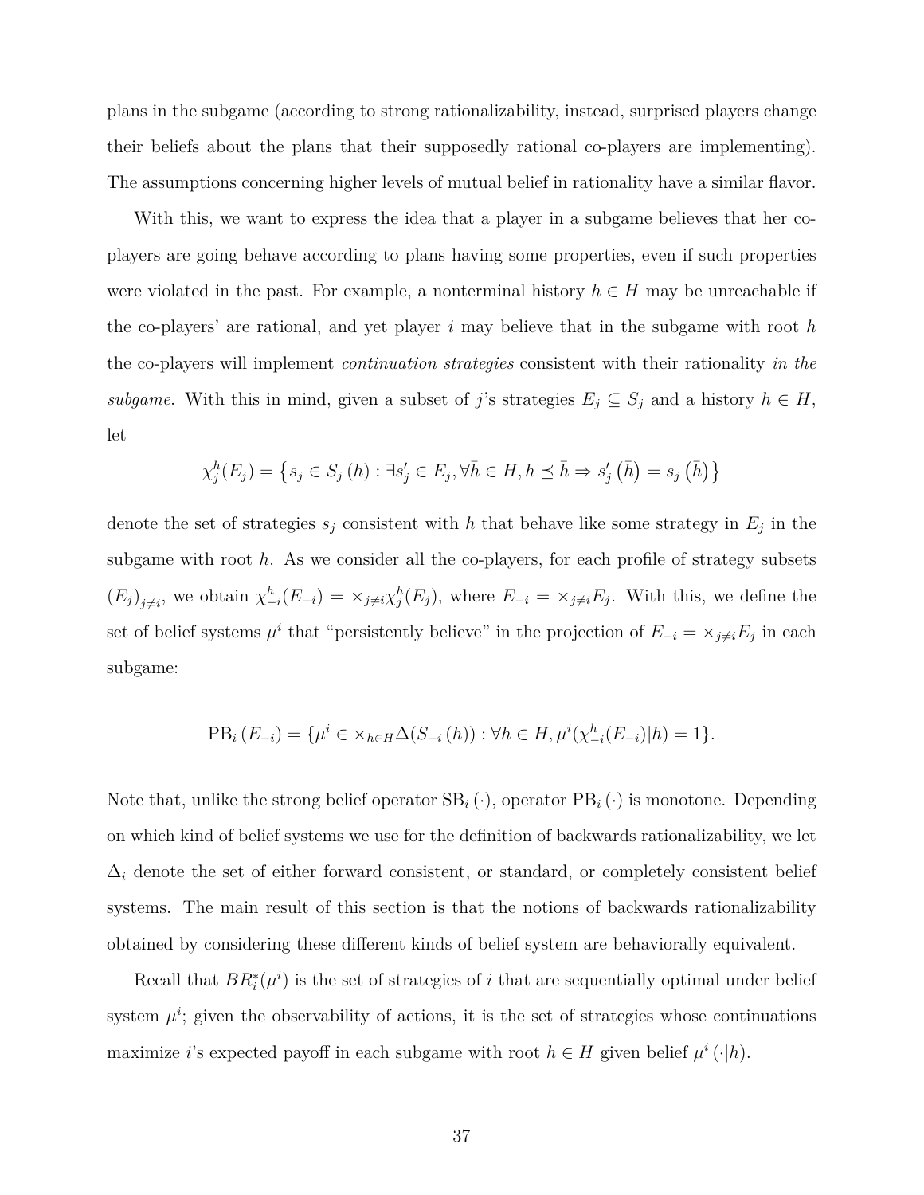plans in the subgame (according to strong rationalizability, instead, surprised players change their beliefs about the plans that their supposedly rational co-players are implementing). The assumptions concerning higher levels of mutual belief in rationality have a similar flavor.

With this, we want to express the idea that a player in a subgame believes that her co-players are going behave according to plans having some properties, even if such properties were violated in the past. For example, a nonterminal history $h \in H$ may be unreachable if the co-players' are rational, and yet player $i$ may believe that in the subgame with root $h$ the co-players will implement *continuation strategies* consistent with their rationality *in the subgame*. With this in mind, given a subset of $j$'s strategies $E_j \subseteq S_j$ and a history $h \in H$, let

$$\chi_j^h(E_j) = \left\{ s_j \in S_j\left(h\right) : \exists s'_j \in E_j, \forall \bar{h} \in H, h \preceq \bar{h} \Rightarrow s'_j\left(\bar{h}\right) = s_j\left(\bar{h}\right) \right\}$$

denote the set of strategies $s_j$ consistent with $h$ that behave like some strategy in $E_j$ in the subgame with root $h$. As we consider all the co-players, for each profile of strategy subsets $(E_j)_{j \neq i}$, we obtain $\chi_{-i}^h(E_{-i}) = \times_{j \neq i} \chi_j^h(E_j)$, where $E_{-i} = \times_{j \neq i} E_j$. With this, we define the set of belief systems $\mu^i$ that "persistently believe" in the projection of $E_{-i} = \times_{j \neq i} E_j$ in each subgame:

$$\mathrm{PB}_i\left(E_{-i}\right) = \{\mu^i \in \times_{h \in H} \Delta(S_{-i}\left(h\right)) : \forall h \in H, \mu^i(\chi_{-i}^h(E_{-i})|h) = 1\}.$$

Note that, unlike the strong belief operator $\mathrm{SB}_i\left(\cdot\right)$, operator $\mathrm{PB}_i\left(\cdot\right)$ is monotone. Depending on which kind of belief systems we use for the definition of backwards rationalizability, we let $\Delta_i$ denote the set of either forward consistent, or standard, or completely consistent belief systems. The main result of this section is that the notions of backwards rationalizability obtained by considering these different kinds of belief system are behaviorally equivalent.

Recall that $BR_i^*(\mu^i)$ is the set of strategies of $i$ that are sequentially optimal under belief system $\mu^i$; given the observability of actions, it is the set of strategies whose continuations maximize $i$'s expected payoff in each subgame with root $h \in H$ given belief $\mu^i\left(\cdot|h\right)$.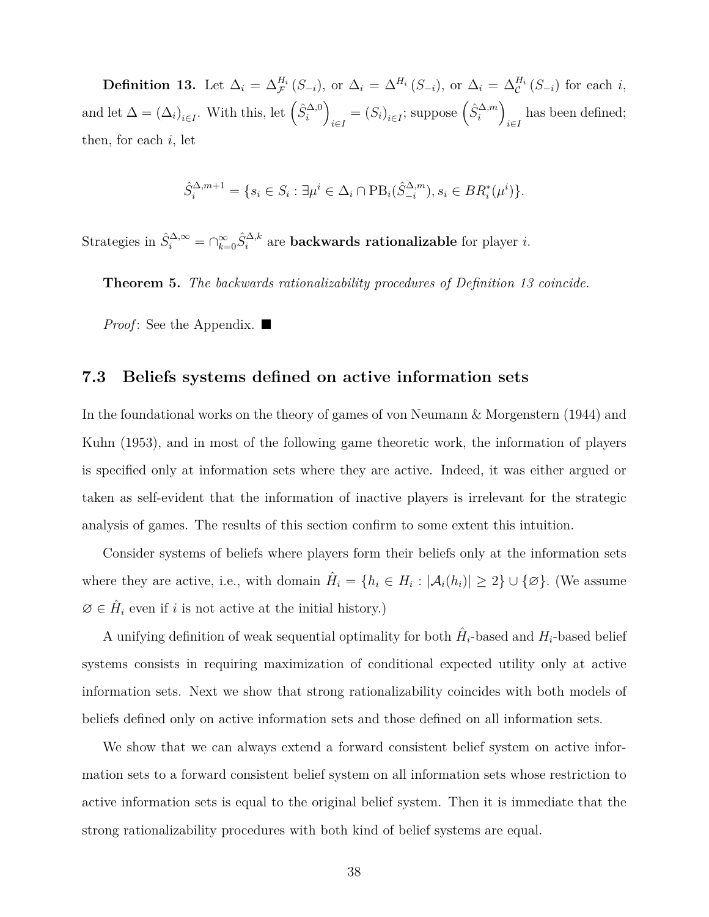**Definition 13.** Let $\Delta_i = \Delta_{\mathcal{F}}^{H_i}(S_{-i})$, or $\Delta_i = \Delta^{H_i}(S_{-i})$, or $\Delta_i = \Delta_{\mathcal{C}}^{H_i}(S_{-i})$ for each $i$, and let $\Delta = (\Delta_i)_{i \in I}$. With this, let $\left(\hat{S}_i^{\Delta,0}\right)_{i \in I} = (S_i)_{i \in I}$; suppose $\left(\hat{S}_i^{\Delta,m}\right)_{i \in I}$ has been defined; then, for each $i$, let

$$\hat{S}_i^{\Delta,m+1} = \{s_i \in S_i : \exists \mu^i \in \Delta_i \cap \mathrm{PB}_i(\hat{S}_{-i}^{\Delta,m}), s_i \in BR_i^*(\mu^i)\}.$$

Strategies in $\hat{S}_i^{\Delta,\infty} = \cap_{k=0}^{\infty} \hat{S}_i^{\Delta,k}$ are **backwards rationalizable** for player $i$.

**Theorem 5.** *The backwards rationalizability procedures of Definition 13 coincide.*

*Proof*: See the Appendix. ■

### 7.3 Beliefs systems defined on active information sets

In the foundational works on the theory of games of von Neumann & Morgenstern (1944) and Kuhn (1953), and in most of the following game theoretic work, the information of players is specified only at information sets where they are active. Indeed, it was either argued or taken as self-evident that the information of inactive players is irrelevant for the strategic analysis of games. The results of this section confirm to some extent this intuition.

Consider systems of beliefs where players form their beliefs only at the information sets where they are active, i.e., with domain $\hat{H}_i = \{h_i \in H_i : |\mathcal{A}_i(h_i)| \geq 2\} \cup \{\varnothing\}$. (We assume $\varnothing \in \hat{H}_i$ even if $i$ is not active at the initial history.)

A unifying definition of weak sequential optimality for both $\hat{H}_i$-based and $H_i$-based belief systems consists in requiring maximization of conditional expected utility only at active information sets. Next we show that strong rationalizability coincides with both models of beliefs defined only on active information sets and those defined on all information sets.

We show that we can always extend a forward consistent belief system on active information sets to a forward consistent belief system on all information sets whose restriction to active information sets is equal to the original belief system. Then it is immediate that the strong rationalizability procedures with both kind of belief systems are equal.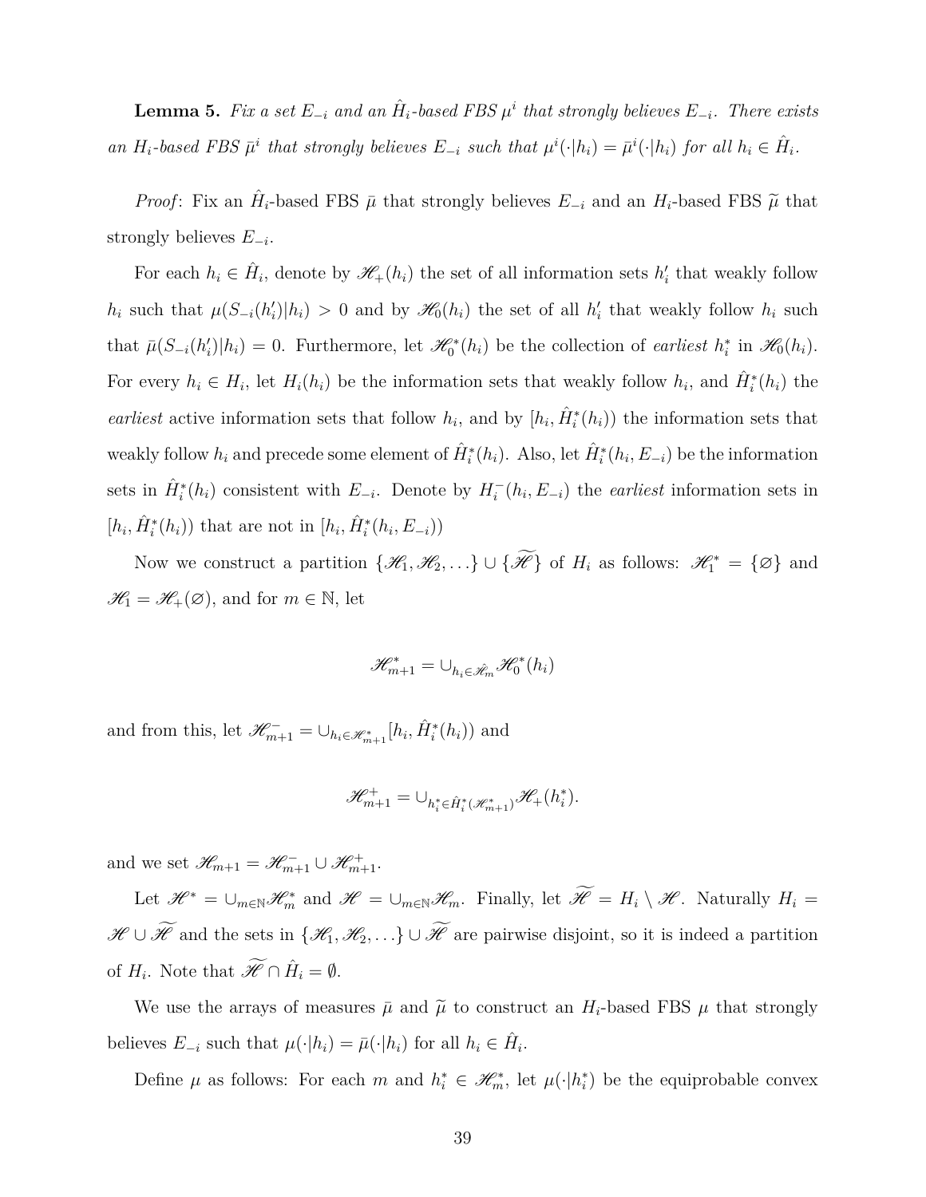**Lemma 5.** *Fix a set $E_{-i}$ and an $\hat{H}_i$-based FBS $\mu^i$ that strongly believes $E_{-i}$. There exists an $H_i$-based FBS $\bar{\mu}^i$ that strongly believes $E_{-i}$ such that $\mu^i(\cdot|h_i) = \bar{\mu}^i(\cdot|h_i)$ for all $h_i \in \hat{H}_i$.*

*Proof*: Fix an $\hat{H}_i$-based FBS $\bar{\mu}$ that strongly believes $E_{-i}$ and an $H_i$-based FBS $\widetilde{\mu}$ that strongly believes $E_{-i}$.

For each $h_i \in \hat{H}_i$, denote by $\mathscr{H}_+(h_i)$ the set of all information sets $h_i'$ that weakly follow $h_i$ such that $\mu(S_{-i}(h_i')|h_i) > 0$ and by $\mathscr{H}_0(h_i)$ the set of all $h_i'$ that weakly follow $h_i$ such that $\bar{\mu}(S_{-i}(h_i')|h_i) = 0$. Furthermore, let $\mathscr{H}_0^*(h_i)$ be the collection of *earliest* $h_i^*$ in $\mathscr{H}_0(h_i)$. For every $h_i \in H_i$, let $H_i(h_i)$ be the information sets that weakly follow $h_i$, and $\hat{H}_i^*(h_i)$ the *earliest* active information sets that follow $h_i$, and by $[h_i, \hat{H}_i^*(h_i))$ the information sets that weakly follow $h_i$ and precede some element of $\hat{H}_i^*(h_i)$. Also, let $\hat{H}_i^*(h_i, E_{-i})$ be the information sets in $\hat{H}_i^*(h_i)$ consistent with $E_{-i}$. Denote by $H_i^-(h_i, E_{-i})$ the *earliest* information sets in $[h_i, \hat{H}_i^*(h_i))$ that are not in $[h_i, \hat{H}_i^*(h_i, E_{-i}))$

Now we construct a partition $\{\mathscr{H}_1, \mathscr{H}_2, \ldots\} \cup \{\widetilde{\mathscr{H}}\}$ of $H_i$ as follows: $\mathscr{H}_1^* = \{\varnothing\}$ and $\mathscr{H}_1 = \mathscr{H}_+(\varnothing)$, and for $m \in \mathbb{N}$, let

$$\mathscr{H}_{m+1}^* = \cup_{h_i \in \mathscr{H}_m} \mathscr{H}_0^*(h_i)$$

and from this, let $\mathscr{H}_{m+1}^- = \cup_{h_i \in \mathscr{H}_{m+1}^*} [h_i, \hat{H}_i^*(h_i))$ and

$$\mathscr{H}_{m+1}^+ = \cup_{h_i^* \in \hat{H}_i^*(\mathscr{H}_{m+1}^*)} \mathscr{H}_+(h_i^*).$$

and we set $\mathscr{H}_{m+1} = \mathscr{H}_{m+1}^- \cup \mathscr{H}_{m+1}^+$.

Let $\mathscr{H}^* = \cup_{m \in \mathbb{N}} \mathscr{H}_m^*$ and $\mathscr{H} = \cup_{m \in \mathbb{N}} \mathscr{H}_m$. Finally, let $\widetilde{\mathscr{H}} = H_i \setminus \mathscr{H}$. Naturally $H_i = \mathscr{H} \cup \widetilde{\mathscr{H}}$ and the sets in $\{\mathscr{H}_1, \mathscr{H}_2, \ldots\} \cup \widetilde{\mathscr{H}}$ are pairwise disjoint, so it is indeed a partition of $H_i$. Note that $\widetilde{\mathscr{H}} \cap \hat{H}_i = \emptyset$.

We use the arrays of measures $\bar{\mu}$ and $\widetilde{\mu}$ to construct an $H_i$-based FBS $\mu$ that strongly believes $E_{-i}$ such that $\mu(\cdot|h_i) = \bar{\mu}(\cdot|h_i)$ for all $h_i \in \hat{H}_i$.

Define $\mu$ as follows: For each $m$ and $h_i^* \in \mathscr{H}_m^*$, let $\mu(\cdot|h_i^*)$ be the equiprobable convex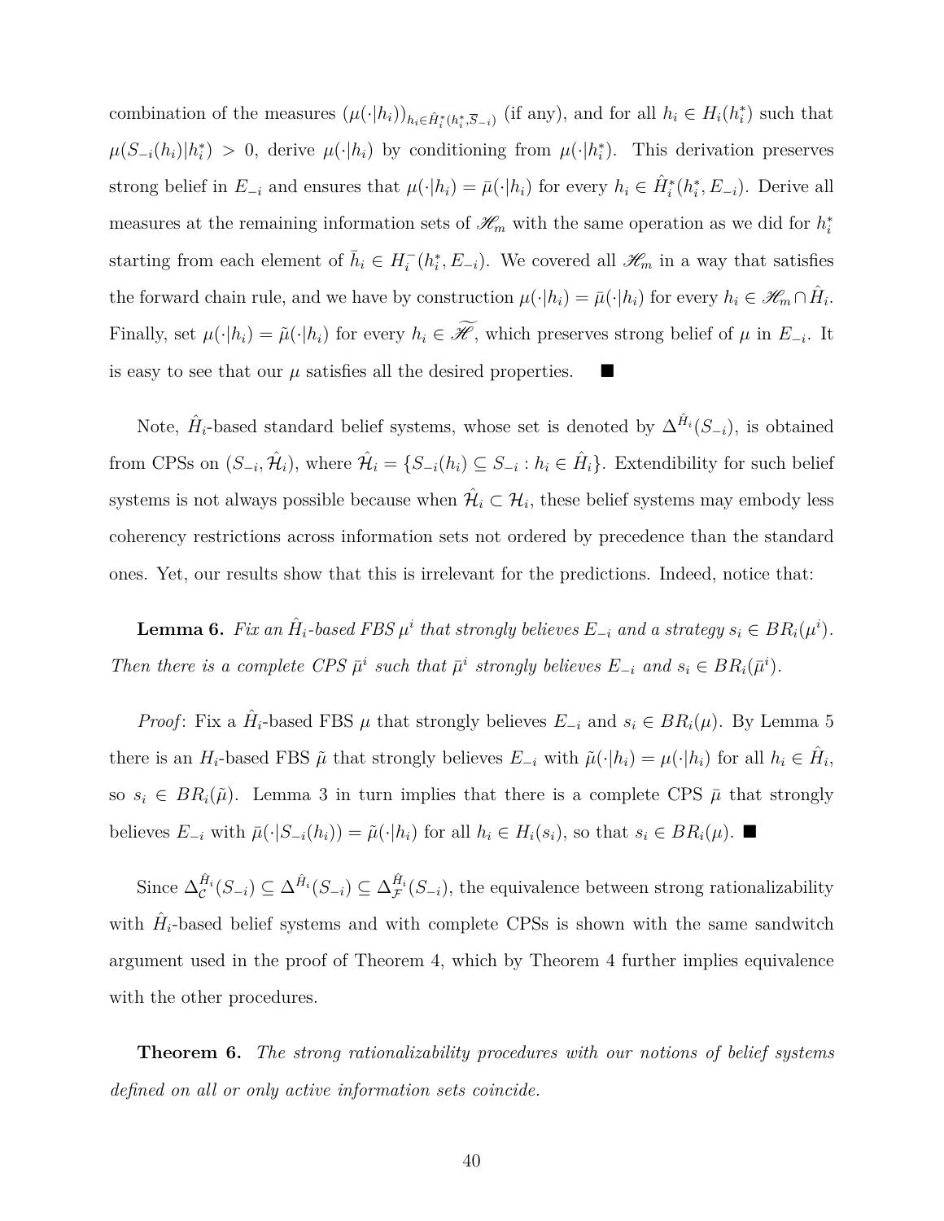combination of the measures $(\mu(\cdot|h_i))_{h_i \in \hat{H}_i^*(h_i^*, \overline{S}_{-i})}$ (if any), and for all $h_i \in H_i(h_i^*)$ such that $\mu(S_{-i}(h_i)|h_i^*) > 0$, derive $\mu(\cdot|h_i)$ by conditioning from $\mu(\cdot|h_i^*)$. This derivation preserves strong belief in $E_{-i}$ and ensures that $\mu(\cdot|h_i) = \bar{\mu}(\cdot|h_i)$ for every $h_i \in \hat{H}_i^*(h_i^*, E_{-i})$. Derive all measures at the remaining information sets of $\mathscr{H}_m$ with the same operation as we did for $h_i^*$ starting from each element of $\bar{h}_i \in H_i^-(h_i^*, E_{-i})$. We covered all $\mathscr{H}_m$ in a way that satisfies the forward chain rule, and we have by construction $\mu(\cdot|h_i) = \bar{\mu}(\cdot|h_i)$ for every $h_i \in \mathscr{H}_m \cap \hat{H}_i$. Finally, set $\mu(\cdot|h_i) = \tilde{\mu}(\cdot|h_i)$ for every $h_i \in \widetilde{\mathscr{H}}$, which preserves strong belief of $\mu$ in $E_{-i}$. It is easy to see that our $\mu$ satisfies all the desired properties. ■

Note, $\hat{H}_i$-based standard belief systems, whose set is denoted by $\Delta^{\hat{H}_i}(S_{-i})$, is obtained from CPSs on $(S_{-i}, \hat{\mathcal{H}}_i)$, where $\hat{\mathcal{H}}_i = \{S_{-i}(h_i) \subseteq S_{-i} : h_i \in \hat{H}_i\}$. Extendibility for such belief systems is not always possible because when $\hat{\mathcal{H}}_i \subset \mathcal{H}_i$, these belief systems may embody less coherency restrictions across information sets not ordered by precedence than the standard ones. Yet, our results show that this is irrelevant for the predictions. Indeed, notice that:

**Lemma 6.** *Fix an $\hat{H}_i$-based FBS $\mu^i$ that strongly believes $E_{-i}$ and a strategy $s_i \in BR_i(\mu^i)$. Then there is a complete CPS $\bar{\mu}^i$ such that $\bar{\mu}^i$ strongly believes $E_{-i}$ and $s_i \in BR_i(\bar{\mu}^i)$.*

*Proof*: Fix a $\hat{H}_i$-based FBS $\mu$ that strongly believes $E_{-i}$ and $s_i \in BR_i(\mu)$. By Lemma 5 there is an $H_i$-based FBS $\tilde{\mu}$ that strongly believes $E_{-i}$ with $\tilde{\mu}(\cdot|h_i) = \mu(\cdot|h_i)$ for all $h_i \in \hat{H}_i$, so $s_i \in BR_i(\tilde{\mu})$. Lemma 3 in turn implies that there is a complete CPS $\bar{\mu}$ that strongly believes $E_{-i}$ with $\bar{\mu}(\cdot|S_{-i}(h_i)) = \tilde{\mu}(\cdot|h_i)$ for all $h_i \in H_i(s_i)$, so that $s_i \in BR_i(\mu)$. ■

Since $\Delta_{\mathcal{C}}^{\hat{H}_i}(S_{-i}) \subseteq \Delta^{\hat{H}_i}(S_{-i}) \subseteq \Delta_{\mathcal{F}}^{\hat{H}_i}(S_{-i})$, the equivalence between strong rationalizability with $\hat{H}_i$-based belief systems and with complete CPSs is shown with the same sandwitch argument used in the proof of Theorem 4, which by Theorem 4 further implies equivalence with the other procedures.

**Theorem 6.** *The strong rationalizability procedures with our notions of belief systems defined on all or only active information sets coincide.*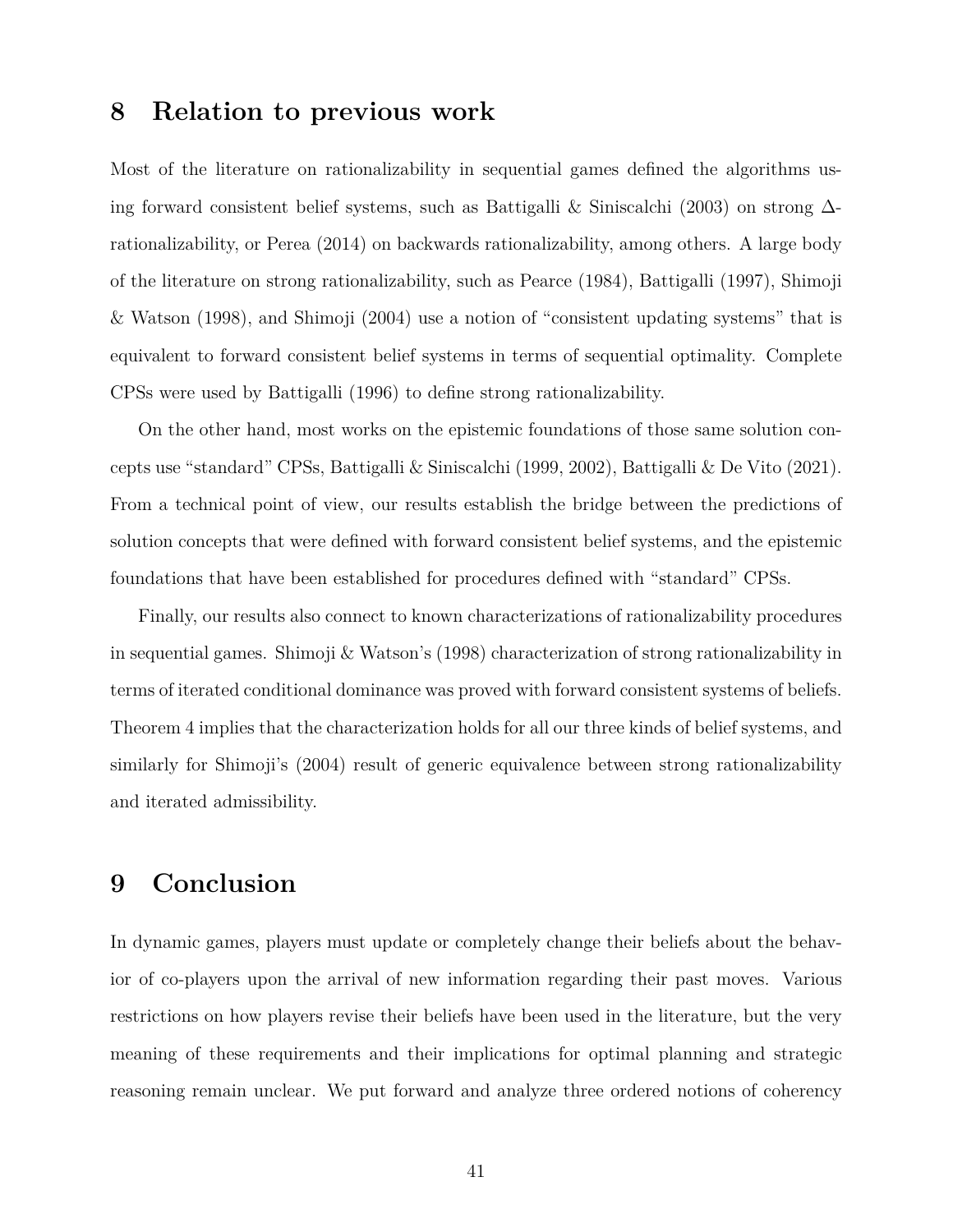## 8 Relation to previous work

Most of the literature on rationalizability in sequential games defined the algorithms using forward consistent belief systems, such as Battigalli & Siniscalchi (2003) on strong $\Delta$-rationalizability, or Perea (2014) on backwards rationalizability, among others. A large body of the literature on strong rationalizability, such as Pearce (1984), Battigalli (1997), Shimoji & Watson (1998), and Shimoji (2004) use a notion of "consistent updating systems" that is equivalent to forward consistent belief systems in terms of sequential optimality. Complete CPSs were used by Battigalli (1996) to define strong rationalizability.

On the other hand, most works on the epistemic foundations of those same solution concepts use "standard" CPSs, Battigalli & Siniscalchi (1999, 2002), Battigalli & De Vito (2021). From a technical point of view, our results establish the bridge between the predictions of solution concepts that were defined with forward consistent belief systems, and the epistemic foundations that have been established for procedures defined with "standard" CPSs.

Finally, our results also connect to known characterizations of rationalizability procedures in sequential games. Shimoji & Watson's (1998) characterization of strong rationalizability in terms of iterated conditional dominance was proved with forward consistent systems of beliefs. Theorem 4 implies that the characterization holds for all our three kinds of belief systems, and similarly for Shimoji's (2004) result of generic equivalence between strong rationalizability and iterated admissibility.

## 9 Conclusion

In dynamic games, players must update or completely change their beliefs about the behavior of co-players upon the arrival of new information regarding their past moves. Various restrictions on how players revise their beliefs have been used in the literature, but the very meaning of these requirements and their implications for optimal planning and strategic reasoning remain unclear. We put forward and analyze three ordered notions of coherency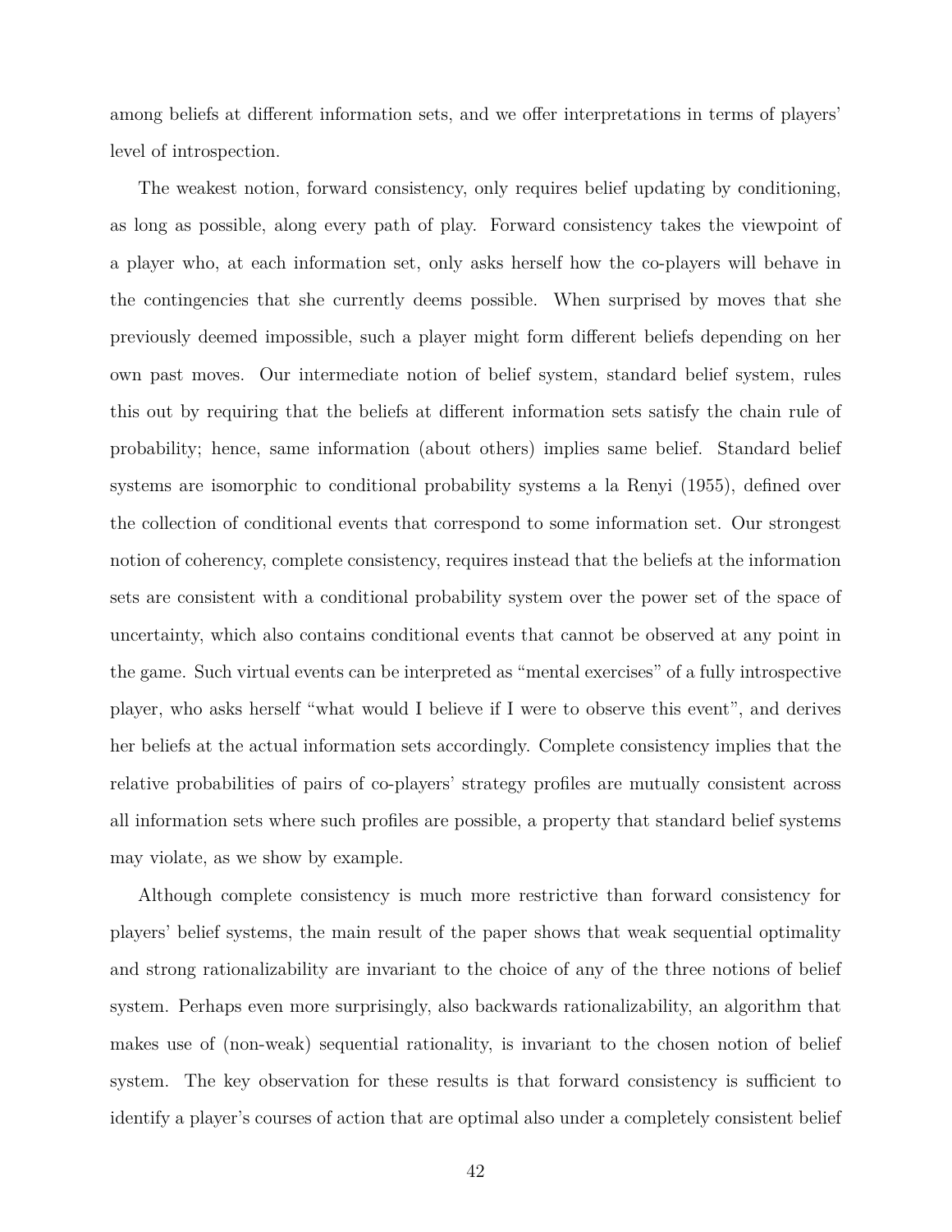among beliefs at different information sets, and we offer interpretations in terms of players' level of introspection.

The weakest notion, forward consistency, only requires belief updating by conditioning, as long as possible, along every path of play. Forward consistency takes the viewpoint of a player who, at each information set, only asks herself how the co-players will behave in the contingencies that she currently deems possible. When surprised by moves that she previously deemed impossible, such a player might form different beliefs depending on her own past moves. Our intermediate notion of belief system, standard belief system, rules this out by requiring that the beliefs at different information sets satisfy the chain rule of probability; hence, same information (about others) implies same belief. Standard belief systems are isomorphic to conditional probability systems a la Renyi (1955), defined over the collection of conditional events that correspond to some information set. Our strongest notion of coherency, complete consistency, requires instead that the beliefs at the information sets are consistent with a conditional probability system over the power set of the space of uncertainty, which also contains conditional events that cannot be observed at any point in the game. Such virtual events can be interpreted as "mental exercises" of a fully introspective player, who asks herself "what would I believe if I were to observe this event", and derives her beliefs at the actual information sets accordingly. Complete consistency implies that the relative probabilities of pairs of co-players' strategy profiles are mutually consistent across all information sets where such profiles are possible, a property that standard belief systems may violate, as we show by example.

Although complete consistency is much more restrictive than forward consistency for players' belief systems, the main result of the paper shows that weak sequential optimality and strong rationalizability are invariant to the choice of any of the three notions of belief system. Perhaps even more surprisingly, also backwards rationalizability, an algorithm that makes use of (non-weak) sequential rationality, is invariant to the chosen notion of belief system. The key observation for these results is that forward consistency is sufficient to identify a player's courses of action that are optimal also under a completely consistent belief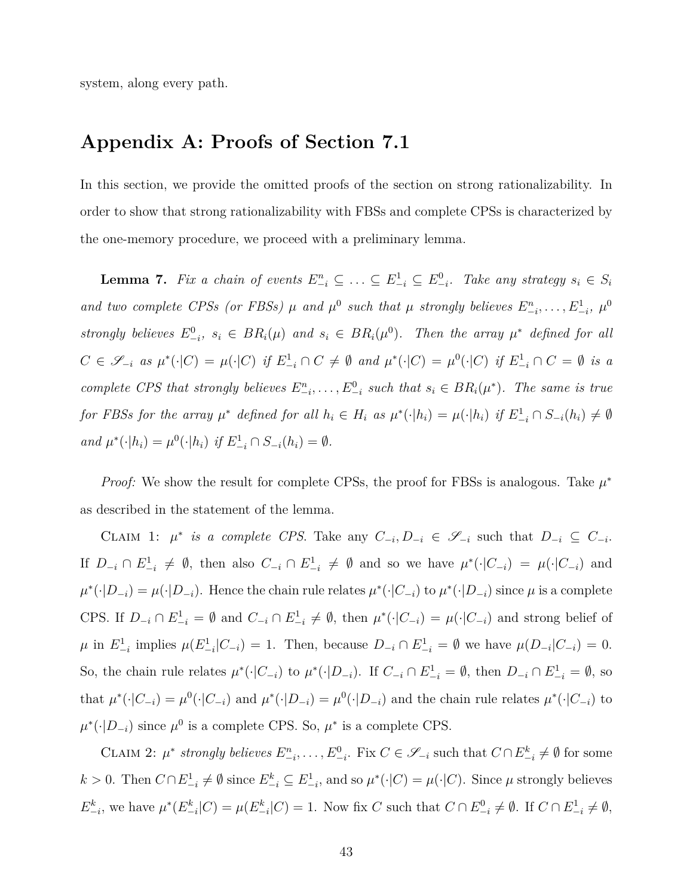system, along every path.

## Appendix A: Proofs of Section 7.1

In this section, we provide the omitted proofs of the section on strong rationalizability. In order to show that strong rationalizability with FBSs and complete CPSs is characterized by the one-memory procedure, we proceed with a preliminary lemma.

**Lemma 7.** *Fix a chain of events $E^n_{-i} \subseteq \ldots \subseteq E^1_{-i} \subseteq E^0_{-i}$. Take any strategy $s_i \in S_i$ and two complete CPSs (or FBSs) $\mu$ and $\mu^0$ such that $\mu$ strongly believes $E^n_{-i}, \ldots, E^1_{-i}$, $\mu^0$ strongly believes $E^0_{-i}$, $s_i \in BR_i(\mu)$ and $s_i \in BR_i(\mu^0)$. Then the array $\mu^*$ defined for all $C \in \mathscr{S}_{-i}$ as $\mu^*(\cdot|C) = \mu(\cdot|C)$ if $E^1_{-i} \cap C \neq \emptyset$ and $\mu^*(\cdot|C) = \mu^0(\cdot|C)$ if $E^1_{-i} \cap C = \emptyset$ is a complete CPS that strongly believes $E^n_{-i}, \ldots, E^0_{-i}$ such that $s_i \in BR_i(\mu^*)$. The same is true for FBSs for the array $\mu^*$ defined for all $h_i \in H_i$ as $\mu^*(\cdot|h_i) = \mu(\cdot|h_i)$ if $E^1_{-i} \cap S_{-i}(h_i) \neq \emptyset$ and $\mu^*(\cdot|h_i) = \mu^0(\cdot|h_i)$ if $E^1_{-i} \cap S_{-i}(h_i) = \emptyset$.*

*Proof:* We show the result for complete CPSs, the proof for FBSs is analogous. Take $\mu^*$ as described in the statement of the lemma.

Claim 1: *$\mu^*$ is a complete CPS.* Take any $C_{-i}, D_{-i} \in \mathscr{S}_{-i}$ such that $D_{-i} \subseteq C_{-i}$. If $D_{-i} \cap E^1_{-i} \neq \emptyset$, then also $C_{-i} \cap E^1_{-i} \neq \emptyset$ and so we have $\mu^*(\cdot|C_{-i}) = \mu(\cdot|C_{-i})$ and $\mu^*(\cdot|D_{-i}) = \mu(\cdot|D_{-i})$. Hence the chain rule relates $\mu^*(\cdot|C_{-i})$ to $\mu^*(\cdot|D_{-i})$ since $\mu$ is a complete CPS. If $D_{-i} \cap E^1_{-i} = \emptyset$ and $C_{-i} \cap E^1_{-i} \neq \emptyset$, then $\mu^*(\cdot|C_{-i}) = \mu(\cdot|C_{-i})$ and strong belief of $\mu$ in $E^1_{-i}$ implies $\mu(E^1_{-i}|C_{-i}) = 1$. Then, because $D_{-i} \cap E^1_{-i} = \emptyset$ we have $\mu(D_{-i}|C_{-i}) = 0$. So, the chain rule relates $\mu^*(\cdot|C_{-i})$ to $\mu^*(\cdot|D_{-i})$. If $C_{-i} \cap E^1_{-i} = \emptyset$, then $D_{-i} \cap E^1_{-i} = \emptyset$, so that $\mu^*(\cdot|C_{-i}) = \mu^0(\cdot|C_{-i})$ and $\mu^*(\cdot|D_{-i}) = \mu^0(\cdot|D_{-i})$ and the chain rule relates $\mu^*(\cdot|C_{-i})$ to $\mu^*(\cdot|D_{-i})$ since $\mu^0$ is a complete CPS. So, $\mu^*$ is a complete CPS.

Claim 2: *$\mu^*$ strongly believes $E^n_{-i}, \ldots, E^0_{-i}$.* Fix $C \in \mathscr{S}_{-i}$ such that $C \cap E^k_{-i} \neq \emptyset$ for some $k > 0$. Then $C \cap E^1_{-i} \neq \emptyset$ since $E^k_{-i} \subseteq E^1_{-i}$, and so $\mu^*(\cdot|C) = \mu(\cdot|C)$. Since $\mu$ strongly believes $E^k_{-i}$, we have $\mu^*(E^k_{-i}|C) = \mu(E^k_{-i}|C) = 1$. Now fix $C$ such that $C \cap E^0_{-i} \neq \emptyset$. If $C \cap E^1_{-i} \neq \emptyset$,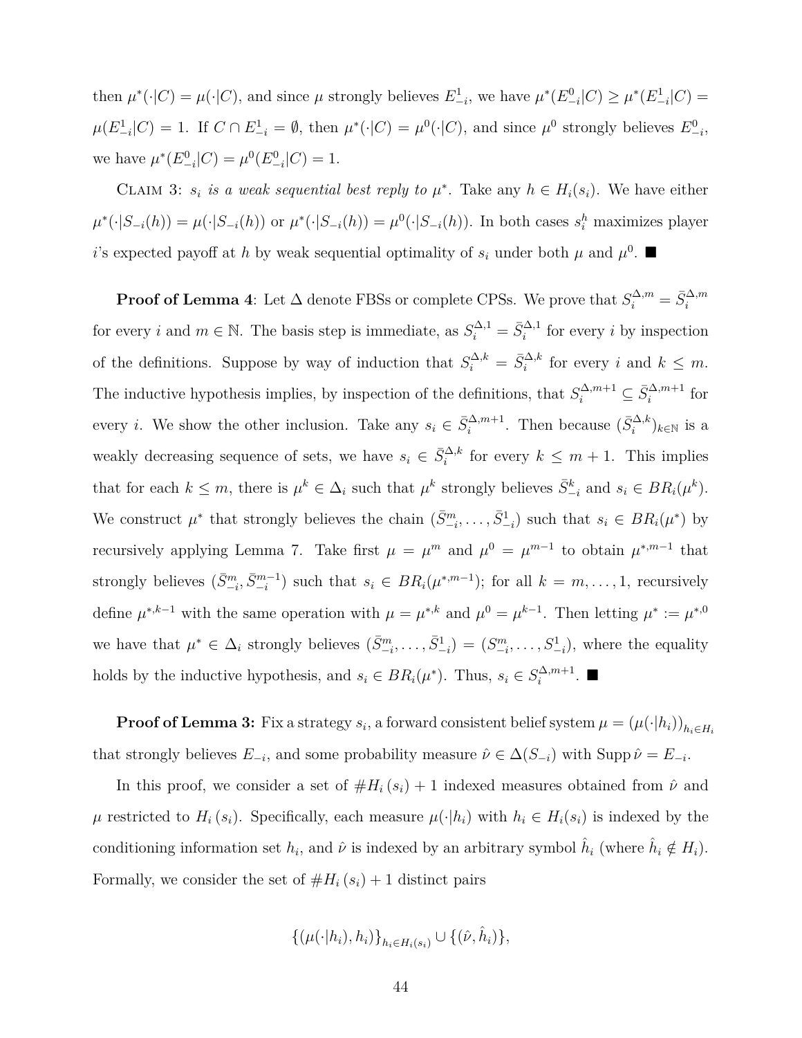then $\mu^*(\cdot|C) = \mu(\cdot|C)$, and since $\mu$ strongly believes $E^1_{-i}$, we have $\mu^*(E^0_{-i}|C) \geq \mu^*(E^1_{-i}|C) = \mu(E^1_{-i}|C) = 1$. If $C \cap E^1_{-i} = \emptyset$, then $\mu^*(\cdot|C) = \mu^0(\cdot|C)$, and since $\mu^0$ strongly believes $E^0_{-i}$, we have $\mu^*(E^0_{-i}|C) = \mu^0(E^0_{-i}|C) = 1$.

Claim 3: *$s_i$ is a weak sequential best reply to $\mu^*$.* Take any $h \in H_i(s_i)$. We have either $\mu^*(\cdot|S_{-i}(h)) = \mu(\cdot|S_{-i}(h))$ or $\mu^*(\cdot|S_{-i}(h)) = \mu^0(\cdot|S_{-i}(h))$. In both cases $s^h_i$ maximizes player $i$'s expected payoff at $h$ by weak sequential optimality of $s_i$ under both $\mu$ and $\mu^0$. ■

**Proof of Lemma 4**: Let $\Delta$ denote FBSs or complete CPSs. We prove that $S^{\Delta,m}_i = \bar{S}^{\Delta,m}_i$ for every $i$ and $m \in \mathbb{N}$. The basis step is immediate, as $S^{\Delta,1}_i = \bar{S}^{\Delta,1}_i$ for every $i$ by inspection of the definitions. Suppose by way of induction that $S^{\Delta,k}_i = \bar{S}^{\Delta,k}_i$ for every $i$ and $k \leq m$. The inductive hypothesis implies, by inspection of the definitions, that $S^{\Delta,m+1}_i \subseteq \bar{S}^{\Delta,m+1}_i$ for every $i$. We show the other inclusion. Take any $s_i \in \bar{S}^{\Delta,m+1}_i$. Then because $(\bar{S}^{\Delta,k}_i)_{k\in\mathbb{N}}$ is a weakly decreasing sequence of sets, we have $s_i \in \bar{S}^{\Delta,k}_i$ for every $k \leq m+1$. This implies that for each $k \leq m$, there is $\mu^k \in \Delta_i$ such that $\mu^k$ strongly believes $\bar{S}^k_{-i}$ and $s_i \in BR_i(\mu^k)$. We construct $\mu^*$ that strongly believes the chain $(\bar{S}^m_{-i}, \ldots, \bar{S}^1_{-i})$ such that $s_i \in BR_i(\mu^*)$ by recursively applying Lemma 7. Take first $\mu = \mu^m$ and $\mu^0 = \mu^{m-1}$ to obtain $\mu^{*,m-1}$ that strongly believes $(\bar{S}^m_{-i}, \bar{S}^{m-1}_{-i})$ such that $s_i \in BR_i(\mu^{*,m-1})$; for all $k = m, \ldots, 1$, recursively define $\mu^{*,k-1}$ with the same operation with $\mu = \mu^{*,k}$ and $\mu^0 = \mu^{k-1}$. Then letting $\mu^* := \mu^{*,0}$ we have that $\mu^* \in \Delta_i$ strongly believes $(\bar{S}^m_{-i}, \ldots, \bar{S}^1_{-i}) = (S^m_{-i}, \ldots, S^1_{-i})$, where the equality holds by the inductive hypothesis, and $s_i \in BR_i(\mu^*)$. Thus, $s_i \in S^{\Delta,m+1}_i$. ■

**Proof of Lemma 3:** Fix a strategy $s_i$, a forward consistent belief system $\mu = (\mu(\cdot|h_i))_{h_i \in H_i}$ that strongly believes $E_{-i}$, and some probability measure $\hat{\nu} \in \Delta(S_{-i})$ with $\operatorname{Supp} \hat{\nu} = E_{-i}$.

In this proof, we consider a set of $\#H_i(s_i) + 1$ indexed measures obtained from $\hat{\nu}$ and $\mu$ restricted to $H_i(s_i)$. Specifically, each measure $\mu(\cdot|h_i)$ with $h_i \in H_i(s_i)$ is indexed by the conditioning information set $h_i$, and $\hat{\nu}$ is indexed by an arbitrary symbol $\hat{h}_i$ (where $\hat{h}_i \notin H_i$). Formally, we consider the set of $\#H_i(s_i) + 1$ distinct pairs

$$\{(\mu(\cdot|h_i), h_i)\}_{h_i \in H_i(s_i)} \cup \{(\hat{\nu}, \hat{h}_i)\},$$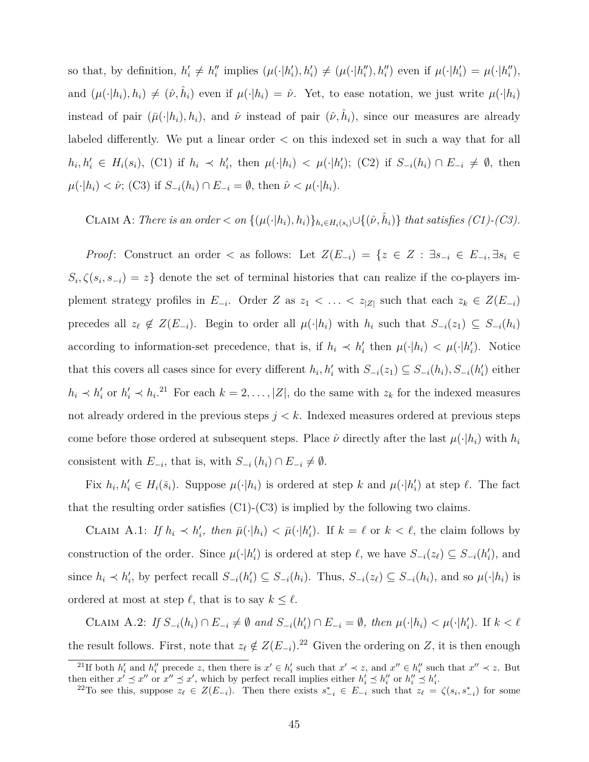so that, by definition, $h_i' \neq h_i''$ implies $(\mu(\cdot|h_i'), h_i') \neq (\mu(\cdot|h_i''), h_i'')$ even if $\mu(\cdot|h_i') = \mu(\cdot|h_i'')$, and $(\mu(\cdot|h_i), h_i) \neq (\hat{\nu}, \hat{h}_i)$ even if $\mu(\cdot|h_i) = \hat{\nu}$. Yet, to ease notation, we just write $\mu(\cdot|h_i)$ instead of pair $(\bar{\mu}(\cdot|h_i), h_i)$, and $\hat{\nu}$ instead of pair $(\hat{\nu}, \hat{h}_i)$, since our measures are already labeled differently. We put a linear order $<$ on this indexed set in such a way that for all $h_i, h_i' \in H_i(s_i)$, (C1) if $h_i \prec h_i'$, then $\mu(\cdot|h_i) < \mu(\cdot|h_i')$; (C2) if $S_{-i}(h_i) \cap E_{-i} \neq \emptyset$, then $\mu(\cdot|h_i) < \hat{\nu}$; (C3) if $S_{-i}(h_i) \cap E_{-i} = \emptyset$, then $\hat{\nu} < \mu(\cdot|h_i)$.

Claim A: *There is an order $<$ on $\{(\mu(\cdot|h_i), h_i)\}_{h_i \in H_i(s_i)} \cup \{(\hat{\nu}, \hat{h}_i)\}$ that satisfies (C1)-(C3).*

*Proof*: Construct an order $<$ as follows: Let $Z(E_{-i}) = \{z \in Z : \exists s_{-i} \in E_{-i}, \exists s_i \in S_i, \zeta(s_i, s_{-i}) = z\}$ denote the set of terminal histories that can realize if the co-players implement strategy profiles in $E_{-i}$. Order $Z$ as $z_1 < \ldots < z_{|Z|}$ such that each $z_k \in Z(E_{-i})$ precedes all $z_\ell \notin Z(E_{-i})$. Begin to order all $\mu(\cdot|h_i)$ with $h_i$ such that $S_{-i}(z_1) \subseteq S_{-i}(h_i)$ according to information-set precedence, that is, if $h_i \prec h_i'$ then $\mu(\cdot|h_i) < \mu(\cdot|h_i')$. Notice that this covers all cases since for every different $h_i, h_i'$ with $S_{-i}(z_1) \subseteq S_{-i}(h_i), S_{-i}(h_i')$ either $h_i \prec h_i'$ or $h_i' \prec h_i$.[21] For each $k = 2, \ldots, |Z|$, do the same with $z_k$ for the indexed measures not already ordered in the previous steps $j < k$. Indexed measures ordered at previous steps come before those ordered at subsequent steps. Place $\hat{\nu}$ directly after the last $\mu(\cdot|h_i)$ with $h_i$ consistent with $E_{-i}$, that is, with $S_{-i}(h_i) \cap E_{-i} \neq \emptyset$.

Fix $h_i, h_i' \in H_i(\bar{s}_i)$. Suppose $\mu(\cdot|h_i)$ is ordered at step $k$ and $\mu(\cdot|h_i')$ at step $\ell$. The fact that the resulting order satisfies (C1)-(C3) is implied by the following two claims.

Claim A.1: *If $h_i \prec h_i'$, then $\bar{\mu}(\cdot|h_i) < \bar{\mu}(\cdot|h_i')$.* If $k = \ell$ or $k < \ell$, the claim follows by construction of the order. Since $\mu(\cdot|h_i')$ is ordered at step $\ell$, we have $S_{-i}(z_\ell) \subseteq S_{-i}(h_i')$, and since $h_i \prec h_i'$, by perfect recall $S_{-i}(h_i') \subseteq S_{-i}(h_i)$. Thus, $S_{-i}(z_\ell) \subseteq S_{-i}(h_i)$, and so $\mu(\cdot|h_i)$ is ordered at most at step $\ell$, that is to say $k \leq \ell$.

Claim A.2: *If $S_{-i}(h_i) \cap E_{-i} \neq \emptyset$ and $S_{-i}(h_i') \cap E_{-i} = \emptyset$, then $\mu(\cdot|h_i) < \mu(\cdot|h_i')$.* If $k < \ell$ the result follows. First, note that $z_\ell \notin Z(E_{-i})$.[22] Given the ordering on $Z$, it is then enough

[21] If both $h_i'$ and $h_i''$ precede $z$, then there is $x' \in h_i'$ such that $x' \prec z$, and $x'' \in h_i''$ such that $x'' \prec z$. But then either $x' \preceq x''$ or $x'' \preceq x'$, which by perfect recall implies either $h_i' \preceq h_i''$ or $h_i'' \preceq h_i'$.

[22] To see this, suppose $z_\ell \in Z(E_{-i})$. Then there exists $s_{-i}^* \in E_{-i}$ such that $z_\ell = \zeta(s_i, s_{-i}^*)$ for some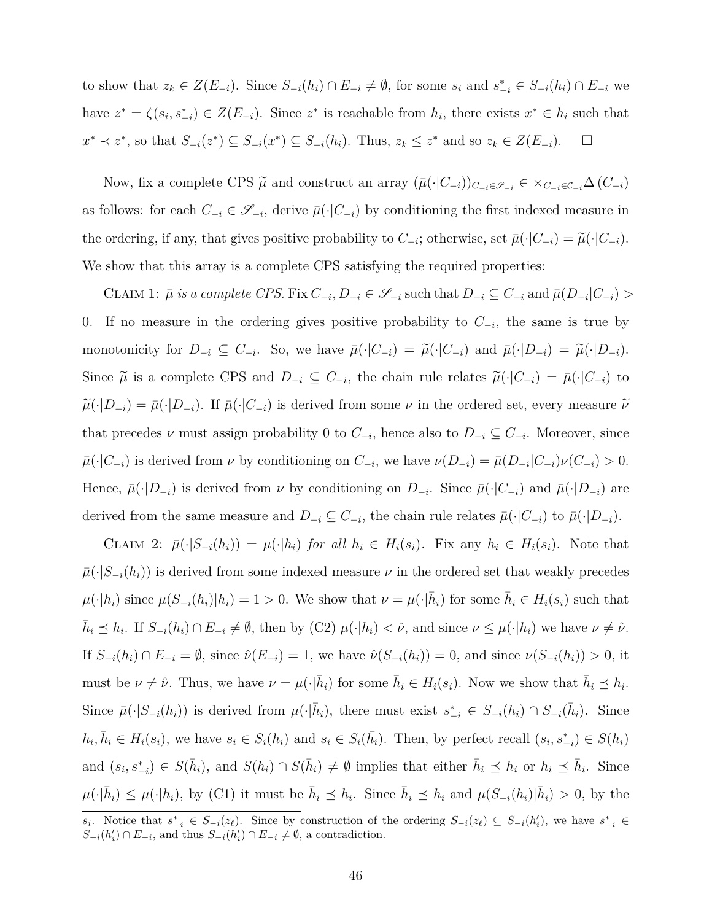to show that $z_k \in Z(E_{-i})$. Since $S_{-i}(h_i) \cap E_{-i} \neq \emptyset$, for some $s_i$ and $s^*_{-i} \in S_{-i}(h_i) \cap E_{-i}$ we have $z^* = \zeta(s_i, s^*_{-i}) \in Z(E_{-i})$. Since $z^*$ is reachable from $h_i$, there exists $x^* \in h_i$ such that $x^* \prec z^*$, so that $S_{-i}(z^*) \subseteq S_{-i}(x^*) \subseteq S_{-i}(h_i)$. Thus, $z_k \leq z^*$ and so $z_k \in Z(E_{-i})$. $\square$

Now, fix a complete CPS $\widetilde{\mu}$ and construct an array $(\bar{\mu}(\cdot|C_{-i}))_{C_{-i} \in \mathscr{S}_{-i}} \in \times_{C_{-i} \in \mathcal{C}_{-i}} \Delta(C_{-i})$ as follows: for each $C_{-i} \in \mathscr{S}_{-i}$, derive $\bar{\mu}(\cdot|C_{-i})$ by conditioning the first indexed measure in the ordering, if any, that gives positive probability to $C_{-i}$; otherwise, set $\bar{\mu}(\cdot|C_{-i}) = \widetilde{\mu}(\cdot|C_{-i})$. We show that this array is a complete CPS satisfying the required properties:

Claim 1: *$\bar{\mu}$ is a complete CPS.* Fix $C_{-i}, D_{-i} \in \mathscr{S}_{-i}$ such that $D_{-i} \subseteq C_{-i}$ and $\bar{\mu}(D_{-i}|C_{-i}) > 0$. If no measure in the ordering gives positive probability to $C_{-i}$, the same is true by monotonicity for $D_{-i} \subseteq C_{-i}$. So, we have $\bar{\mu}(\cdot|C_{-i}) = \widetilde{\mu}(\cdot|C_{-i})$ and $\bar{\mu}(\cdot|D_{-i}) = \widetilde{\mu}(\cdot|D_{-i})$. Since $\widetilde{\mu}$ is a complete CPS and $D_{-i} \subseteq C_{-i}$, the chain rule relates $\widetilde{\mu}(\cdot|C_{-i}) = \bar{\mu}(\cdot|C_{-i})$ to $\widetilde{\mu}(\cdot|D_{-i}) = \bar{\mu}(\cdot|D_{-i})$. If $\bar{\mu}(\cdot|C_{-i})$ is derived from some $\nu$ in the ordered set, every measure $\widetilde{\nu}$ that precedes $\nu$ must assign probability 0 to $C_{-i}$, hence also to $D_{-i} \subseteq C_{-i}$. Moreover, since $\bar{\mu}(\cdot|C_{-i})$ is derived from $\nu$ by conditioning on $C_{-i}$, we have $\nu(D_{-i}) = \bar{\mu}(D_{-i}|C_{-i})\nu(C_{-i}) > 0$. Hence, $\bar{\mu}(\cdot|D_{-i})$ is derived from $\nu$ by conditioning on $D_{-i}$. Since $\bar{\mu}(\cdot|C_{-i})$ and $\bar{\mu}(\cdot|D_{-i})$ are derived from the same measure and $D_{-i} \subseteq C_{-i}$, the chain rule relates $\bar{\mu}(\cdot|C_{-i})$ to $\bar{\mu}(\cdot|D_{-i})$.

Claim 2: *$\bar{\mu}(\cdot|S_{-i}(h_i)) = \mu(\cdot|h_i)$ for all $h_i \in H_i(s_i)$.* Fix any $h_i \in H_i(s_i)$. Note that $\bar{\mu}(\cdot|S_{-i}(h_i))$ is derived from some indexed measure $\nu$ in the ordered set that weakly precedes $\mu(\cdot|h_i)$ since $\mu(S_{-i}(h_i)|h_i) = 1 > 0$. We show that $\nu = \mu(\cdot|\bar{h}_i)$ for some $\bar{h}_i \in H_i(s_i)$ such that $\bar{h}_i \preceq h_i$. If $S_{-i}(h_i) \cap E_{-i} \neq \emptyset$, then by (C2) $\mu(\cdot|h_i) < \hat{\nu}$, and since $\nu \leq \mu(\cdot|h_i)$ we have $\nu \neq \hat{\nu}$. If $S_{-i}(h_i) \cap E_{-i} = \emptyset$, since $\hat{\nu}(E_{-i}) = 1$, we have $\hat{\nu}(S_{-i}(h_i)) = 0$, and since $\nu(S_{-i}(h_i)) > 0$, it must be $\nu \neq \hat{\nu}$. Thus, we have $\nu = \mu(\cdot|\bar{h}_i)$ for some $\bar{h}_i \in H_i(s_i)$. Now we show that $\bar{h}_i \preceq h_i$. Since $\bar{\mu}(\cdot|S_{-i}(h_i))$ is derived from $\mu(\cdot|\bar{h}_i)$, there must exist $s^*_{-i} \in S_{-i}(h_i) \cap S_{-i}(\bar{h}_i)$. Since $h_i, \bar{h}_i \in H_i(s_i)$, we have $s_i \in S_i(h_i)$ and $s_i \in S_i(\bar{h}_i)$. Then, by perfect recall $(s_i, s^*_{-i}) \in S(h_i)$ and $(s_i, s^*_{-i}) \in S(\bar{h}_i)$, and $S(h_i) \cap S(\bar{h}_i) \neq \emptyset$ implies that either $\bar{h}_i \preceq h_i$ or $h_i \preceq \bar{h}_i$. Since $\mu(\cdot|\bar{h}_i) \leq \mu(\cdot|h_i)$, by (C1) it must be $\bar{h}_i \preceq h_i$. Since $\bar{h}_i \preceq h_i$ and $\mu(S_{-i}(h_i)|\bar{h}_i) > 0$, by the

---

$s_i$. Notice that $s^*_{-i} \in S_{-i}(z_\ell)$. Since by construction of the ordering $S_{-i}(z_\ell) \subseteq S_{-i}(h'_i)$, we have $s^*_{-i} \in S_{-i}(h'_i) \cap E_{-i}$, and thus $S_{-i}(h'_i) \cap E_{-i} \neq \emptyset$, a contradiction.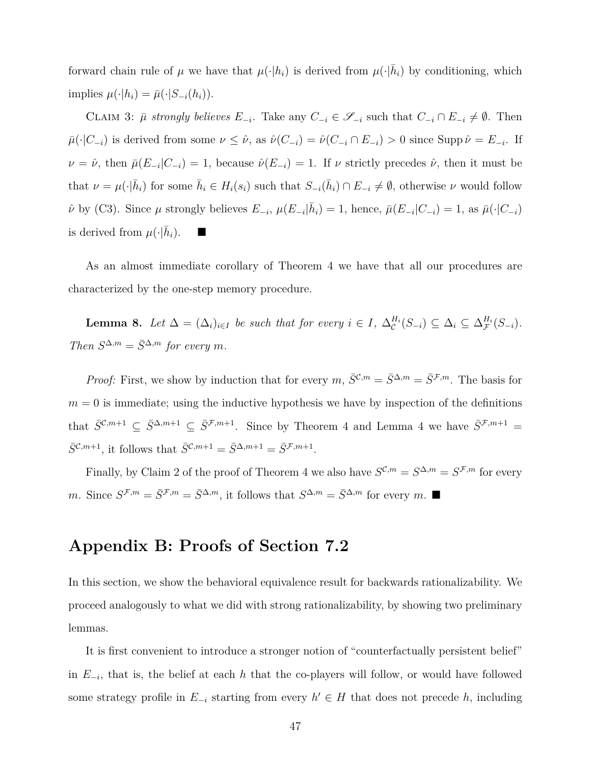forward chain rule of $\mu$ we have that $\mu(\cdot|h_i)$ is derived from $\mu(\cdot|\bar{h}_i)$ by conditioning, which implies $\mu(\cdot|h_i) = \bar{\mu}(\cdot|S_{-i}(h_i))$.

Claim 3: *$\bar{\mu}$ strongly believes $E_{-i}$.* Take any $C_{-i} \in \mathscr{S}_{-i}$ such that $C_{-i} \cap E_{-i} \neq \emptyset$. Then $\bar{\mu}(\cdot|C_{-i})$ is derived from some $\nu \leq \hat{\nu}$, as $\hat{\nu}(C_{-i}) = \hat{\nu}(C_{-i} \cap E_{-i}) > 0$ since $\operatorname{Supp} \hat{\nu} = E_{-i}$. If $\nu = \hat{\nu}$, then $\bar{\mu}(E_{-i}|C_{-i}) = 1$, because $\hat{\nu}(E_{-i}) = 1$. If $\nu$ strictly precedes $\hat{\nu}$, then it must be that $\nu = \mu(\cdot|\bar{h}_i)$ for some $\bar{h}_i \in H_i(s_i)$ such that $S_{-i}(\bar{h}_i) \cap E_{-i} \neq \emptyset$, otherwise $\nu$ would follow $\hat{\nu}$ by (C3). Since $\mu$ strongly believes $E_{-i}$, $\mu(E_{-i}|\bar{h}_i) = 1$, hence, $\bar{\mu}(E_{-i}|C_{-i}) = 1$, as $\bar{\mu}(\cdot|C_{-i})$ is derived from $\mu(\cdot|\bar{h}_i)$. ■

As an almost immediate corollary of Theorem 4 we have that all our procedures are characterized by the one-step memory procedure.

**Lemma 8.** *Let $\Delta = (\Delta_i)_{i \in I}$ be such that for every $i \in I$, $\Delta_{\mathcal{C}}^{H_i}(S_{-i}) \subseteq \Delta_i \subseteq \Delta_{\mathcal{F}}^{H_i}(S_{-i})$. Then $S^{\Delta,m} = \bar{S}^{\Delta,m}$ for every $m$.*

*Proof:* First, we show by induction that for every $m$, $\bar{S}^{\mathcal{C},m} = \bar{S}^{\Delta,m} = \bar{S}^{\mathcal{F},m}$. The basis for $m = 0$ is immediate; using the inductive hypothesis we have by inspection of the definitions that $\bar{S}^{\mathcal{C},m+1} \subseteq \bar{S}^{\Delta,m+1} \subseteq \bar{S}^{\mathcal{F},m+1}$. Since by Theorem 4 and Lemma 4 we have $\bar{S}^{\mathcal{F},m+1} = \bar{S}^{\mathcal{C},m+1}$, it follows that $\bar{S}^{\mathcal{C},m+1} = \bar{S}^{\Delta,m+1} = \bar{S}^{\mathcal{F},m+1}$.

Finally, by Claim 2 of the proof of Theorem 4 we also have $S^{\mathcal{C},m} = S^{\Delta,m} = S^{\mathcal{F},m}$ for every $m$. Since $S^{\mathcal{F},m} = \bar{S}^{\mathcal{F},m} = \bar{S}^{\Delta,m}$, it follows that $S^{\Delta,m} = \bar{S}^{\Delta,m}$ for every $m$. ■

## Appendix B: Proofs of Section 7.2

In this section, we show the behavioral equivalence result for backwards rationalizability. We proceed analogously to what we did with strong rationalizability, by showing two preliminary lemmas.

It is first convenient to introduce a stronger notion of "counterfactually persistent belief" in $E_{-i}$, that is, the belief at each $h$ that the co-players will follow, or would have followed some strategy profile in $E_{-i}$ starting from every $h' \in H$ that does not precede $h$, including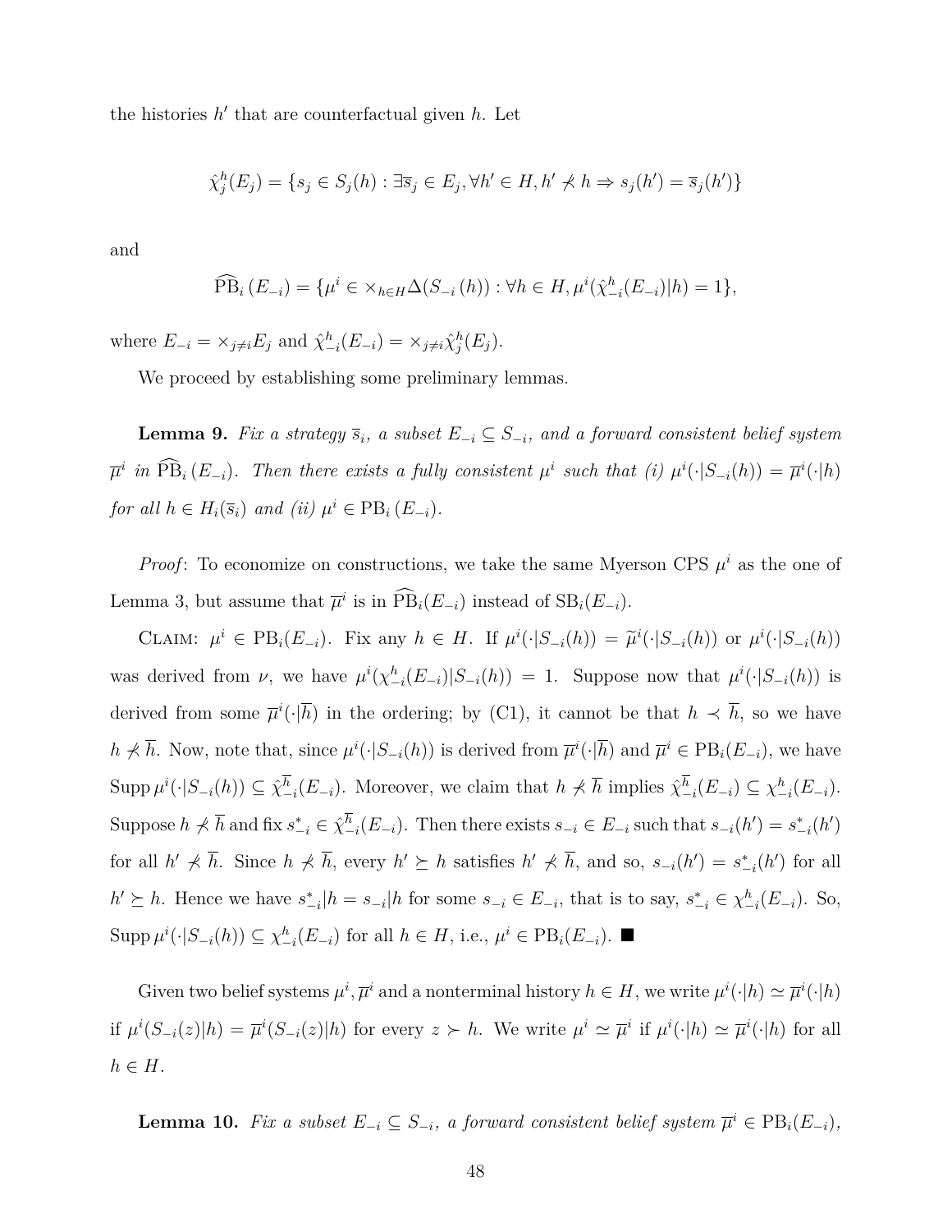the histories $h'$ that are counterfactual given $h$. Let

$$\hat{\chi}_j^h(E_j) = \{s_j \in S_j(h) : \exists \overline{s}_j \in E_j, \forall h' \in H, h' \not\prec h \Rightarrow s_j(h') = \overline{s}_j(h')\}$$

and

$$\widehat{\mathrm{PB}}_i\,(E_{-i}) = \{\mu^i \in \times_{h \in H} \Delta(S_{-i}\,(h)) : \forall h \in H, \mu^i(\hat{\chi}_{-i}^h(E_{-i})|h) = 1\},$$

where $E_{-i} = \times_{j \neq i} E_j$ and $\hat{\chi}_{-i}^h(E_{-i}) = \times_{j \neq i} \hat{\chi}_j^h(E_j)$.

We proceed by establishing some preliminary lemmas.

**Lemma 9.** *Fix a strategy $\overline{s}_i$, a subset $E_{-i} \subseteq S_{-i}$, and a forward consistent belief system $\overline{\mu}^i$ in $\widehat{\mathrm{PB}}_i\,(E_{-i})$. Then there exists a fully consistent $\mu^i$ such that (i) $\mu^i(\cdot|S_{-i}(h)) = \overline{\mu}^i(\cdot|h)$ for all $h \in H_i(\overline{s}_i)$ and (ii) $\mu^i \in \mathrm{PB}_i\,(E_{-i})$.*

*Proof*: To economize on constructions, we take the same Myerson CPS $\mu^i$ as the one of Lemma 3, but assume that $\overline{\mu}^i$ is in $\widehat{\mathrm{PB}}_i(E_{-i})$ instead of $\mathrm{SB}_i(E_{-i})$.

Claim: $\mu^i \in \mathrm{PB}_i(E_{-i})$. Fix any $h \in H$. If $\mu^i(\cdot|S_{-i}(h)) = \widetilde{\mu}^i(\cdot|S_{-i}(h))$ or $\mu^i(\cdot|S_{-i}(h))$ was derived from $\nu$, we have $\mu^i(\chi_{-i}^h(E_{-i})|S_{-i}(h)) = 1$. Suppose now that $\mu^i(\cdot|S_{-i}(h))$ is derived from some $\overline{\mu}^i(\cdot|\overline{h})$ in the ordering; by (C1), it cannot be that $h \prec \overline{h}$, so we have $h \not\prec \overline{h}$. Now, note that, since $\mu^i(\cdot|S_{-i}(h))$ is derived from $\overline{\mu}^i(\cdot|\overline{h})$ and $\overline{\mu}^i \in \mathrm{PB}_i(E_{-i})$, we have $\mathrm{Supp}\,\mu^i(\cdot|S_{-i}(h)) \subseteq \hat{\chi}_{-i}^{\overline{h}}(E_{-i})$. Moreover, we claim that $h \not\prec \overline{h}$ implies $\hat{\chi}_{-i}^{\overline{h}}(E_{-i}) \subseteq \chi_{-i}^h(E_{-i})$. Suppose $h \not\prec \overline{h}$ and fix $s_{-i}^* \in \hat{\chi}_{-i}^{\overline{h}}(E_{-i})$. Then there exists $s_{-i} \in E_{-i}$ such that $s_{-i}(h') = s_{-i}^*(h')$ for all $h' \not\prec \overline{h}$. Since $h \not\prec \overline{h}$, every $h' \succeq h$ satisfies $h' \not\prec \overline{h}$, and so, $s_{-i}(h') = s_{-i}^*(h')$ for all $h' \succeq h$. Hence we have $s_{-i}^*|h = s_{-i}|h$ for some $s_{-i} \in E_{-i}$, that is to say, $s_{-i}^* \in \chi_{-i}^h(E_{-i})$. So, $\mathrm{Supp}\,\mu^i(\cdot|S_{-i}(h)) \subseteq \chi_{-i}^h(E_{-i})$ for all $h \in H$, i.e., $\mu^i \in \mathrm{PB}_i(E_{-i})$. ■

Given two belief systems $\mu^i, \overline{\mu}^i$ and a nonterminal history $h \in H$, we write $\mu^i(\cdot|h) \simeq \overline{\mu}^i(\cdot|h)$ if $\mu^i(S_{-i}(z)|h) = \overline{\mu}^i(S_{-i}(z)|h)$ for every $z \succ h$. We write $\mu^i \simeq \overline{\mu}^i$ if $\mu^i(\cdot|h) \simeq \overline{\mu}^i(\cdot|h)$ for all $h \in H$.

**Lemma 10.** *Fix a subset $E_{-i} \subseteq S_{-i}$, a forward consistent belief system $\overline{\mu}^i \in \mathrm{PB}_i(E_{-i})$,*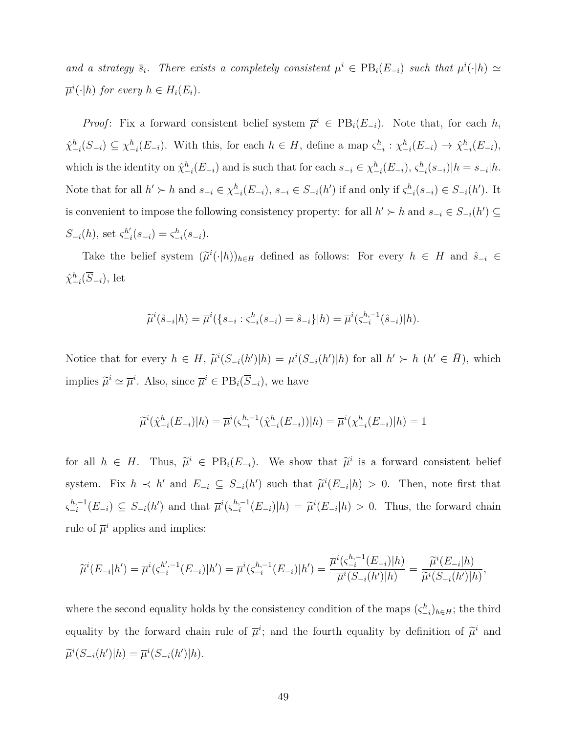*and a strategy* $\bar{s}_i$*. There exists a completely consistent* $\mu^i \in \text{PB}_i(E_{-i})$ *such that* $\mu^i(\cdot|h) \simeq \overline{\mu}^i(\cdot|h)$ *for every* $h \in H_i(E_i)$*.*

*Proof*: Fix a forward consistent belief system $\overline{\mu}^i \in \text{PB}_i(E_{-i})$. Note that, for each $h$, $\hat{\chi}^h_{-i}(\overline{S}_{-i}) \subseteq \chi^h_{-i}(E_{-i})$. With this, for each $h \in H$, define a map $\varsigma^h_{-i} : \chi^h_{-i}(E_{-i}) \to \hat{\chi}^h_{-i}(E_{-i})$, which is the identity on $\hat{\chi}^h_{-i}(E_{-i})$ and is such that for each $s_{-i} \in \chi^h_{-i}(E_{-i})$, $\varsigma^h_{-i}(s_{-i})|h = s_{-i}|h$. Note that for all $h' \succ h$ and $s_{-i} \in \chi^h_{-i}(E_{-i})$, $s_{-i} \in S_{-i}(h')$ if and only if $\varsigma^h_{-i}(s_{-i}) \in S_{-i}(h')$. It is convenient to impose the following consistency property: for all $h' \succ h$ and $s_{-i} \in S_{-i}(h') \subseteq S_{-i}(h)$, set $\varsigma^{h'}_{-i}(s_{-i}) = \varsigma^h_{-i}(s_{-i})$.

Take the belief system $(\widetilde{\mu}^i(\cdot|h))_{h\in H}$ defined as follows: For every $h \in H$ and $\hat{s}_{-i} \in \hat{\chi}^h_{-i}(\overline{S}_{-i})$, let

$$\widetilde{\mu}^i(\hat{s}_{-i}|h) = \overline{\mu}^i(\{s_{-i} : \varsigma^h_{-i}(s_{-i}) = \hat{s}_{-i}\}|h) = \overline{\mu}^i(\varsigma^{h,-1}_{-i}(\hat{s}_{-i})|h).$$

Notice that for every $h \in H$, $\widetilde{\mu}^i(S_{-i}(h')|h) = \overline{\mu}^i(S_{-i}(h')|h)$ for all $h' \succ h$ $(h' \in \bar{H})$, which implies $\widetilde{\mu}^i \simeq \overline{\mu}^i$. Also, since $\overline{\mu}^i \in \text{PB}_i(\overline{S}_{-i})$, we have

$$\widetilde{\mu}^i(\hat{\chi}^h_{-i}(E_{-i})|h) = \overline{\mu}^i(\varsigma^{h,-1}_{-i}(\hat{\chi}^h_{-i}(E_{-i}))|h) = \overline{\mu}^i(\chi^h_{-i}(E_{-i})|h) = 1$$

for all $h \in H$. Thus, $\widetilde{\mu}^i \in \text{PB}_i(E_{-i})$. We show that $\widetilde{\mu}^i$ is a forward consistent belief system. Fix $h \prec h'$ and $E_{-i} \subseteq S_{-i}(h')$ such that $\widetilde{\mu}^i(E_{-i}|h) > 0$. Then, note first that $\varsigma^{h,-1}_{-i}(E_{-i}) \subseteq S_{-i}(h')$ and that $\overline{\mu}^i(\varsigma^{h,-1}_{-i}(E_{-i})|h) = \widetilde{\mu}^i(E_{-i}|h) > 0$. Thus, the forward chain rule of $\overline{\mu}^i$ applies and implies:

$$\widetilde{\mu}^i(E_{-i}|h') = \overline{\mu}^i(\varsigma^{h',-1}_{-i}(E_{-i})|h') = \overline{\mu}^i(\varsigma^{h,-1}_{-i}(E_{-i})|h') = \frac{\overline{\mu}^i(\varsigma^{h,-1}_{-i}(E_{-i})|h)}{\overline{\mu}^i(S_{-i}(h')|h)} = \frac{\widetilde{\mu}^i(E_{-i}|h)}{\widetilde{\mu}^i(S_{-i}(h')|h)},$$

where the second equality holds by the consistency condition of the maps $(\varsigma^h_{-i})_{h\in H}$; the third equality by the forward chain rule of $\overline{\mu}^i$; and the fourth equality by definition of $\widetilde{\mu}^i$ and $\widetilde{\mu}^i(S_{-i}(h')|h) = \overline{\mu}^i(S_{-i}(h')|h)$.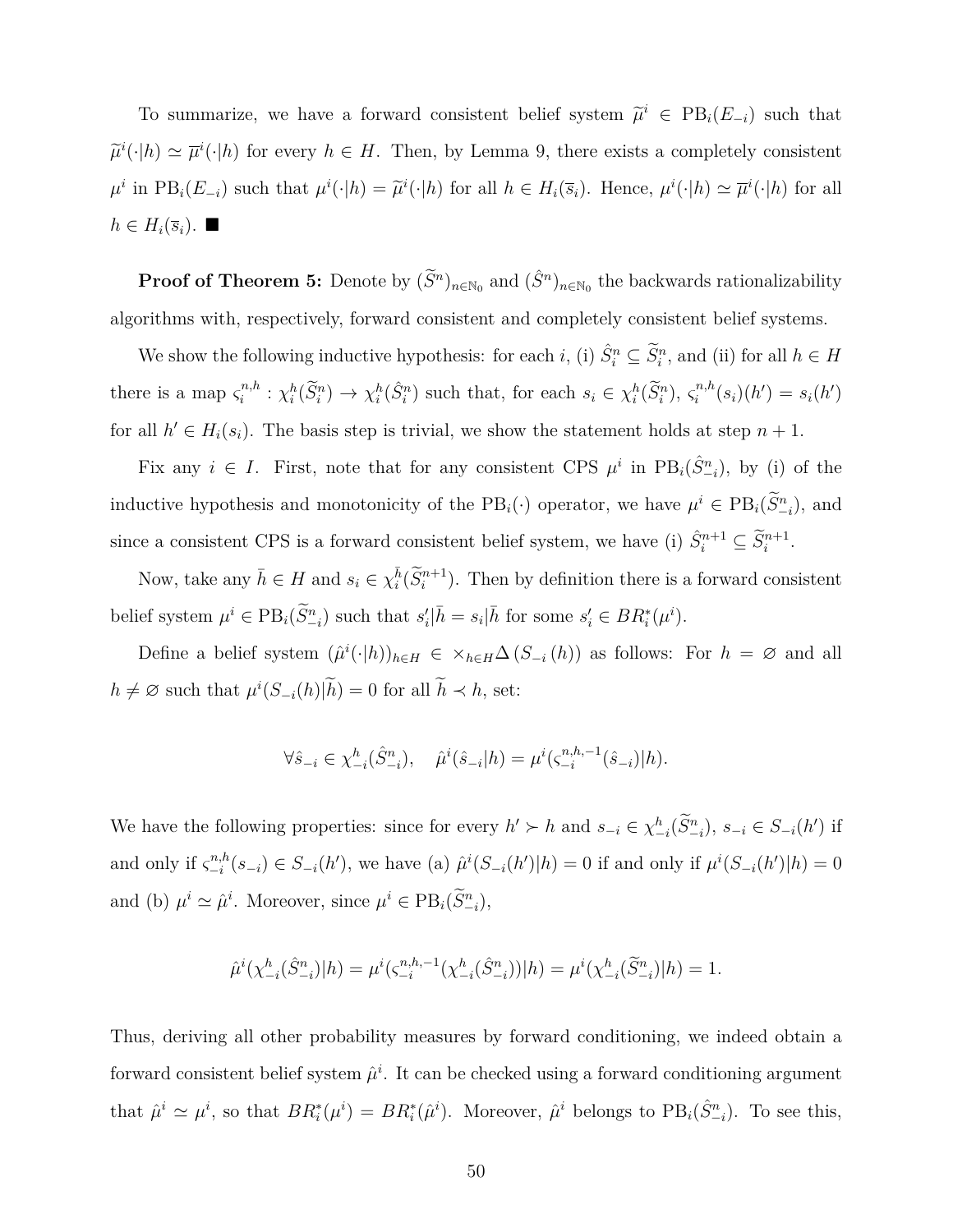To summarize, we have a forward consistent belief system $\widetilde{\mu}^i \in \mathrm{PB}_i(E_{-i})$ such that $\widetilde{\mu}^i(\cdot|h) \simeq \overline{\mu}^i(\cdot|h)$ for every $h \in H$. Then, by Lemma 9, there exists a completely consistent $\mu^i$ in $\mathrm{PB}_i(E_{-i})$ such that $\mu^i(\cdot|h) = \widetilde{\mu}^i(\cdot|h)$ for all $h \in H_i(\overline{s}_i)$. Hence, $\mu^i(\cdot|h) \simeq \overline{\mu}^i(\cdot|h)$ for all $h \in H_i(\overline{s}_i)$. ■

**Proof of Theorem 5:** Denote by $(\widetilde{S}^n)_{n\in\mathbb{N}_0}$ and $(\hat{S}^n)_{n\in\mathbb{N}_0}$ the backwards rationalizability algorithms with, respectively, forward consistent and completely consistent belief systems.

We show the following inductive hypothesis: for each $i$, (i) $\hat{S}^n_i \subseteq \widetilde{S}^n_i$, and (ii) for all $h \in H$ there is a map $\varsigma^{n,h}_i : \chi^h_i(\widetilde{S}^n_i) \to \chi^h_i(\hat{S}^n_i)$ such that, for each $s_i \in \chi^h_i(\widetilde{S}^n_i)$, $\varsigma^{n,h}_i(s_i)(h') = s_i(h')$ for all $h' \in H_i(s_i)$. The basis step is trivial, we show the statement holds at step $n+1$.

Fix any $i \in I$. First, note that for any consistent CPS $\mu^i$ in $\mathrm{PB}_i(\hat{S}^n_{-i})$, by (i) of the inductive hypothesis and monotonicity of the $\mathrm{PB}_i(\cdot)$ operator, we have $\mu^i \in \mathrm{PB}_i(\widetilde{S}^n_{-i})$, and since a consistent CPS is a forward consistent belief system, we have (i) $\hat{S}^{n+1}_i \subseteq \widetilde{S}^{n+1}_i$.

Now, take any $\bar{h} \in H$ and $s_i \in \chi^{\bar{h}}_i(\widetilde{S}^{n+1}_i)$. Then by definition there is a forward consistent belief system $\mu^i \in \mathrm{PB}_i(\widetilde{S}^n_{-i})$ such that $s'_i|\bar{h} = s_i|\bar{h}$ for some $s'_i \in BR^*_i(\mu^i)$.

Define a belief system $(\hat{\mu}^i(\cdot|h))_{h\in H} \in \times_{h\in H}\Delta\left(S_{-i}\left(h\right)\right)$ as follows: For $h = \varnothing$ and all $h \neq \varnothing$ such that $\mu^i(S_{-i}(h)|\widetilde{h}) = 0$ for all $\widetilde{h} \prec h$, set:

$$\forall \hat{s}_{-i} \in \chi^h_{-i}(\hat{S}^n_{-i}), \quad \hat{\mu}^i(\hat{s}_{-i}|h) = \mu^i(\varsigma^{n,h,-1}_{-i}(\hat{s}_{-i})|h).$$

We have the following properties: since for every $h' \succ h$ and $s_{-i} \in \chi^h_{-i}(\widetilde{S}^n_{-i})$, $s_{-i} \in S_{-i}(h')$ if and only if $\varsigma^{n,h}_{-i}(s_{-i}) \in S_{-i}(h')$, we have (a) $\hat{\mu}^i(S_{-i}(h')|h) = 0$ if and only if $\mu^i(S_{-i}(h')|h) = 0$ and (b) $\mu^i \simeq \hat{\mu}^i$. Moreover, since $\mu^i \in \mathrm{PB}_i(\widetilde{S}^n_{-i})$,

$$\hat{\mu}^i(\chi^h_{-i}(\hat{S}^n_{-i})|h) = \mu^i(\varsigma^{n,h,-1}_{-i}(\chi^h_{-i}(\hat{S}^n_{-i}))|h) = \mu^i(\chi^h_{-i}(\widetilde{S}^n_{-i})|h) = 1.$$

Thus, deriving all other probability measures by forward conditioning, we indeed obtain a forward consistent belief system $\hat{\mu}^i$. It can be checked using a forward conditioning argument that $\hat{\mu}^i \simeq \mu^i$, so that $BR^*_i(\mu^i) = BR^*_i(\hat{\mu}^i)$. Moreover, $\hat{\mu}^i$ belongs to $\mathrm{PB}_i(\hat{S}^n_{-i})$. To see this,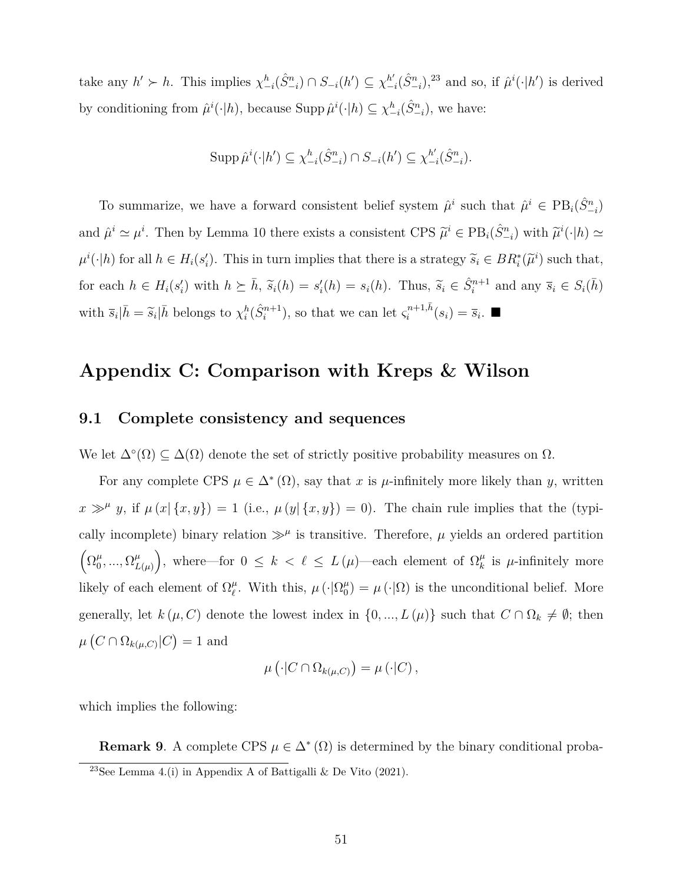take any $h' \succ h$. This implies $\chi^h_{-i}(\hat{S}^n_{-i}) \cap S_{-i}(h') \subseteq \chi^{h'}_{-i}(\hat{S}^n_{-i})$,[23] and so, if $\hat{\mu}^i(\cdot|h')$ is derived by conditioning from $\hat{\mu}^i(\cdot|h)$, because $\operatorname{Supp} \hat{\mu}^i(\cdot|h) \subseteq \chi^h_{-i}(\hat{S}^n_{-i})$, we have:

$$\operatorname{Supp} \hat{\mu}^i(\cdot|h') \subseteq \chi^h_{-i}(\hat{S}^n_{-i}) \cap S_{-i}(h') \subseteq \chi^{h'}_{-i}(\hat{S}^n_{-i}).$$

To summarize, we have a forward consistent belief system $\hat{\mu}^i$ such that $\hat{\mu}^i \in \mathrm{PB}_i(\hat{S}^n_{-i})$ and $\hat{\mu}^i \simeq \mu^i$. Then by Lemma 10 there exists a consistent CPS $\widetilde{\mu}^i \in \mathrm{PB}_i(\hat{S}^n_{-i})$ with $\widetilde{\mu}^i(\cdot|h) \simeq \mu^i(\cdot|h)$ for all $h \in H_i(s'_i)$. This in turn implies that there is a strategy $\widetilde{s}_i \in BR^*_i(\widetilde{\mu}^i)$ such that, for each $h \in H_i(s'_i)$ with $h \succeq \bar{h}$, $\widetilde{s}_i(h) = s'_i(h) = s_i(h)$. Thus, $\widetilde{s}_i \in \hat{S}^{n+1}_i$ and any $\overline{s}_i \in S_i(\bar{h})$ with $\overline{s}_i|\bar{h} = \widetilde{s}_i|\bar{h}$ belongs to $\chi^h_i(\hat{S}^{n+1}_i)$, so that we can let $\varsigma^{n+1,\bar{h}}_i(s_i) = \overline{s}_i$. ■

# Appendix C: Comparison with Kreps & Wilson

## 9.1 Complete consistency and sequences

We let $\Delta^\circ(\Omega) \subseteq \Delta(\Omega)$ denote the set of strictly positive probability measures on $\Omega$.

For any complete CPS $\mu \in \Delta^*(\Omega)$, say that $x$ is $\mu$-infinitely more likely than $y$, written $x \gg^\mu y$, if $\mu(x|\{x,y\}) = 1$ (i.e., $\mu(y|\{x,y\}) = 0$). The chain rule implies that the (typically incomplete) binary relation $\gg^\mu$ is transitive. Therefore, $\mu$ yields an ordered partition $\left(\Omega^\mu_0, ..., \Omega^\mu_{L(\mu)}\right)$, where—for $0 \leq k < \ell \leq L(\mu)$—each element of $\Omega^\mu_k$ is $\mu$-infinitely more likely of each element of $\Omega^\mu_\ell$. With this, $\mu(\cdot|\Omega^\mu_0) = \mu(\cdot|\Omega)$ is the unconditional belief. More generally, let $k(\mu, C)$ denote the lowest index in $\{0, ..., L(\mu)\}$ such that $C \cap \Omega_k \neq \emptyset$; then $\mu\left(C \cap \Omega_{k(\mu,C)}|C\right) = 1$ and

$$\mu\left(\cdot|C \cap \Omega_{k(\mu,C)}\right) = \mu(\cdot|C),$$

which implies the following:

**Remark 9**. A complete CPS $\mu \in \Delta^*(\Omega)$ is determined by the binary conditional proba-

[23] See Lemma 4.(i) in Appendix A of Battigalli & De Vito (2021).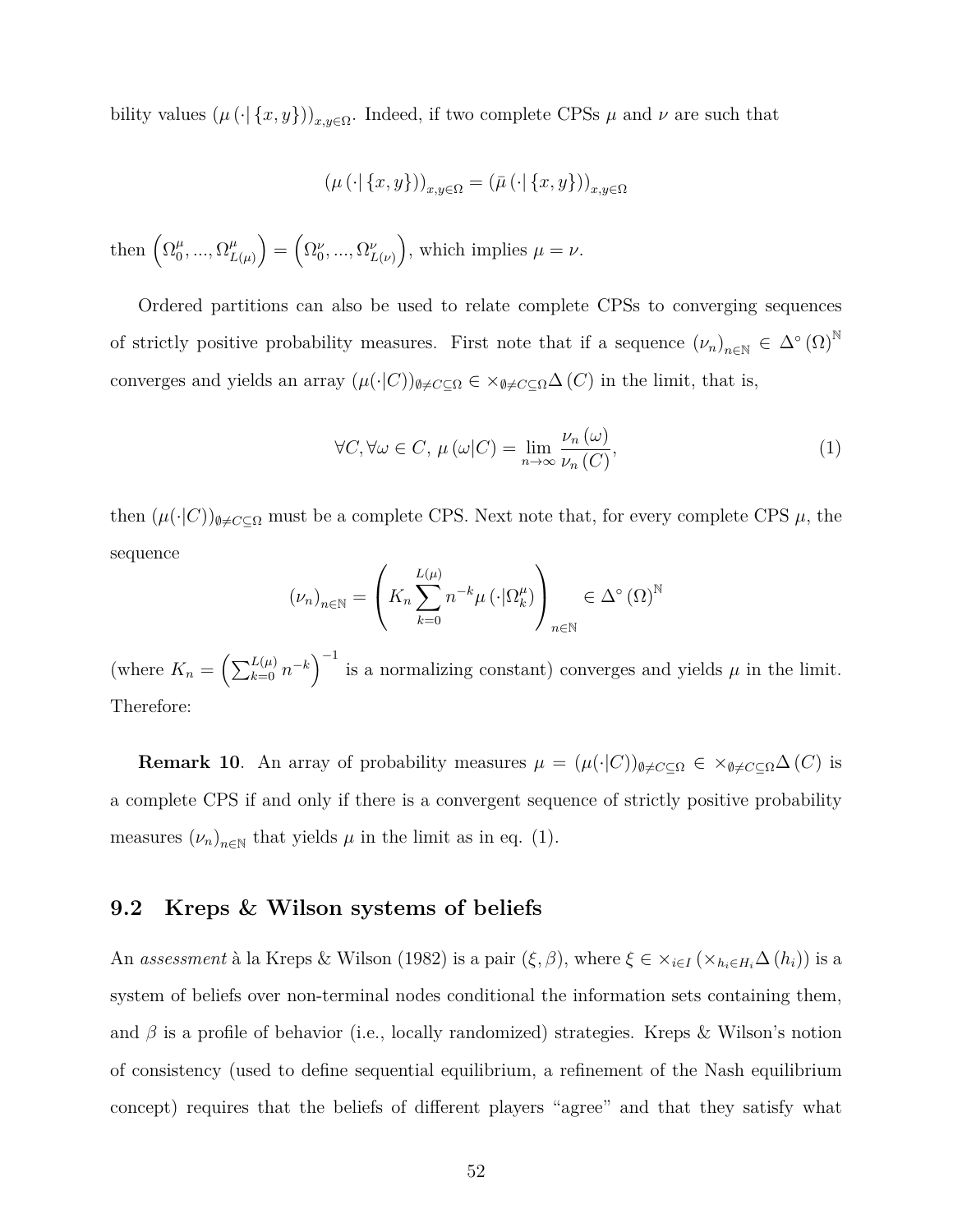bility values $(\mu(\cdot|\{x,y\}))_{x,y\in\Omega}$. Indeed, if two complete CPSs $\mu$ and $\nu$ are such that

$$(\mu(\cdot|\{x,y\}))_{x,y\in\Omega} = (\bar{\mu}(\cdot|\{x,y\}))_{x,y\in\Omega}$$

then $\left(\Omega_0^\mu, ..., \Omega_{L(\mu)}^\mu\right) = \left(\Omega_0^\nu, ..., \Omega_{L(\nu)}^\nu\right)$, which implies $\mu = \nu$.

Ordered partitions can also be used to relate complete CPSs to converging sequences of strictly positive probability measures. First note that if a sequence $(\nu_n)_{n\in\mathbb{N}} \in \Delta^\circ(\Omega)^{\mathbb{N}}$ converges and yields an array $(\mu(\cdot|C))_{\emptyset\neq C\subseteq\Omega} \in \times_{\emptyset\neq C\subseteq\Omega}\Delta(C)$ in the limit, that is,

$$\forall C, \forall\omega\in C,\ \mu(\omega|C) = \lim_{n\to\infty}\frac{\nu_n(\omega)}{\nu_n(C)}, \tag{1}$$

then $(\mu(\cdot|C))_{\emptyset\neq C\subseteq\Omega}$ must be a complete CPS. Next note that, for every complete CPS $\mu$, the sequence

$$(\nu_n)_{n\in\mathbb{N}} = \left(K_n\sum_{k=0}^{L(\mu)} n^{-k}\mu\left(\cdot|\Omega_k^\mu\right)\right)_{n\in\mathbb{N}} \in \Delta^\circ(\Omega)^{\mathbb{N}}$$

(where $K_n = \left(\sum_{k=0}^{L(\mu)} n^{-k}\right)^{-1}$ is a normalizing constant) converges and yields $\mu$ in the limit. Therefore:

**Remark 10**. An array of probability measures $\mu = (\mu(\cdot|C))_{\emptyset\neq C\subseteq\Omega} \in \times_{\emptyset\neq C\subseteq\Omega}\Delta(C)$ is a complete CPS if and only if there is a convergent sequence of strictly positive probability measures $(\nu_n)_{n\in\mathbb{N}}$ that yields $\mu$ in the limit as in eq. (1).

### 9.2 Kreps & Wilson systems of beliefs

An *assessment* à la Kreps & Wilson (1982) is a pair $(\xi, \beta)$, where $\xi \in \times_{i\in I}\left(\times_{h_i\in H_i}\Delta(h_i)\right)$ is a system of beliefs over non-terminal nodes conditional the information sets containing them, and $\beta$ is a profile of behavior (i.e., locally randomized) strategies. Kreps & Wilson's notion of consistency (used to define sequential equilibrium, a refinement of the Nash equilibrium concept) requires that the beliefs of different players "agree" and that they satisfy what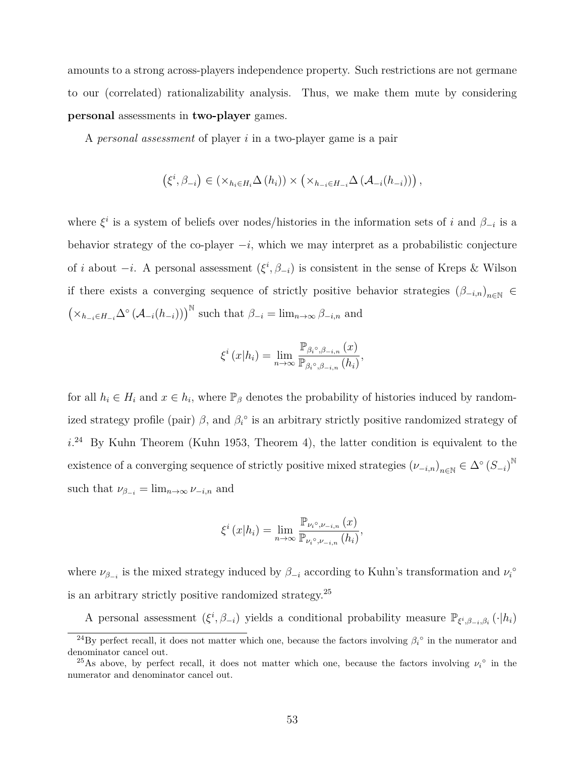amounts to a strong across-players independence property. Such restrictions are not germane to our (correlated) rationalizability analysis. Thus, we make them mute by considering **personal** assessments in **two-player** games.

A *personal assessment* of player $i$ in a two-player game is a pair

$$\left(\xi^i, \beta_{-i}\right) \in \left(\times_{h_i \in H_i} \Delta\left(h_i\right)\right) \times \left(\times_{h_{-i} \in H_{-i}} \Delta\left(\mathcal{A}_{-i}(h_{-i})\right)\right),$$

where $\xi^i$ is a system of beliefs over nodes/histories in the information sets of $i$ and $\beta_{-i}$ is a behavior strategy of the co-player $-i$, which we may interpret as a probabilistic conjecture of $i$ about $-i$. A personal assessment $(\xi^i, \beta_{-i})$ is consistent in the sense of Kreps & Wilson if there exists a converging sequence of strictly positive behavior strategies $\left(\beta_{-i,n}\right)_{n\in\mathbb{N}} \in \left(\times_{h_{-i} \in H_{-i}} \Delta^\circ\left(\mathcal{A}_{-i}(h_{-i})\right)\right)^{\mathbb{N}}$ such that $\beta_{-i} = \lim_{n\to\infty} \beta_{-i,n}$ and

$$\xi^i\left(x|h_i\right) = \lim_{n\to\infty} \frac{\mathbb{P}_{\beta_i{}^\circ, \beta_{-i,n}}\left(x\right)}{\mathbb{P}_{\beta_i{}^\circ, \beta_{-i,n}}\left(h_i\right)},$$

for all $h_i \in H_i$ and $x \in h_i$, where $\mathbb{P}_\beta$ denotes the probability of histories induced by randomized strategy profile (pair) $\beta$, and $\beta_i{}^\circ$ is an arbitrary strictly positive randomized strategy of $i$.[24] By Kuhn Theorem (Kuhn 1953, Theorem 4), the latter condition is equivalent to the existence of a converging sequence of strictly positive mixed strategies $\left(\nu_{-i,n}\right)_{n\in\mathbb{N}} \in \Delta^\circ\left(S_{-i}\right)^{\mathbb{N}}$ such that $\nu_{\beta_{-i}} = \lim_{n\to\infty} \nu_{-i,n}$ and

$$\xi^i\left(x|h_i\right) = \lim_{n\to\infty} \frac{\mathbb{P}_{\nu_i{}^\circ, \nu_{-i,n}}\left(x\right)}{\mathbb{P}_{\nu_i{}^\circ, \nu_{-i,n}}\left(h_i\right)},$$

where $\nu_{\beta_{-i}}$ is the mixed strategy induced by $\beta_{-i}$ according to Kuhn's transformation and $\nu_i{}^\circ$ is an arbitrary strictly positive randomized strategy.[25]

A personal assessment $(\xi^i, \beta_{-i})$ yields a conditional probability measure $\mathbb{P}_{\xi^i, \beta_{-i}, \beta_i}\left(\cdot|h_i\right)$

---

[24] By perfect recall, it does not matter which one, because the factors involving $\beta_i{}^\circ$ in the numerator and denominator cancel out.

[25] As above, by perfect recall, it does not matter which one, because the factors involving $\nu_i{}^\circ$ in the numerator and denominator cancel out.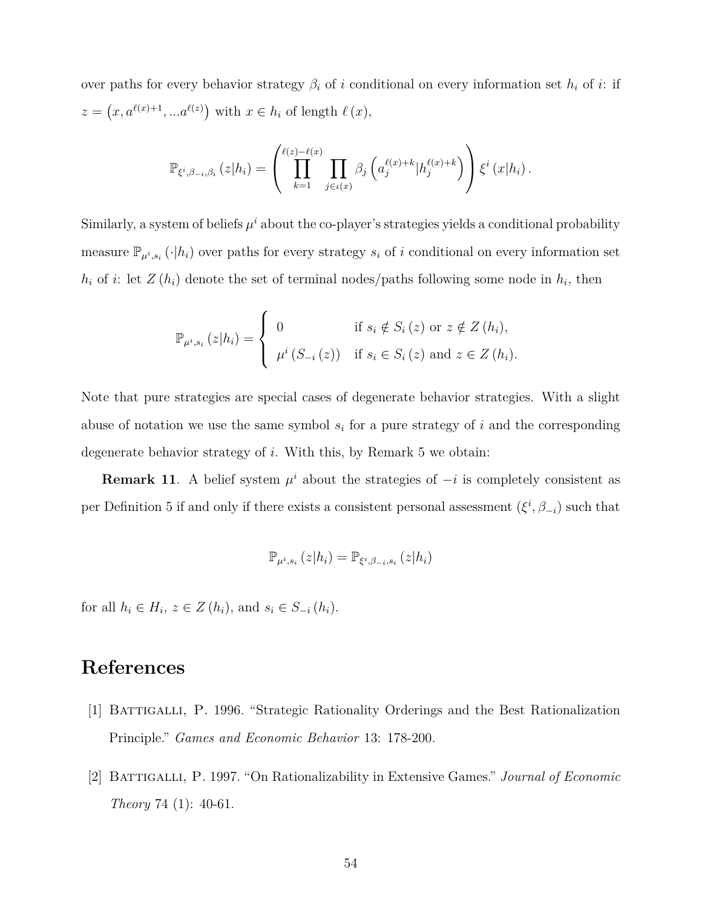over paths for every behavior strategy $\beta_i$ of $i$ conditional on every information set $h_i$ of $i$: if $z = \left(x, a^{\ell(x)+1}, ...a^{\ell(z)}\right)$ with $x \in h_i$ of length $\ell(x)$,

$$\mathbb{P}_{\xi^i,\beta_{-i},\beta_i}(z|h_i) = \left(\prod_{k=1}^{\ell(z)-\ell(x)} \prod_{j \in \iota(x)} \beta_j\left(a_j^{\ell(x)+k}|h_j^{\ell(x)+k}\right)\right)\xi^i(x|h_i).$$

Similarly, a system of beliefs $\mu^i$ about the co-player's strategies yields a conditional probability measure $\mathbb{P}_{\mu^i,s_i}(\cdot|h_i)$ over paths for every strategy $s_i$ of $i$ conditional on every information set $h_i$ of $i$: let $Z(h_i)$ denote the set of terminal nodes/paths following some node in $h_i$, then

$$\mathbb{P}_{\mu^i,s_i}(z|h_i) = \begin{cases} 0 & \text{if } s_i \notin S_i(z) \text{ or } z \notin Z(h_i), \\ \mu^i(S_{-i}(z)) & \text{if } s_i \in S_i(z) \text{ and } z \in Z(h_i). \end{cases}$$

Note that pure strategies are special cases of degenerate behavior strategies. With a slight abuse of notation we use the same symbol $s_i$ for a pure strategy of $i$ and the corresponding degenerate behavior strategy of $i$. With this, by Remark 5 we obtain:

**Remark 11**. A belief system $\mu^i$ about the strategies of $-i$ is completely consistent as per Definition 5 if and only if there exists a consistent personal assessment $(\xi^i, \beta_{-i})$ such that

$$\mathbb{P}_{\mu^i,s_i}(z|h_i) = \mathbb{P}_{\xi^i,\beta_{-i},s_i}(z|h_i)$$

for all $h_i \in H_i$, $z \in Z(h_i)$, and $s_i \in S_{-i}(h_i)$.

# References

[1] Battigalli, P. 1996. "Strategic Rationality Orderings and the Best Rationalization Principle." *Games and Economic Behavior* 13: 178-200.

[2] Battigalli, P. 1997. "On Rationalizability in Extensive Games." *Journal of Economic Theory* 74 (1): 40-61.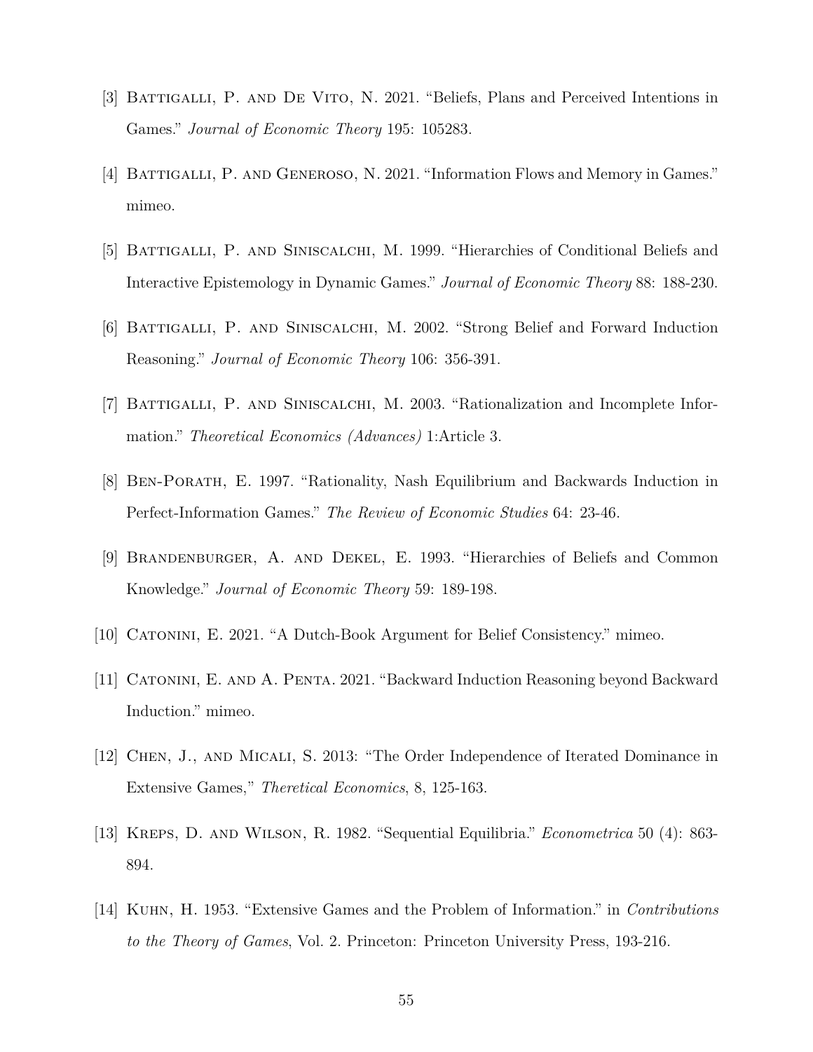[3] Battigalli, P. and De Vito, N. 2021. "Beliefs, Plans and Perceived Intentions in Games." *Journal of Economic Theory* 195: 105283.

[4] Battigalli, P. and Generoso, N. 2021. "Information Flows and Memory in Games." mimeo.

[5] Battigalli, P. and Siniscalchi, M. 1999. "Hierarchies of Conditional Beliefs and Interactive Epistemology in Dynamic Games." *Journal of Economic Theory* 88: 188-230.

[6] Battigalli, P. and Siniscalchi, M. 2002. "Strong Belief and Forward Induction Reasoning." *Journal of Economic Theory* 106: 356-391.

[7] Battigalli, P. and Siniscalchi, M. 2003. "Rationalization and Incomplete Information." *Theoretical Economics (Advances)* 1:Article 3.

[8] Ben-Porath, E. 1997. "Rationality, Nash Equilibrium and Backwards Induction in Perfect-Information Games." *The Review of Economic Studies* 64: 23-46.

[9] Brandenburger, A. and Dekel, E. 1993. "Hierarchies of Beliefs and Common Knowledge." *Journal of Economic Theory* 59: 189-198.

[10] Catonini, E. 2021. "A Dutch-Book Argument for Belief Consistency." mimeo.

[11] Catonini, E. and A. Penta. 2021. "Backward Induction Reasoning beyond Backward Induction." mimeo.

[12] Chen, J., and Micali, S. 2013: "The Order Independence of Iterated Dominance in Extensive Games," *Theretical Economics*, 8, 125-163.

[13] Kreps, D. and Wilson, R. 1982. "Sequential Equilibria." *Econometrica* 50 (4): 863-894.

[14] Kuhn, H. 1953. "Extensive Games and the Problem of Information." in *Contributions to the Theory of Games*, Vol. 2. Princeton: Princeton University Press, 193-216.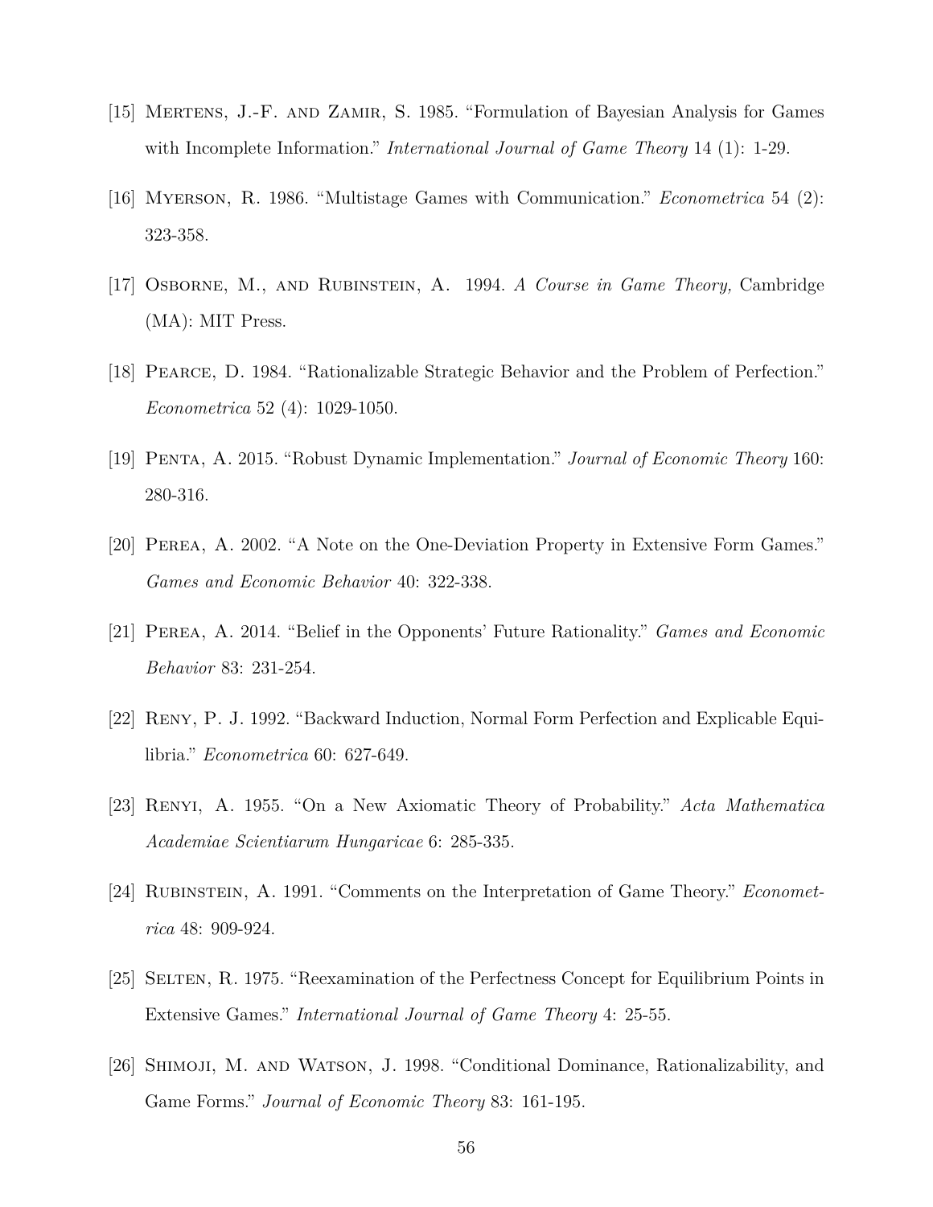[15] Mertens, J.-F. and Zamir, S. 1985. "Formulation of Bayesian Analysis for Games with Incomplete Information." *International Journal of Game Theory* 14 (1): 1-29.

[16] Myerson, R. 1986. "Multistage Games with Communication." *Econometrica* 54 (2): 323-358.

[17] Osborne, M., and Rubinstein, A. 1994. *A Course in Game Theory,* Cambridge (MA): MIT Press.

[18] Pearce, D. 1984. "Rationalizable Strategic Behavior and the Problem of Perfection." *Econometrica* 52 (4): 1029-1050.

[19] Penta, A. 2015. "Robust Dynamic Implementation." *Journal of Economic Theory* 160: 280-316.

[20] Perea, A. 2002. "A Note on the One-Deviation Property in Extensive Form Games." *Games and Economic Behavior* 40: 322-338.

[21] Perea, A. 2014. "Belief in the Opponents' Future Rationality." *Games and Economic Behavior* 83: 231-254.

[22] Reny, P. J. 1992. "Backward Induction, Normal Form Perfection and Explicable Equilibria." *Econometrica* 60: 627-649.

[23] Renyi, A. 1955. "On a New Axiomatic Theory of Probability." *Acta Mathematica Academiae Scientiarum Hungaricae* 6: 285-335.

[24] Rubinstein, A. 1991. "Comments on the Interpretation of Game Theory." *Econometrica* 48: 909-924.

[25] Selten, R. 1975. "Reexamination of the Perfectness Concept for Equilibrium Points in Extensive Games." *International Journal of Game Theory* 4: 25-55.

[26] Shimoji, M. and Watson, J. 1998. "Conditional Dominance, Rationalizability, and Game Forms." *Journal of Economic Theory* 83: 161-195.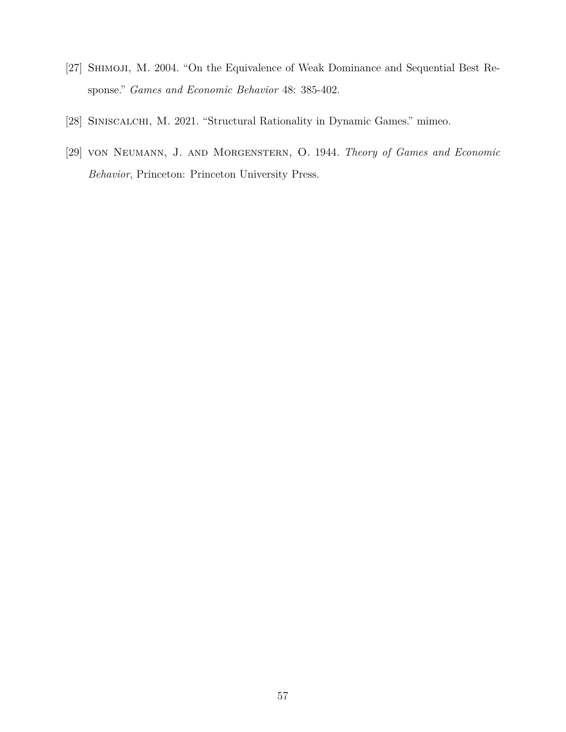[27] Shimoji, M. 2004. "On the Equivalence of Weak Dominance and Sequential Best Response." *Games and Economic Behavior* 48: 385-402.

[28] Siniscalchi, M. 2021. "Structural Rationality in Dynamic Games." mimeo.

[29] von Neumann, J. and Morgenstern, O. 1944. *Theory of Games and Economic Behavior*, Princeton: Princeton University Press.